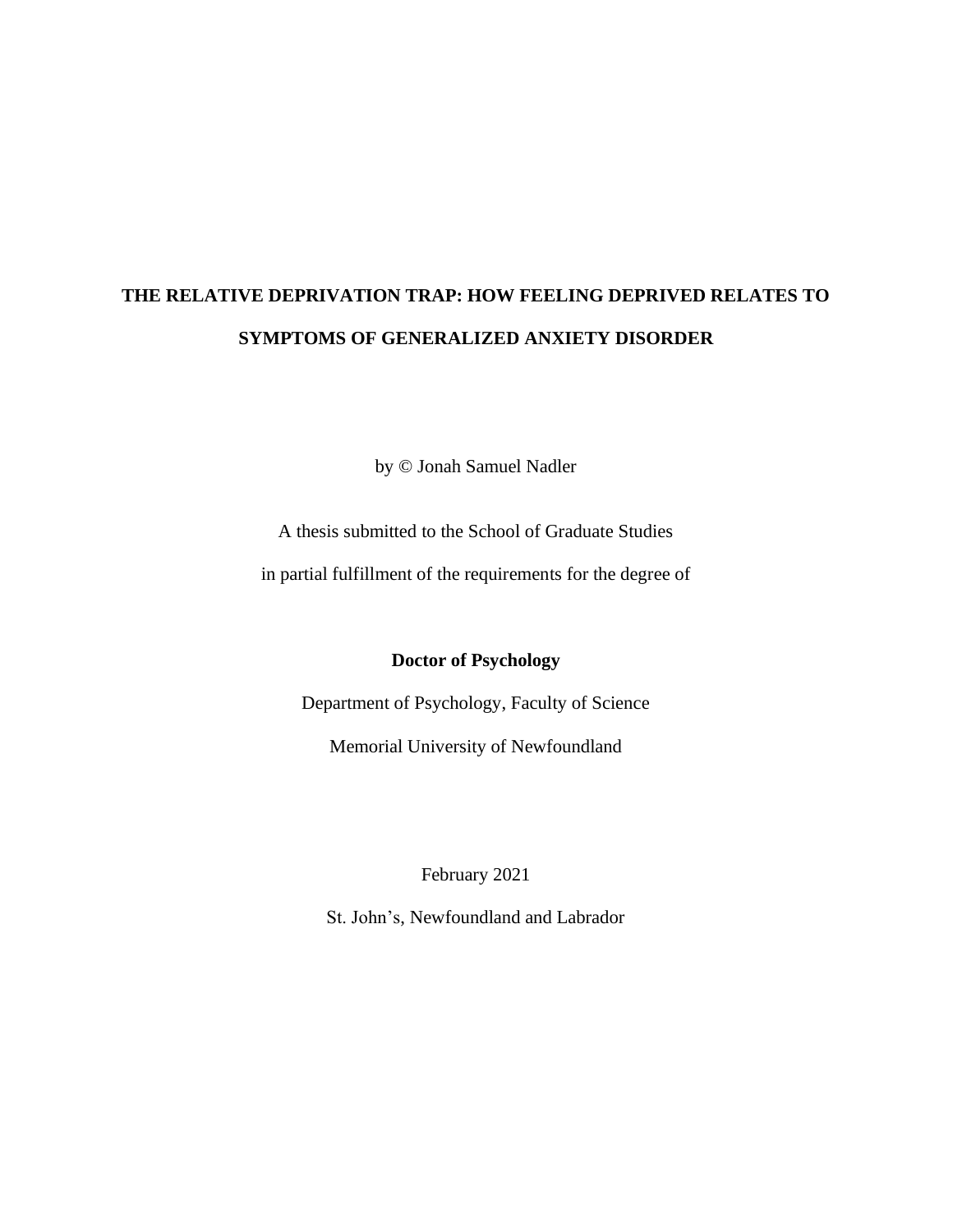# THE RELATIVE DEPRIVATION TRAP: HOW FEELING DEPRIVED RELATES TO SYMPTOMS OF GENERALIZED ANXIETY DISORDER

by © Jonah Samuel Nadler

A thesis submitted to the School of Graduate Studies

in partial fulfillment of the requirements for the degree of

**Doctor of Psychology**

Department of Psychology, Faculty of Science

Memorial University of Newfoundland

February 2021

St. John's, Newfoundland and Labrador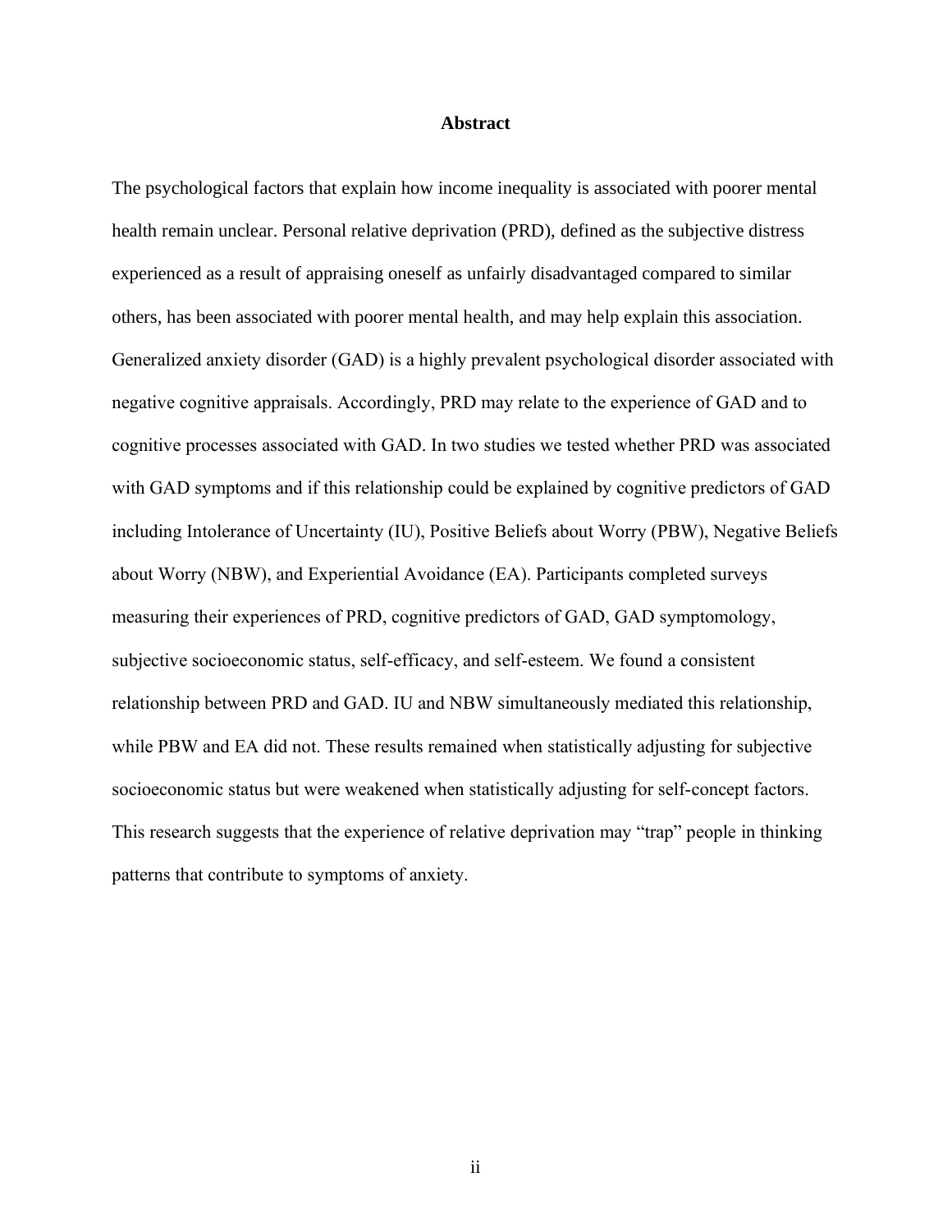# Abstract

The psychological factors that explain how income inequality is associated with poorer mental health remain unclear. Personal relative deprivation (PRD), defined as the subjective distress experienced as a result of appraising oneself as unfairly disadvantaged compared to similar others, has been associated with poorer mental health, and may help explain this association. Generalized anxiety disorder (GAD) is a highly prevalent psychological disorder associated with negative cognitive appraisals. Accordingly, PRD may relate to the experience of GAD and to cognitive processes associated with GAD. In two studies we tested whether PRD was associated with GAD symptoms and if this relationship could be explained by cognitive predictors of GAD including Intolerance of Uncertainty (IU), Positive Beliefs about Worry (PBW), Negative Beliefs about Worry (NBW), and Experiential Avoidance (EA). Participants completed surveys measuring their experiences of PRD, cognitive predictors of GAD, GAD symptomology, subjective socioeconomic status, self-efficacy, and self-esteem. We found a consistent relationship between PRD and GAD. IU and NBW simultaneously mediated this relationship, while PBW and EA did not. These results remained when statistically adjusting for subjective socioeconomic status but were weakened when statistically adjusting for self-concept factors. This research suggests that the experience of relative deprivation may "trap" people in thinking patterns that contribute to symptoms of anxiety.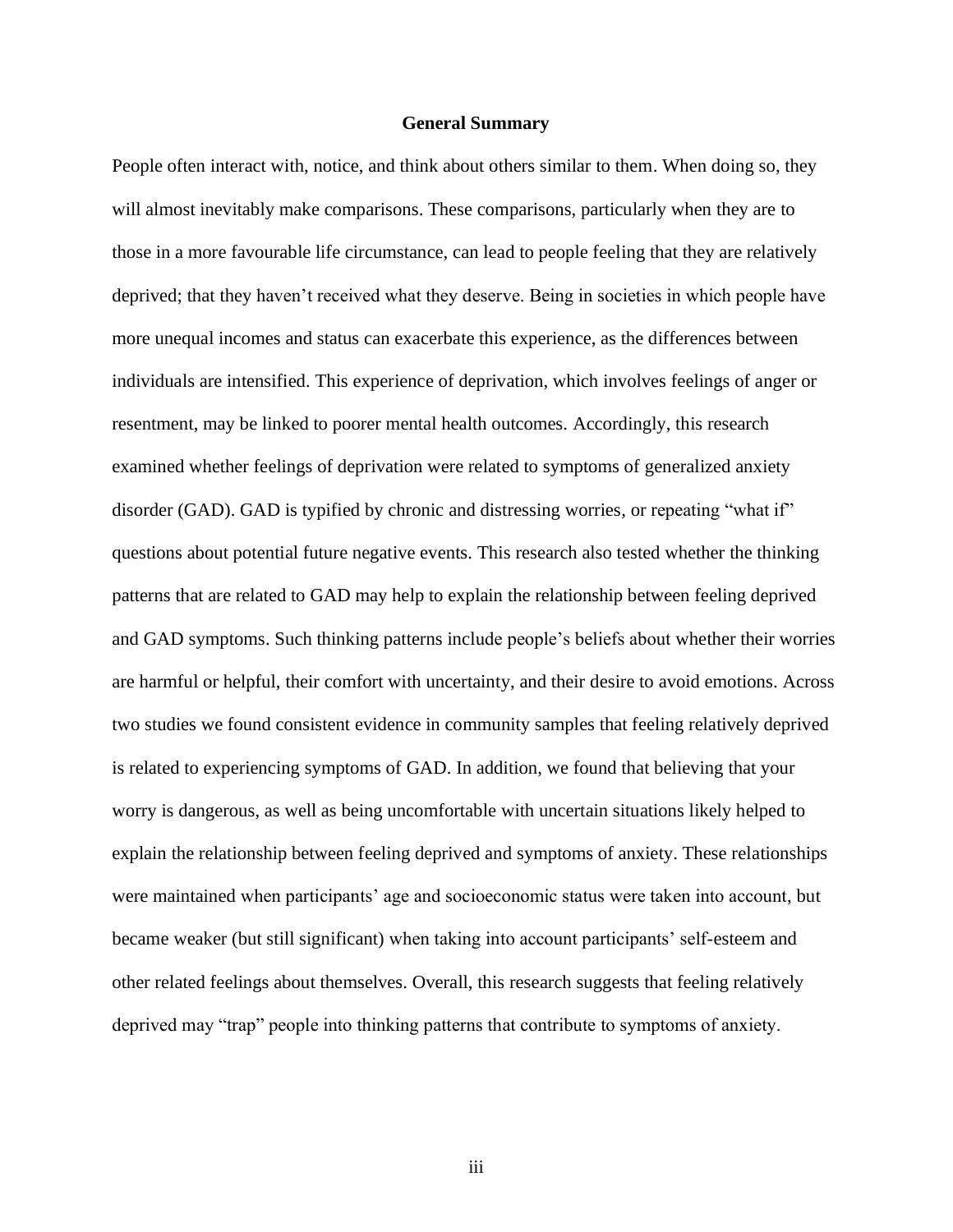# General Summary

People often interact with, notice, and think about others similar to them. When doing so, they will almost inevitably make comparisons. These comparisons, particularly when they are to those in a more favourable life circumstance, can lead to people feeling that they are relatively deprived; that they haven't received what they deserve. Being in societies in which people have more unequal incomes and status can exacerbate this experience, as the differences between individuals are intensified. This experience of deprivation, which involves feelings of anger or resentment, may be linked to poorer mental health outcomes. Accordingly, this research examined whether feelings of deprivation were related to symptoms of generalized anxiety disorder (GAD). GAD is typified by chronic and distressing worries, or repeating "what if" questions about potential future negative events. This research also tested whether the thinking patterns that are related to GAD may help to explain the relationship between feeling deprived and GAD symptoms. Such thinking patterns include people's beliefs about whether their worries are harmful or helpful, their comfort with uncertainty, and their desire to avoid emotions. Across two studies we found consistent evidence in community samples that feeling relatively deprived is related to experiencing symptoms of GAD. In addition, we found that believing that your worry is dangerous, as well as being uncomfortable with uncertain situations likely helped to explain the relationship between feeling deprived and symptoms of anxiety. These relationships were maintained when participants' age and socioeconomic status were taken into account, but became weaker (but still significant) when taking into account participants' self-esteem and other related feelings about themselves. Overall, this research suggests that feeling relatively deprived may "trap" people into thinking patterns that contribute to symptoms of anxiety.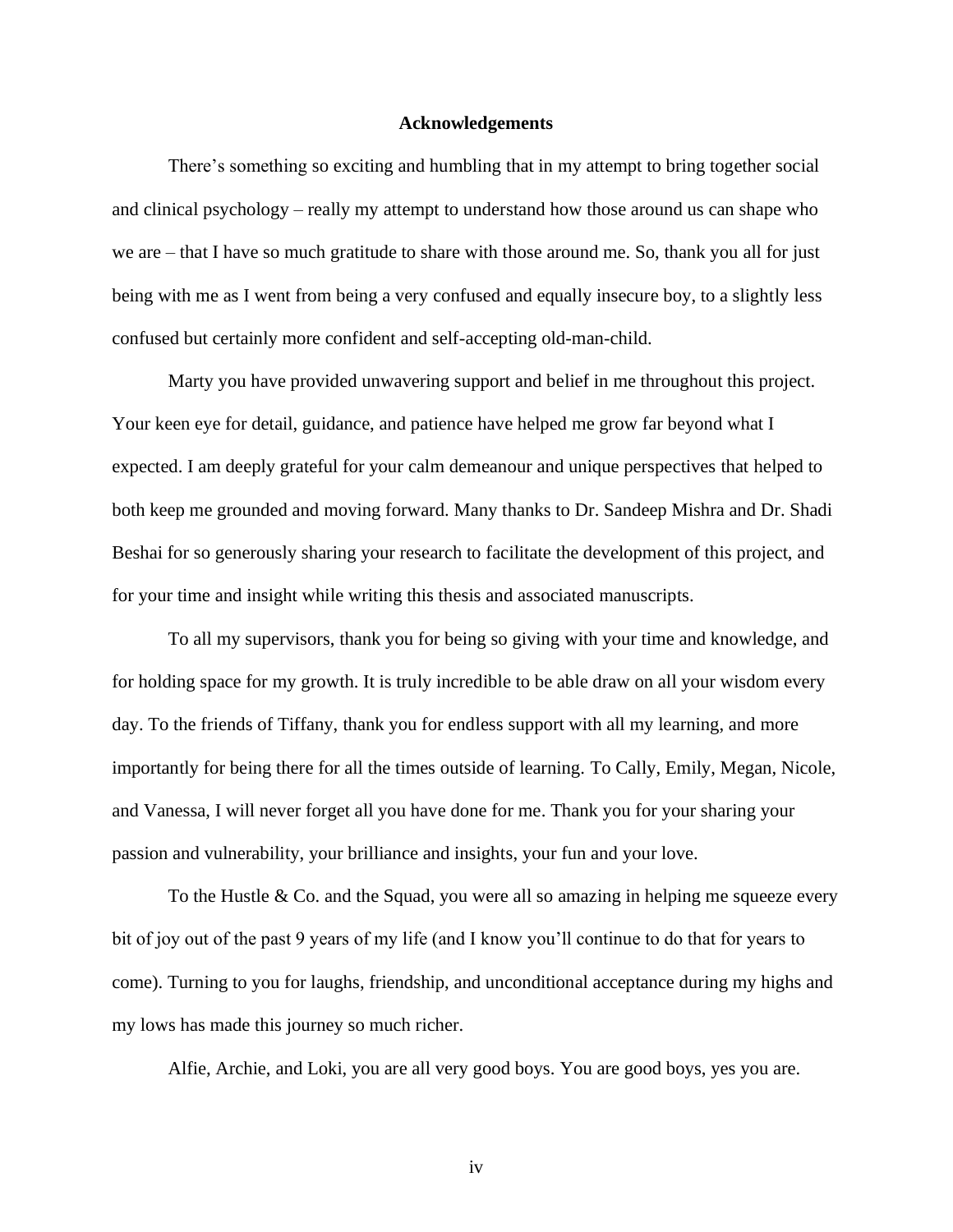# Acknowledgements

There's something so exciting and humbling that in my attempt to bring together social and clinical psychology – really my attempt to understand how those around us can shape who we are – that I have so much gratitude to share with those around me. So, thank you all for just being with me as I went from being a very confused and equally insecure boy, to a slightly less confused but certainly more confident and self-accepting old-man-child.

Marty you have provided unwavering support and belief in me throughout this project. Your keen eye for detail, guidance, and patience have helped me grow far beyond what I expected. I am deeply grateful for your calm demeanour and unique perspectives that helped to both keep me grounded and moving forward. Many thanks to Dr. Sandeep Mishra and Dr. Shadi Beshai for so generously sharing your research to facilitate the development of this project, and for your time and insight while writing this thesis and associated manuscripts.

To all my supervisors, thank you for being so giving with your time and knowledge, and for holding space for my growth. It is truly incredible to be able draw on all your wisdom every day. To the friends of Tiffany, thank you for endless support with all my learning, and more importantly for being there for all the times outside of learning. To Cally, Emily, Megan, Nicole, and Vanessa, I will never forget all you have done for me. Thank you for your sharing your passion and vulnerability, your brilliance and insights, your fun and your love.

To the Hustle & Co. and the Squad, you were all so amazing in helping me squeeze every bit of joy out of the past 9 years of my life (and I know you'll continue to do that for years to come). Turning to you for laughs, friendship, and unconditional acceptance during my highs and my lows has made this journey so much richer.

Alfie, Archie, and Loki, you are all very good boys. You are good boys, yes you are.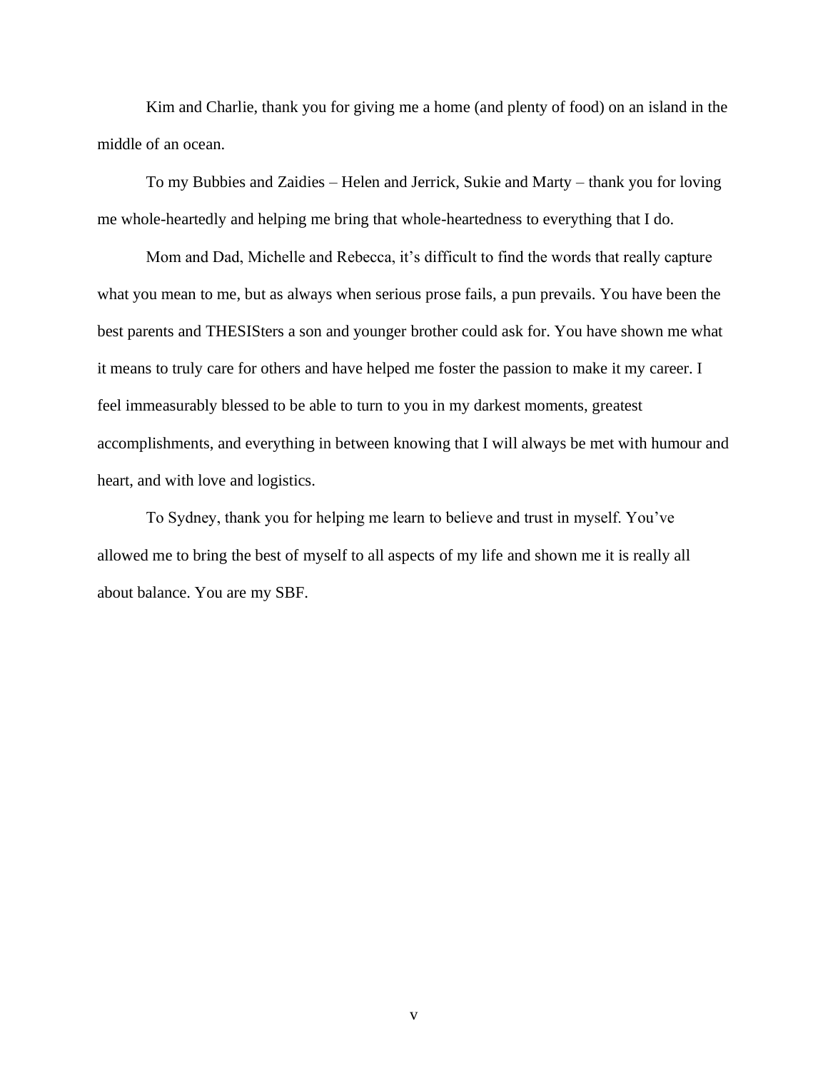Kim and Charlie, thank you for giving me a home (and plenty of food) on an island in the middle of an ocean.

To my Bubbies and Zaidies – Helen and Jerrick, Sukie and Marty – thank you for loving me whole-heartedly and helping me bring that whole-heartedness to everything that I do.

Mom and Dad, Michelle and Rebecca, it's difficult to find the words that really capture what you mean to me, but as always when serious prose fails, a pun prevails. You have been the best parents and THESISters a son and younger brother could ask for. You have shown me what it means to truly care for others and have helped me foster the passion to make it my career. I feel immeasurably blessed to be able to turn to you in my darkest moments, greatest accomplishments, and everything in between knowing that I will always be met with humour and heart, and with love and logistics.

To Sydney, thank you for helping me learn to believe and trust in myself. You've allowed me to bring the best of myself to all aspects of my life and shown me it is really all about balance. You are my SBF.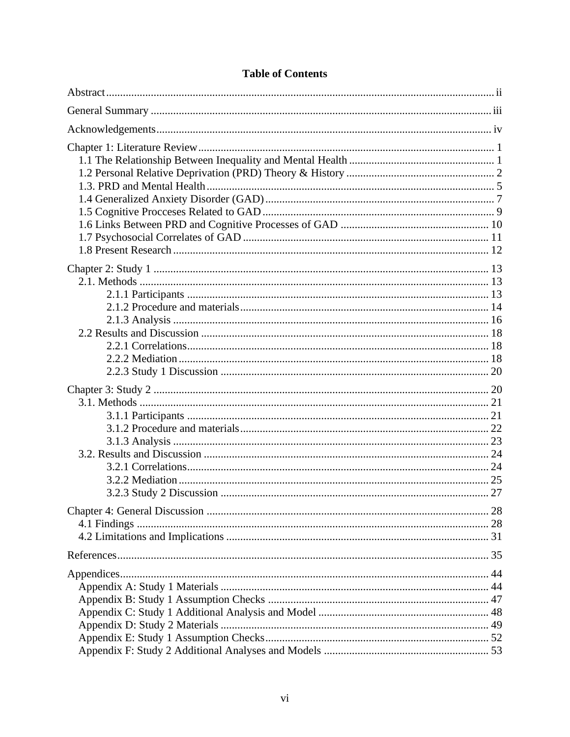# Table of Contents

Abstract ........ ii

General Summary ........ iii

Acknowledgements ........ iv

Chapter 1: Literature Review ........ 1
- 1.1 The Relationship Between Inequality and Mental Health ........ 1
- 1.2 Personal Relative Deprivation (PRD) Theory & History ........ 2
- 1.3. PRD and Mental Health ........ 5
- 1.4 Generalized Anxiety Disorder (GAD) ........ 7
- 1.5 Cognitive Procceses Related to GAD ........ 9
- 1.6 Links Between PRD and Cognitive Processes of GAD ........ 10
- 1.7 Psychosocial Correlates of GAD ........ 11
- 1.8 Present Research ........ 12

Chapter 2: Study 1 ........ 13
- 2.1. Methods ........ 13
  - 2.1.1 Participants ........ 13
  - 2.1.2 Procedure and materials ........ 14
  - 2.1.3 Analysis ........ 16
- 2.2 Results and Discussion ........ 18
  - 2.2.1 Correlations ........ 18
  - 2.2.2 Mediation ........ 18
  - 2.2.3 Study 1 Discussion ........ 20

Chapter 3: Study 2 ........ 20
- 3.1. Methods ........ 21
  - 3.1.1 Participants ........ 21
  - 3.1.2 Procedure and materials ........ 22
  - 3.1.3 Analysis ........ 23
- 3.2. Results and Discussion ........ 24
  - 3.2.1 Correlations ........ 24
  - 3.2.2 Mediation ........ 25
  - 3.2.3 Study 2 Discussion ........ 27

Chapter 4: General Discussion ........ 28
- 4.1 Findings ........ 28
- 4.2 Limitations and Implications ........ 31

References ........ 35

Appendices ........ 44
- Appendix A: Study 1 Materials ........ 44
- Appendix B: Study 1 Assumption Checks ........ 47
- Appendix C: Study 1 Additional Analysis and Model ........ 48
- Appendix D: Study 2 Materials ........ 49
- Appendix E: Study 1 Assumption Checks ........ 52
- Appendix F: Study 2 Additional Analyses and Models ........ 53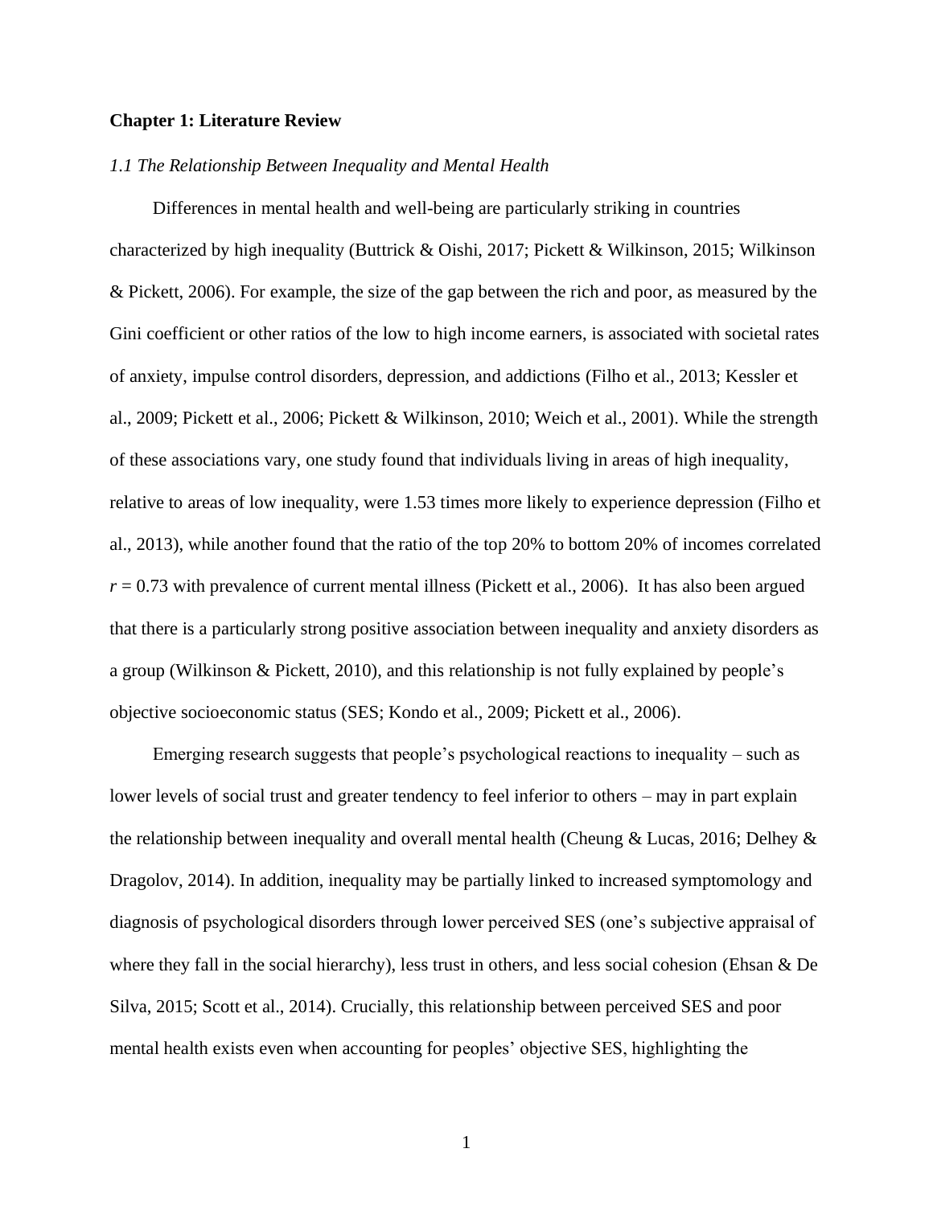# Chapter 1: Literature Review

## *1.1 The Relationship Between Inequality and Mental Health*

Differences in mental health and well-being are particularly striking in countries characterized by high inequality (Buttrick & Oishi, 2017; Pickett & Wilkinson, 2015; Wilkinson & Pickett, 2006). For example, the size of the gap between the rich and poor, as measured by the Gini coefficient or other ratios of the low to high income earners, is associated with societal rates of anxiety, impulse control disorders, depression, and addictions (Filho et al., 2013; Kessler et al., 2009; Pickett et al., 2006; Pickett & Wilkinson, 2010; Weich et al., 2001). While the strength of these associations vary, one study found that individuals living in areas of high inequality, relative to areas of low inequality, were 1.53 times more likely to experience depression (Filho et al., 2013), while another found that the ratio of the top 20% to bottom 20% of incomes correlated $r = 0.73$ with prevalence of current mental illness (Pickett et al., 2006). It has also been argued that there is a particularly strong positive association between inequality and anxiety disorders as a group (Wilkinson & Pickett, 2010), and this relationship is not fully explained by people's objective socioeconomic status (SES; Kondo et al., 2009; Pickett et al., 2006).

Emerging research suggests that people's psychological reactions to inequality – such as lower levels of social trust and greater tendency to feel inferior to others – may in part explain the relationship between inequality and overall mental health (Cheung & Lucas, 2016; Delhey & Dragolov, 2014). In addition, inequality may be partially linked to increased symptomology and diagnosis of psychological disorders through lower perceived SES (one's subjective appraisal of where they fall in the social hierarchy), less trust in others, and less social cohesion (Ehsan & De Silva, 2015; Scott et al., 2014). Crucially, this relationship between perceived SES and poor mental health exists even when accounting for peoples' objective SES, highlighting the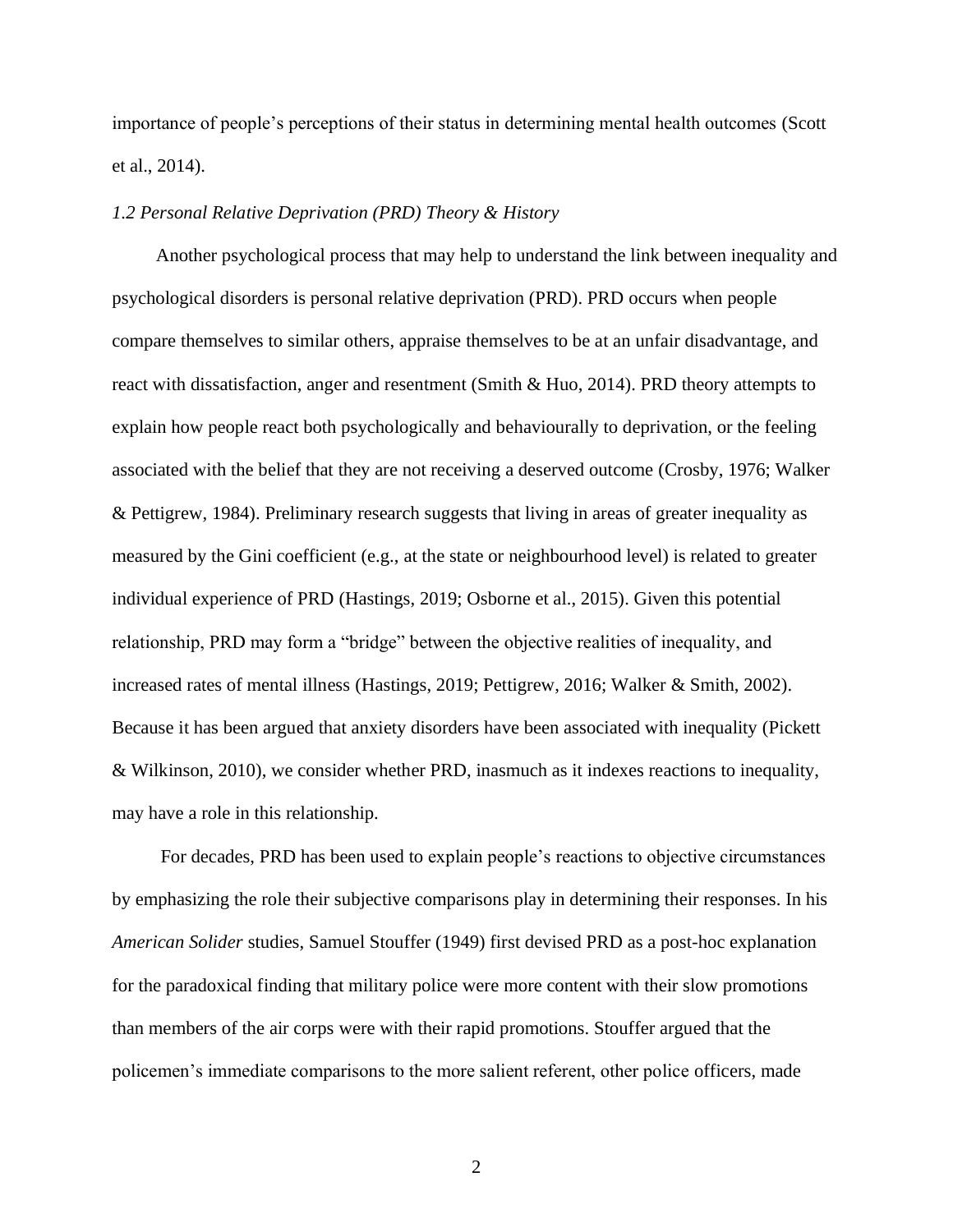importance of people's perceptions of their status in determining mental health outcomes (Scott et al., 2014).

### *1.2 Personal Relative Deprivation (PRD) Theory & History*

Another psychological process that may help to understand the link between inequality and psychological disorders is personal relative deprivation (PRD). PRD occurs when people compare themselves to similar others, appraise themselves to be at an unfair disadvantage, and react with dissatisfaction, anger and resentment (Smith & Huo, 2014). PRD theory attempts to explain how people react both psychologically and behaviourally to deprivation, or the feeling associated with the belief that they are not receiving a deserved outcome (Crosby, 1976; Walker & Pettigrew, 1984). Preliminary research suggests that living in areas of greater inequality as measured by the Gini coefficient (e.g., at the state or neighbourhood level) is related to greater individual experience of PRD (Hastings, 2019; Osborne et al., 2015). Given this potential relationship, PRD may form a "bridge" between the objective realities of inequality, and increased rates of mental illness (Hastings, 2019; Pettigrew, 2016; Walker & Smith, 2002). Because it has been argued that anxiety disorders have been associated with inequality (Pickett & Wilkinson, 2010), we consider whether PRD, inasmuch as it indexes reactions to inequality, may have a role in this relationship.

For decades, PRD has been used to explain people's reactions to objective circumstances by emphasizing the role their subjective comparisons play in determining their responses. In his *American Solider* studies, Samuel Stouffer (1949) first devised PRD as a post-hoc explanation for the paradoxical finding that military police were more content with their slow promotions than members of the air corps were with their rapid promotions. Stouffer argued that the policemen's immediate comparisons to the more salient referent, other police officers, made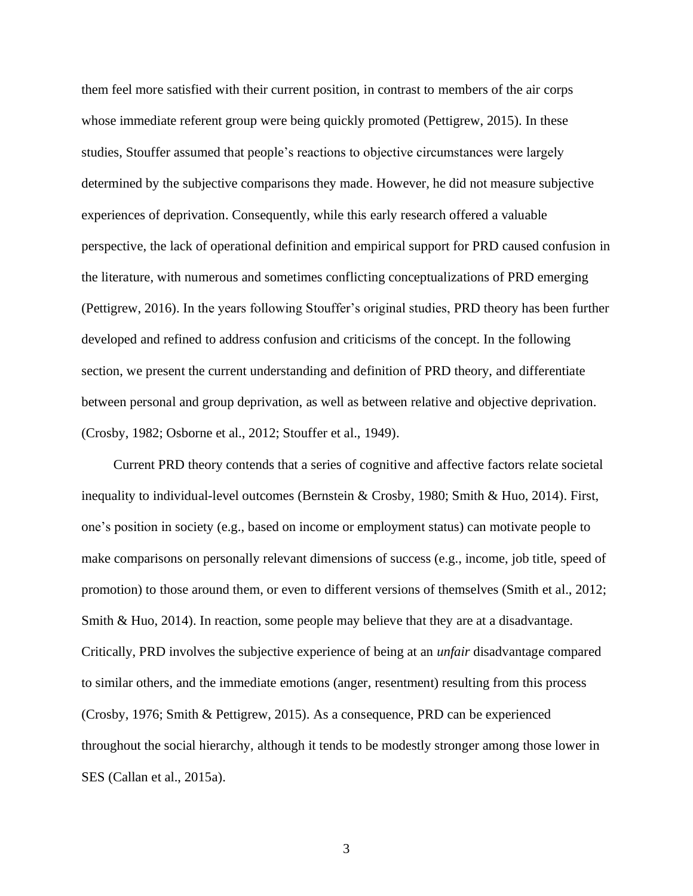them feel more satisfied with their current position, in contrast to members of the air corps whose immediate referent group were being quickly promoted (Pettigrew, 2015). In these studies, Stouffer assumed that people's reactions to objective circumstances were largely determined by the subjective comparisons they made. However, he did not measure subjective experiences of deprivation. Consequently, while this early research offered a valuable perspective, the lack of operational definition and empirical support for PRD caused confusion in the literature, with numerous and sometimes conflicting conceptualizations of PRD emerging (Pettigrew, 2016). In the years following Stouffer's original studies, PRD theory has been further developed and refined to address confusion and criticisms of the concept. In the following section, we present the current understanding and definition of PRD theory, and differentiate between personal and group deprivation, as well as between relative and objective deprivation. (Crosby, 1982; Osborne et al., 2012; Stouffer et al., 1949).

Current PRD theory contends that a series of cognitive and affective factors relate societal inequality to individual-level outcomes (Bernstein & Crosby, 1980; Smith & Huo, 2014). First, one's position in society (e.g., based on income or employment status) can motivate people to make comparisons on personally relevant dimensions of success (e.g., income, job title, speed of promotion) to those around them, or even to different versions of themselves (Smith et al., 2012; Smith & Huo, 2014). In reaction, some people may believe that they are at a disadvantage. Critically, PRD involves the subjective experience of being at an *unfair* disadvantage compared to similar others, and the immediate emotions (anger, resentment) resulting from this process (Crosby, 1976; Smith & Pettigrew, 2015). As a consequence, PRD can be experienced throughout the social hierarchy, although it tends to be modestly stronger among those lower in SES (Callan et al., 2015a).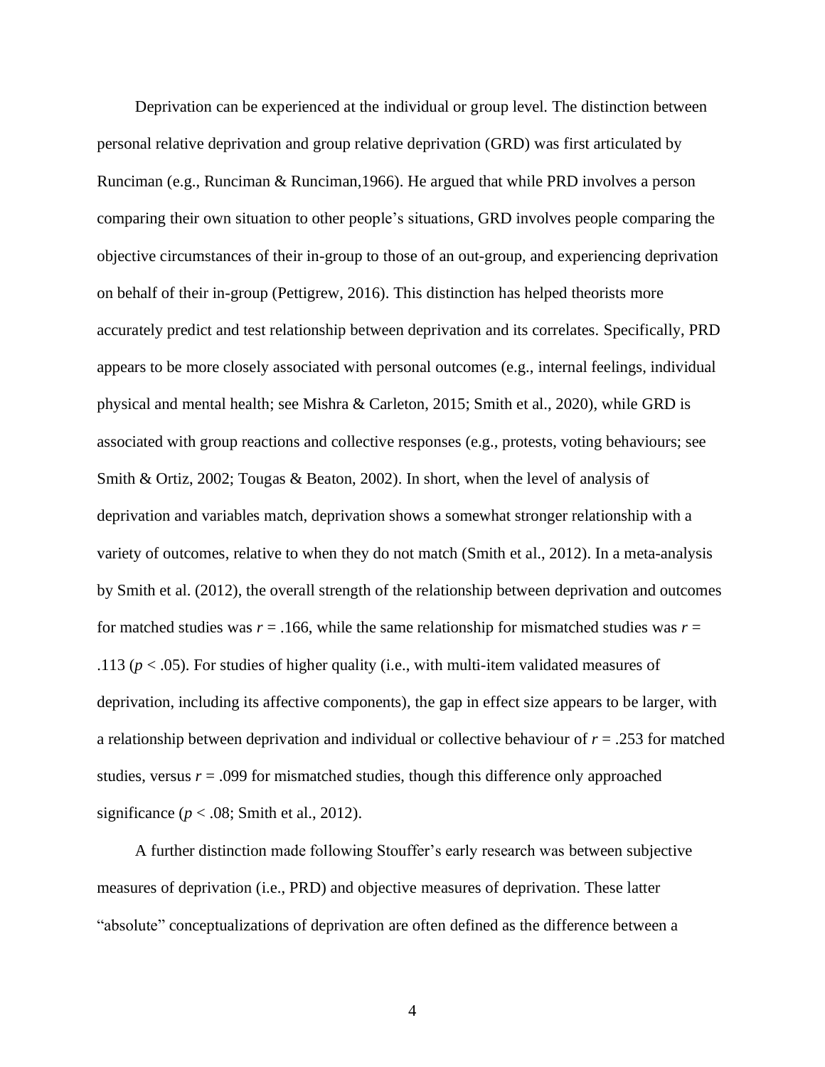Deprivation can be experienced at the individual or group level. The distinction between personal relative deprivation and group relative deprivation (GRD) was first articulated by Runciman (e.g., Runciman & Runciman,1966). He argued that while PRD involves a person comparing their own situation to other people's situations, GRD involves people comparing the objective circumstances of their in-group to those of an out-group, and experiencing deprivation on behalf of their in-group (Pettigrew, 2016). This distinction has helped theorists more accurately predict and test relationship between deprivation and its correlates. Specifically, PRD appears to be more closely associated with personal outcomes (e.g., internal feelings, individual physical and mental health; see Mishra & Carleton, 2015; Smith et al., 2020), while GRD is associated with group reactions and collective responses (e.g., protests, voting behaviours; see Smith & Ortiz, 2002; Tougas & Beaton, 2002). In short, when the level of analysis of deprivation and variables match, deprivation shows a somewhat stronger relationship with a variety of outcomes, relative to when they do not match (Smith et al., 2012). In a meta-analysis by Smith et al. (2012), the overall strength of the relationship between deprivation and outcomes for matched studies was $r = .166$, while the same relationship for mismatched studies was $r = .113$ ($p < .05$). For studies of higher quality (i.e., with multi-item validated measures of deprivation, including its affective components), the gap in effect size appears to be larger, with a relationship between deprivation and individual or collective behaviour of $r = .253$ for matched studies, versus $r = .099$ for mismatched studies, though this difference only approached significance ($p < .08$; Smith et al., 2012).

A further distinction made following Stouffer's early research was between subjective measures of deprivation (i.e., PRD) and objective measures of deprivation. These latter "absolute" conceptualizations of deprivation are often defined as the difference between a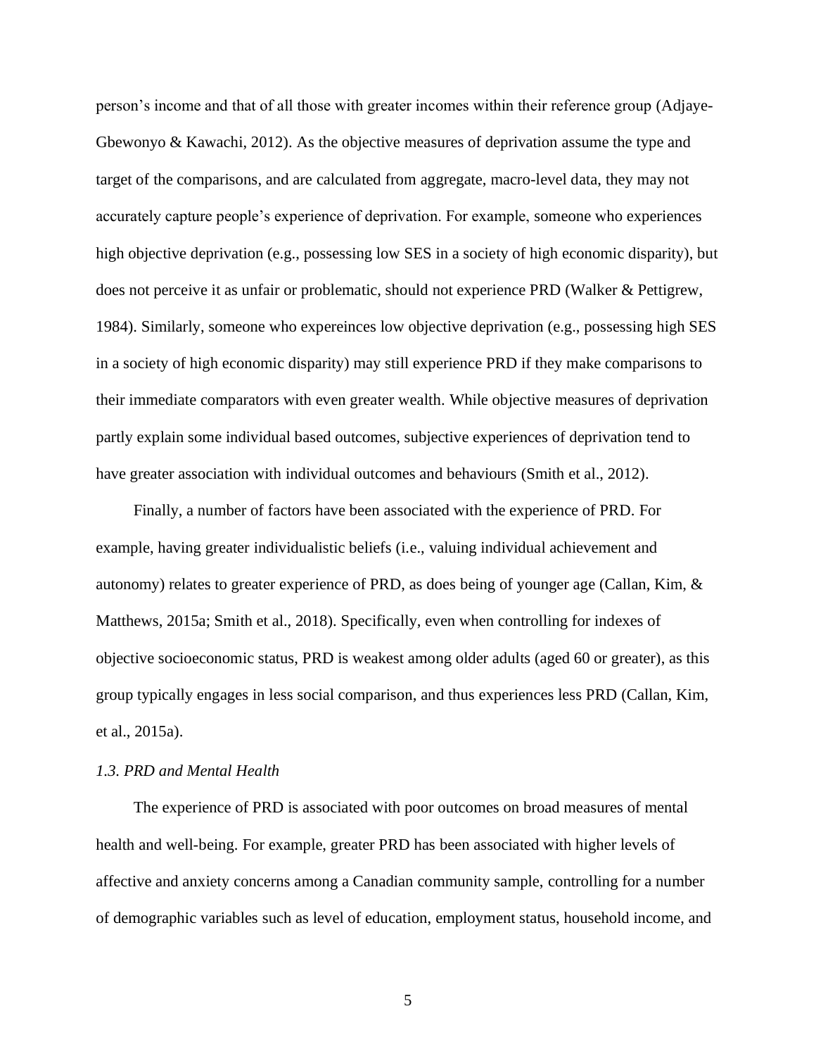person's income and that of all those with greater incomes within their reference group (Adjaye-Gbewonyo & Kawachi, 2012). As the objective measures of deprivation assume the type and target of the comparisons, and are calculated from aggregate, macro-level data, they may not accurately capture people's experience of deprivation. For example, someone who experiences high objective deprivation (e.g., possessing low SES in a society of high economic disparity), but does not perceive it as unfair or problematic, should not experience PRD (Walker & Pettigrew, 1984). Similarly, someone who expereinces low objective deprivation (e.g., possessing high SES in a society of high economic disparity) may still experience PRD if they make comparisons to their immediate comparators with even greater wealth. While objective measures of deprivation partly explain some individual based outcomes, subjective experiences of deprivation tend to have greater association with individual outcomes and behaviours (Smith et al., 2012).

Finally, a number of factors have been associated with the experience of PRD. For example, having greater individualistic beliefs (i.e., valuing individual achievement and autonomy) relates to greater experience of PRD, as does being of younger age (Callan, Kim, & Matthews, 2015a; Smith et al., 2018). Specifically, even when controlling for indexes of objective socioeconomic status, PRD is weakest among older adults (aged 60 or greater), as this group typically engages in less social comparison, and thus experiences less PRD (Callan, Kim, et al., 2015a).

### *1.3. PRD and Mental Health*

The experience of PRD is associated with poor outcomes on broad measures of mental health and well-being. For example, greater PRD has been associated with higher levels of affective and anxiety concerns among a Canadian community sample, controlling for a number of demographic variables such as level of education, employment status, household income, and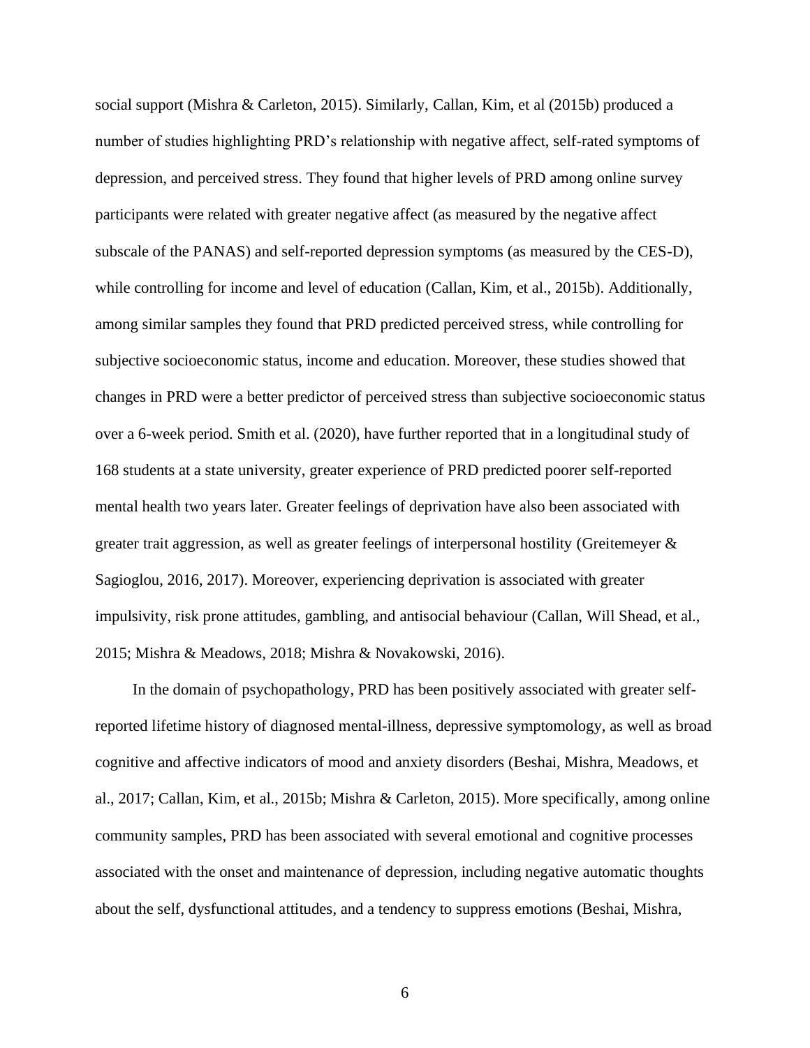social support (Mishra & Carleton, 2015). Similarly, Callan, Kim, et al (2015b) produced a number of studies highlighting PRD's relationship with negative affect, self-rated symptoms of depression, and perceived stress. They found that higher levels of PRD among online survey participants were related with greater negative affect (as measured by the negative affect subscale of the PANAS) and self-reported depression symptoms (as measured by the CES-D), while controlling for income and level of education (Callan, Kim, et al., 2015b). Additionally, among similar samples they found that PRD predicted perceived stress, while controlling for subjective socioeconomic status, income and education. Moreover, these studies showed that changes in PRD were a better predictor of perceived stress than subjective socioeconomic status over a 6-week period. Smith et al. (2020), have further reported that in a longitudinal study of 168 students at a state university, greater experience of PRD predicted poorer self-reported mental health two years later. Greater feelings of deprivation have also been associated with greater trait aggression, as well as greater feelings of interpersonal hostility (Greitemeyer & Sagioglou, 2016, 2017). Moreover, experiencing deprivation is associated with greater impulsivity, risk prone attitudes, gambling, and antisocial behaviour (Callan, Will Shead, et al., 2015; Mishra & Meadows, 2018; Mishra & Novakowski, 2016).

In the domain of psychopathology, PRD has been positively associated with greater self-reported lifetime history of diagnosed mental-illness, depressive symptomology, as well as broad cognitive and affective indicators of mood and anxiety disorders (Beshai, Mishra, Meadows, et al., 2017; Callan, Kim, et al., 2015b; Mishra & Carleton, 2015). More specifically, among online community samples, PRD has been associated with several emotional and cognitive processes associated with the onset and maintenance of depression, including negative automatic thoughts about the self, dysfunctional attitudes, and a tendency to suppress emotions (Beshai, Mishra,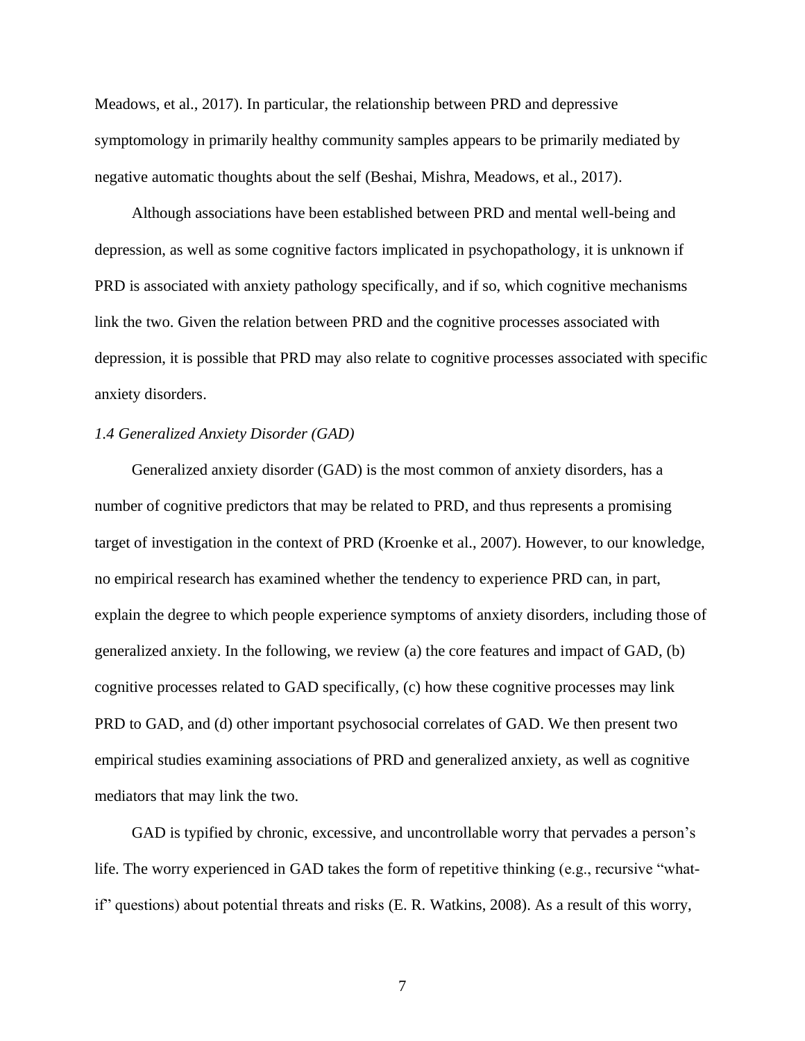Meadows, et al., 2017). In particular, the relationship between PRD and depressive symptomology in primarily healthy community samples appears to be primarily mediated by negative automatic thoughts about the self (Beshai, Mishra, Meadows, et al., 2017).

Although associations have been established between PRD and mental well-being and depression, as well as some cognitive factors implicated in psychopathology, it is unknown if PRD is associated with anxiety pathology specifically, and if so, which cognitive mechanisms link the two. Given the relation between PRD and the cognitive processes associated with depression, it is possible that PRD may also relate to cognitive processes associated with specific anxiety disorders.

### *1.4 Generalized Anxiety Disorder (GAD)*

Generalized anxiety disorder (GAD) is the most common of anxiety disorders, has a number of cognitive predictors that may be related to PRD, and thus represents a promising target of investigation in the context of PRD (Kroenke et al., 2007). However, to our knowledge, no empirical research has examined whether the tendency to experience PRD can, in part, explain the degree to which people experience symptoms of anxiety disorders, including those of generalized anxiety. In the following, we review (a) the core features and impact of GAD, (b) cognitive processes related to GAD specifically, (c) how these cognitive processes may link PRD to GAD, and (d) other important psychosocial correlates of GAD. We then present two empirical studies examining associations of PRD and generalized anxiety, as well as cognitive mediators that may link the two.

GAD is typified by chronic, excessive, and uncontrollable worry that pervades a person's life. The worry experienced in GAD takes the form of repetitive thinking (e.g., recursive "what-if" questions) about potential threats and risks (E. R. Watkins, 2008). As a result of this worry,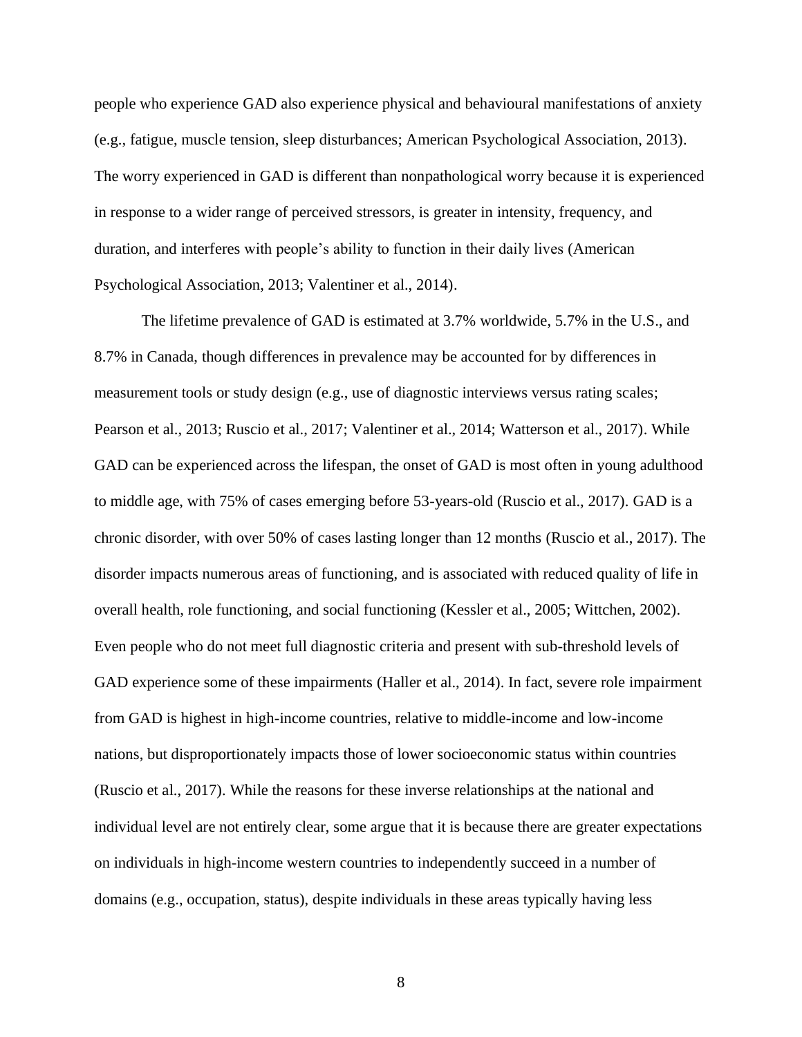people who experience GAD also experience physical and behavioural manifestations of anxiety (e.g., fatigue, muscle tension, sleep disturbances; American Psychological Association, 2013). The worry experienced in GAD is different than nonpathological worry because it is experienced in response to a wider range of perceived stressors, is greater in intensity, frequency, and duration, and interferes with people's ability to function in their daily lives (American Psychological Association, 2013; Valentiner et al., 2014).

The lifetime prevalence of GAD is estimated at 3.7% worldwide, 5.7% in the U.S., and 8.7% in Canada, though differences in prevalence may be accounted for by differences in measurement tools or study design (e.g., use of diagnostic interviews versus rating scales; Pearson et al., 2013; Ruscio et al., 2017; Valentiner et al., 2014; Watterson et al., 2017). While GAD can be experienced across the lifespan, the onset of GAD is most often in young adulthood to middle age, with 75% of cases emerging before 53-years-old (Ruscio et al., 2017). GAD is a chronic disorder, with over 50% of cases lasting longer than 12 months (Ruscio et al., 2017). The disorder impacts numerous areas of functioning, and is associated with reduced quality of life in overall health, role functioning, and social functioning (Kessler et al., 2005; Wittchen, 2002). Even people who do not meet full diagnostic criteria and present with sub-threshold levels of GAD experience some of these impairments (Haller et al., 2014). In fact, severe role impairment from GAD is highest in high-income countries, relative to middle-income and low-income nations, but disproportionately impacts those of lower socioeconomic status within countries (Ruscio et al., 2017). While the reasons for these inverse relationships at the national and individual level are not entirely clear, some argue that it is because there are greater expectations on individuals in high-income western countries to independently succeed in a number of domains (e.g., occupation, status), despite individuals in these areas typically having less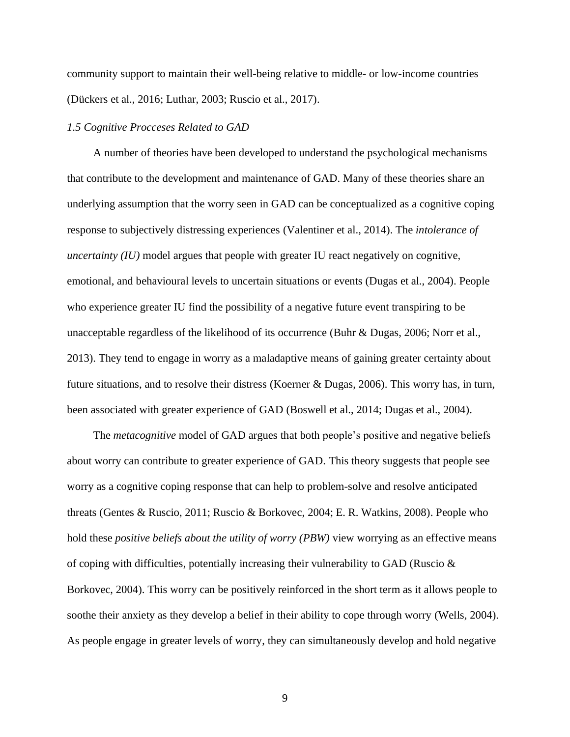community support to maintain their well-being relative to middle- or low-income countries (Dückers et al., 2016; Luthar, 2003; Ruscio et al., 2017).

### *1.5 Cognitive Procceses Related to GAD*

A number of theories have been developed to understand the psychological mechanisms that contribute to the development and maintenance of GAD. Many of these theories share an underlying assumption that the worry seen in GAD can be conceptualized as a cognitive coping response to subjectively distressing experiences (Valentiner et al., 2014). The *intolerance of uncertainty (IU)* model argues that people with greater IU react negatively on cognitive, emotional, and behavioural levels to uncertain situations or events (Dugas et al., 2004). People who experience greater IU find the possibility of a negative future event transpiring to be unacceptable regardless of the likelihood of its occurrence (Buhr & Dugas, 2006; Norr et al., 2013). They tend to engage in worry as a maladaptive means of gaining greater certainty about future situations, and to resolve their distress (Koerner & Dugas, 2006). This worry has, in turn, been associated with greater experience of GAD (Boswell et al., 2014; Dugas et al., 2004).

The *metacognitive* model of GAD argues that both people's positive and negative beliefs about worry can contribute to greater experience of GAD. This theory suggests that people see worry as a cognitive coping response that can help to problem-solve and resolve anticipated threats (Gentes & Ruscio, 2011; Ruscio & Borkovec, 2004; E. R. Watkins, 2008). People who hold these *positive beliefs about the utility of worry (PBW)* view worrying as an effective means of coping with difficulties, potentially increasing their vulnerability to GAD (Ruscio & Borkovec, 2004). This worry can be positively reinforced in the short term as it allows people to soothe their anxiety as they develop a belief in their ability to cope through worry (Wells, 2004). As people engage in greater levels of worry, they can simultaneously develop and hold negative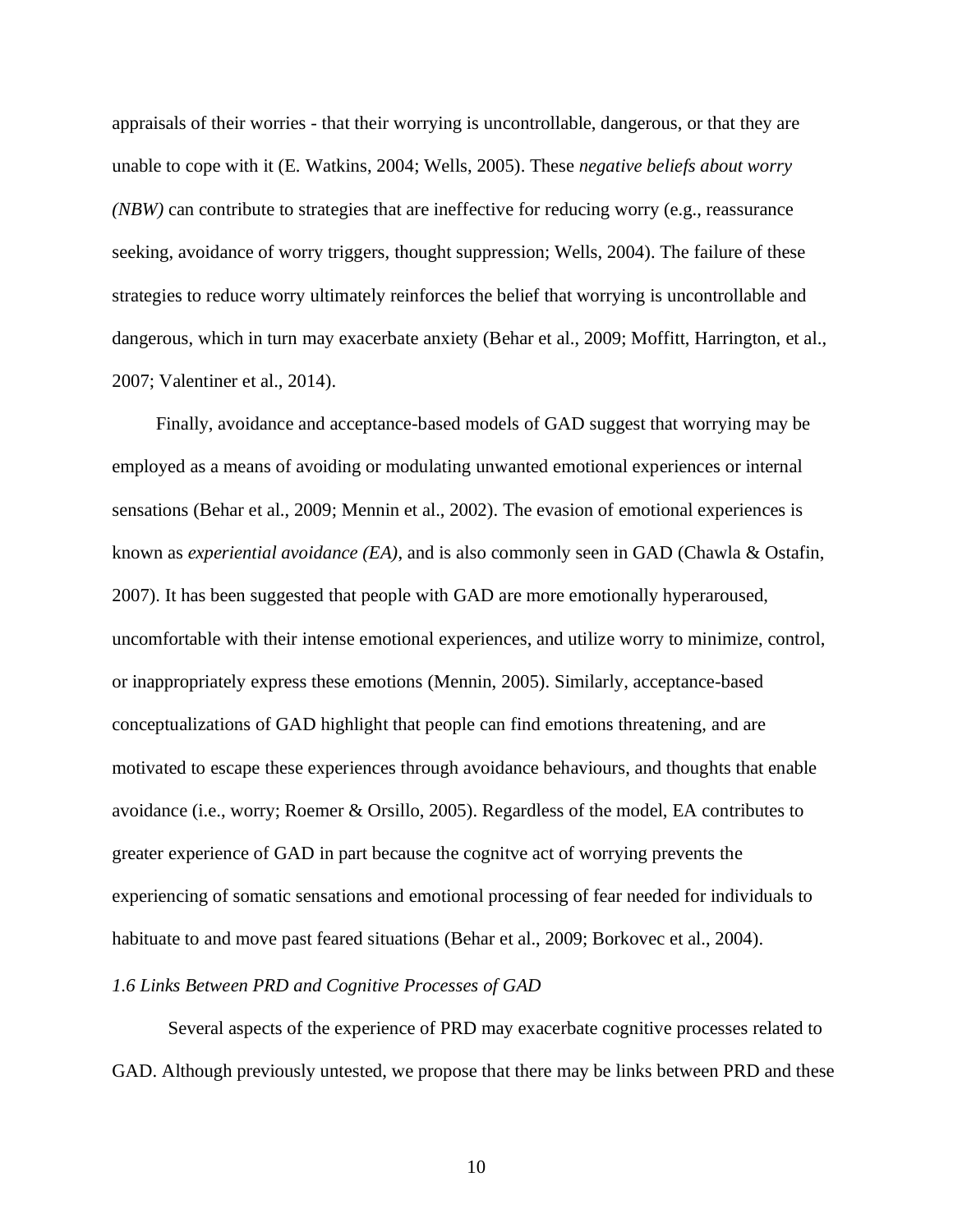appraisals of their worries - that their worrying is uncontrollable, dangerous, or that they are unable to cope with it (E. Watkins, 2004; Wells, 2005). These *negative beliefs about worry (NBW)* can contribute to strategies that are ineffective for reducing worry (e.g., reassurance seeking, avoidance of worry triggers, thought suppression; Wells, 2004). The failure of these strategies to reduce worry ultimately reinforces the belief that worrying is uncontrollable and dangerous, which in turn may exacerbate anxiety (Behar et al., 2009; Moffitt, Harrington, et al., 2007; Valentiner et al., 2014).

Finally, avoidance and acceptance-based models of GAD suggest that worrying may be employed as a means of avoiding or modulating unwanted emotional experiences or internal sensations (Behar et al., 2009; Mennin et al., 2002). The evasion of emotional experiences is known as *experiential avoidance (EA)*, and is also commonly seen in GAD (Chawla & Ostafin, 2007). It has been suggested that people with GAD are more emotionally hyperaroused, uncomfortable with their intense emotional experiences, and utilize worry to minimize, control, or inappropriately express these emotions (Mennin, 2005). Similarly, acceptance-based conceptualizations of GAD highlight that people can find emotions threatening, and are motivated to escape these experiences through avoidance behaviours, and thoughts that enable avoidance (i.e., worry; Roemer & Orsillo, 2005). Regardless of the model, EA contributes to greater experience of GAD in part because the cognitve act of worrying prevents the experiencing of somatic sensations and emotional processing of fear needed for individuals to habituate to and move past feared situations (Behar et al., 2009; Borkovec et al., 2004).

### *1.6 Links Between PRD and Cognitive Processes of GAD*

Several aspects of the experience of PRD may exacerbate cognitive processes related to GAD. Although previously untested, we propose that there may be links between PRD and these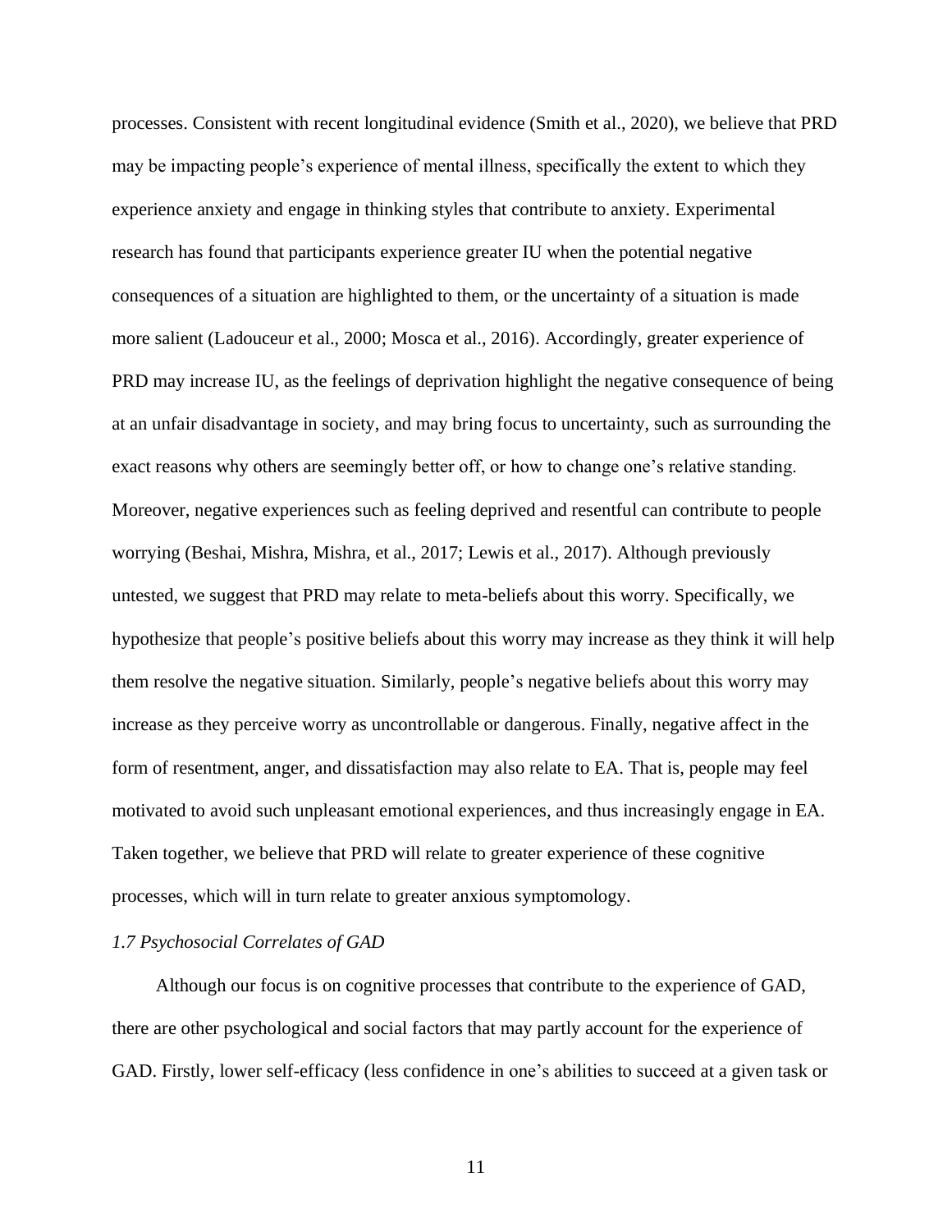processes. Consistent with recent longitudinal evidence (Smith et al., 2020), we believe that PRD may be impacting people's experience of mental illness, specifically the extent to which they experience anxiety and engage in thinking styles that contribute to anxiety. Experimental research has found that participants experience greater IU when the potential negative consequences of a situation are highlighted to them, or the uncertainty of a situation is made more salient (Ladouceur et al., 2000; Mosca et al., 2016). Accordingly, greater experience of PRD may increase IU, as the feelings of deprivation highlight the negative consequence of being at an unfair disadvantage in society, and may bring focus to uncertainty, such as surrounding the exact reasons why others are seemingly better off, or how to change one's relative standing. Moreover, negative experiences such as feeling deprived and resentful can contribute to people worrying (Beshai, Mishra, Mishra, et al., 2017; Lewis et al., 2017). Although previously untested, we suggest that PRD may relate to meta-beliefs about this worry. Specifically, we hypothesize that people's positive beliefs about this worry may increase as they think it will help them resolve the negative situation. Similarly, people's negative beliefs about this worry may increase as they perceive worry as uncontrollable or dangerous. Finally, negative affect in the form of resentment, anger, and dissatisfaction may also relate to EA. That is, people may feel motivated to avoid such unpleasant emotional experiences, and thus increasingly engage in EA. Taken together, we believe that PRD will relate to greater experience of these cognitive processes, which will in turn relate to greater anxious symptomology.

### *1.7 Psychosocial Correlates of GAD*

Although our focus is on cognitive processes that contribute to the experience of GAD, there are other psychological and social factors that may partly account for the experience of GAD. Firstly, lower self-efficacy (less confidence in one's abilities to succeed at a given task or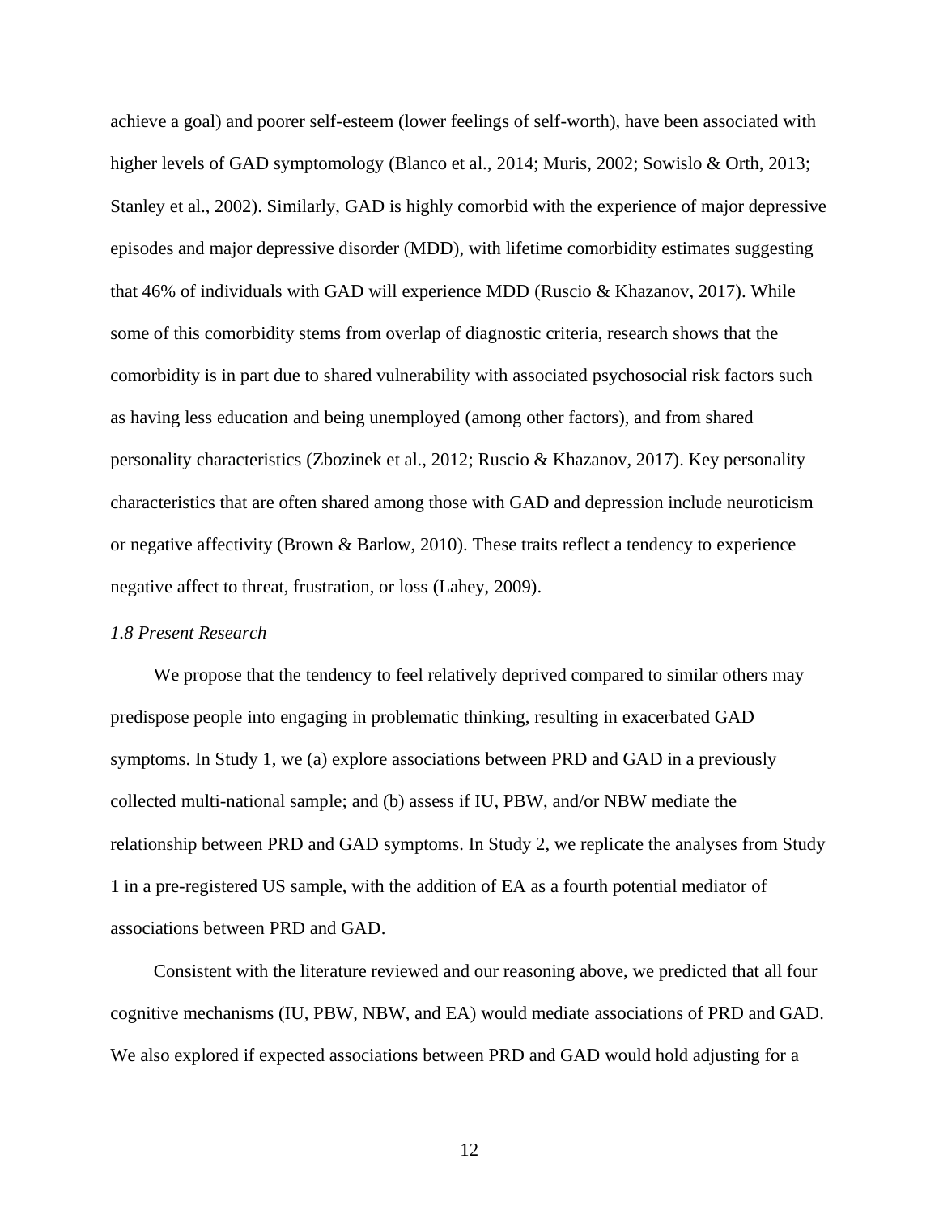achieve a goal) and poorer self-esteem (lower feelings of self-worth), have been associated with higher levels of GAD symptomology (Blanco et al., 2014; Muris, 2002; Sowislo & Orth, 2013; Stanley et al., 2002). Similarly, GAD is highly comorbid with the experience of major depressive episodes and major depressive disorder (MDD), with lifetime comorbidity estimates suggesting that 46% of individuals with GAD will experience MDD (Ruscio & Khazanov, 2017). While some of this comorbidity stems from overlap of diagnostic criteria, research shows that the comorbidity is in part due to shared vulnerability with associated psychosocial risk factors such as having less education and being unemployed (among other factors), and from shared personality characteristics (Zbozinek et al., 2012; Ruscio & Khazanov, 2017). Key personality characteristics that are often shared among those with GAD and depression include neuroticism or negative affectivity (Brown & Barlow, 2010). These traits reflect a tendency to experience negative affect to threat, frustration, or loss (Lahey, 2009).

### *1.8 Present Research*

We propose that the tendency to feel relatively deprived compared to similar others may predispose people into engaging in problematic thinking, resulting in exacerbated GAD symptoms. In Study 1, we (a) explore associations between PRD and GAD in a previously collected multi-national sample; and (b) assess if IU, PBW, and/or NBW mediate the relationship between PRD and GAD symptoms. In Study 2, we replicate the analyses from Study 1 in a pre-registered US sample, with the addition of EA as a fourth potential mediator of associations between PRD and GAD.

Consistent with the literature reviewed and our reasoning above, we predicted that all four cognitive mechanisms (IU, PBW, NBW, and EA) would mediate associations of PRD and GAD. We also explored if expected associations between PRD and GAD would hold adjusting for a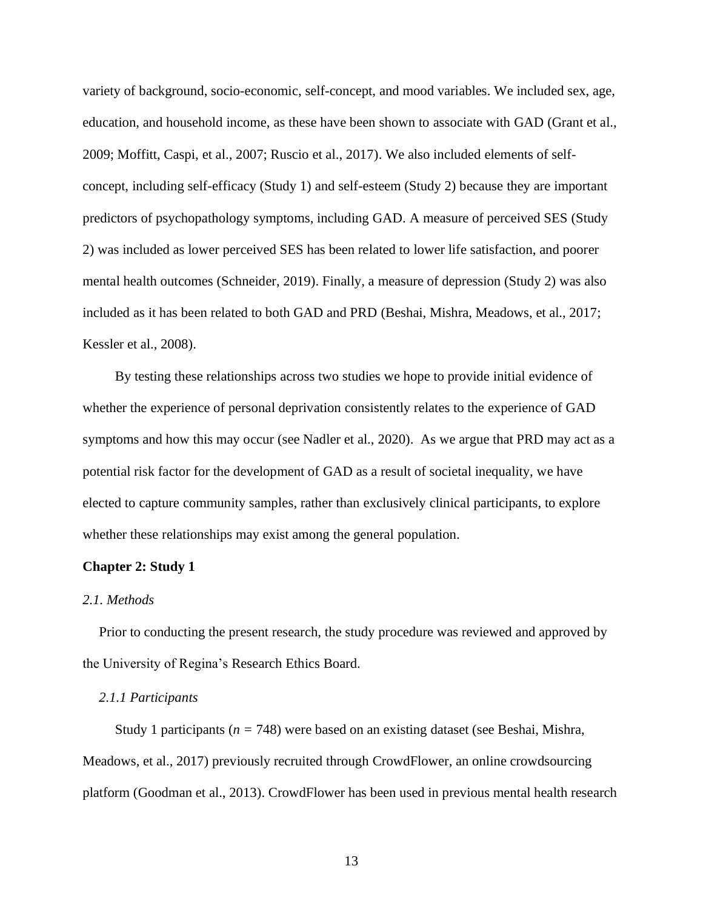variety of background, socio-economic, self-concept, and mood variables. We included sex, age, education, and household income, as these have been shown to associate with GAD (Grant et al., 2009; Moffitt, Caspi, et al., 2007; Ruscio et al., 2017). We also included elements of self-concept, including self-efficacy (Study 1) and self-esteem (Study 2) because they are important predictors of psychopathology symptoms, including GAD. A measure of perceived SES (Study 2) was included as lower perceived SES has been related to lower life satisfaction, and poorer mental health outcomes (Schneider, 2019). Finally, a measure of depression (Study 2) was also included as it has been related to both GAD and PRD (Beshai, Mishra, Meadows, et al., 2017; Kessler et al., 2008).

By testing these relationships across two studies we hope to provide initial evidence of whether the experience of personal deprivation consistently relates to the experience of GAD symptoms and how this may occur (see Nadler et al., 2020). As we argue that PRD may act as a potential risk factor for the development of GAD as a result of societal inequality, we have elected to capture community samples, rather than exclusively clinical participants, to explore whether these relationships may exist among the general population.

## Chapter 2: Study 1

### *2.1. Methods*

Prior to conducting the present research, the study procedure was reviewed and approved by the University of Regina's Research Ethics Board.

#### *2.1.1 Participants*

Study 1 participants ($n = 748$) were based on an existing dataset (see Beshai, Mishra, Meadows, et al., 2017) previously recruited through CrowdFlower, an online crowdsourcing platform (Goodman et al., 2013). CrowdFlower has been used in previous mental health research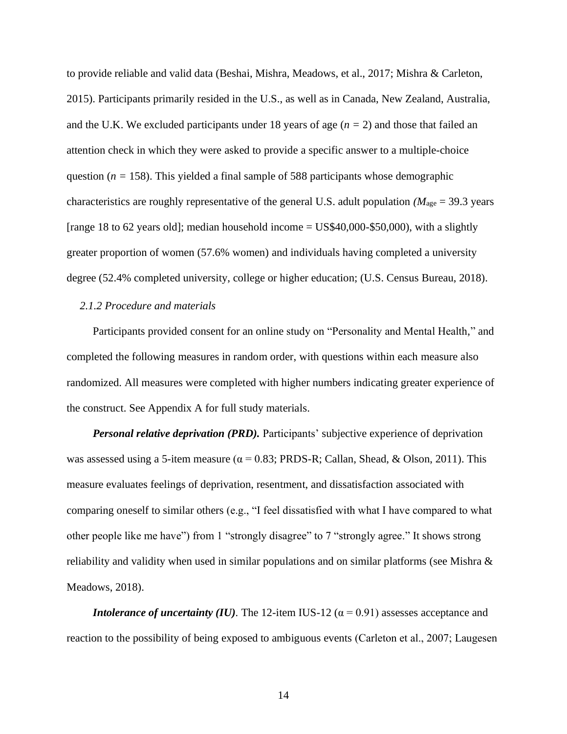to provide reliable and valid data (Beshai, Mishra, Meadows, et al., 2017; Mishra & Carleton, 2015). Participants primarily resided in the U.S., as well as in Canada, New Zealand, Australia, and the U.K. We excluded participants under 18 years of age ($n$ = 2) and those that failed an attention check in which they were asked to provide a specific answer to a multiple-choice question ($n$ = 158). This yielded a final sample of 588 participants whose demographic characteristics are roughly representative of the general U.S. adult population ($M_{age}$ = 39.3 years [range 18 to 62 years old]; median household income = US$40,000-$50,000), with a slightly greater proportion of women (57.6% women) and individuals having completed a university degree (52.4% completed university, college or higher education; (U.S. Census Bureau, 2018).

### *2.1.2 Procedure and materials*

Participants provided consent for an online study on "Personality and Mental Health," and completed the following measures in random order, with questions within each measure also randomized. All measures were completed with higher numbers indicating greater experience of the construct. See Appendix A for full study materials.

***Personal relative deprivation (PRD).*** Participants' subjective experience of deprivation was assessed using a 5-item measure ($\alpha$ = 0.83; PRDS-R; Callan, Shead, & Olson, 2011). This measure evaluates feelings of deprivation, resentment, and dissatisfaction associated with comparing oneself to similar others (e.g., "I feel dissatisfied with what I have compared to what other people like me have") from 1 "strongly disagree" to 7 "strongly agree." It shows strong reliability and validity when used in similar populations and on similar platforms (see Mishra & Meadows, 2018).

***Intolerance of uncertainty (IU)*.** The 12-item IUS-12 ($\alpha$ = 0.91) assesses acceptance and reaction to the possibility of being exposed to ambiguous events (Carleton et al., 2007; Laugesen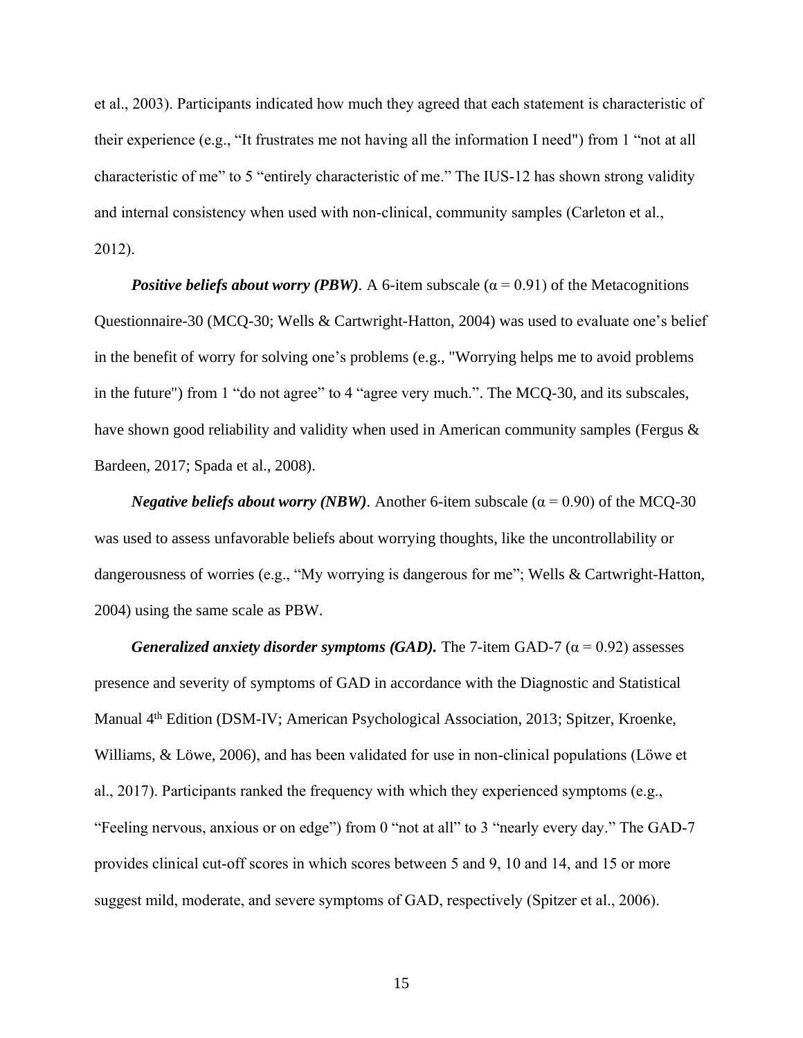et al., 2003). Participants indicated how much they agreed that each statement is characteristic of their experience (e.g., "It frustrates me not having all the information I need") from 1 "not at all characteristic of me" to 5 "entirely characteristic of me." The IUS-12 has shown strong validity and internal consistency when used with non-clinical, community samples (Carleton et al., 2012).

***Positive beliefs about worry (PBW)***. A 6-item subscale ($\alpha = 0.91$) of the Metacognitions Questionnaire-30 (MCQ-30; Wells & Cartwright-Hatton, 2004) was used to evaluate one's belief in the benefit of worry for solving one's problems (e.g., "Worrying helps me to avoid problems in the future") from 1 "do not agree" to 4 "agree very much.". The MCQ-30, and its subscales, have shown good reliability and validity when used in American community samples (Fergus & Bardeen, 2017; Spada et al., 2008).

***Negative beliefs about worry (NBW)***. Another 6-item subscale ($\alpha = 0.90$) of the MCQ-30 was used to assess unfavorable beliefs about worrying thoughts, like the uncontrollability or dangerousness of worries (e.g., "My worrying is dangerous for me"; Wells & Cartwright-Hatton, 2004) using the same scale as PBW.

***Generalized anxiety disorder symptoms (GAD).*** The 7-item GAD-7 ($\alpha = 0.92$) assesses presence and severity of symptoms of GAD in accordance with the Diagnostic and Statistical Manual 4th Edition (DSM-IV; American Psychological Association, 2013; Spitzer, Kroenke, Williams, & Löwe, 2006), and has been validated for use in non-clinical populations (Löwe et al., 2017). Participants ranked the frequency with which they experienced symptoms (e.g., "Feeling nervous, anxious or on edge") from 0 "not at all" to 3 "nearly every day." The GAD-7 provides clinical cut-off scores in which scores between 5 and 9, 10 and 14, and 15 or more suggest mild, moderate, and severe symptoms of GAD, respectively (Spitzer et al., 2006).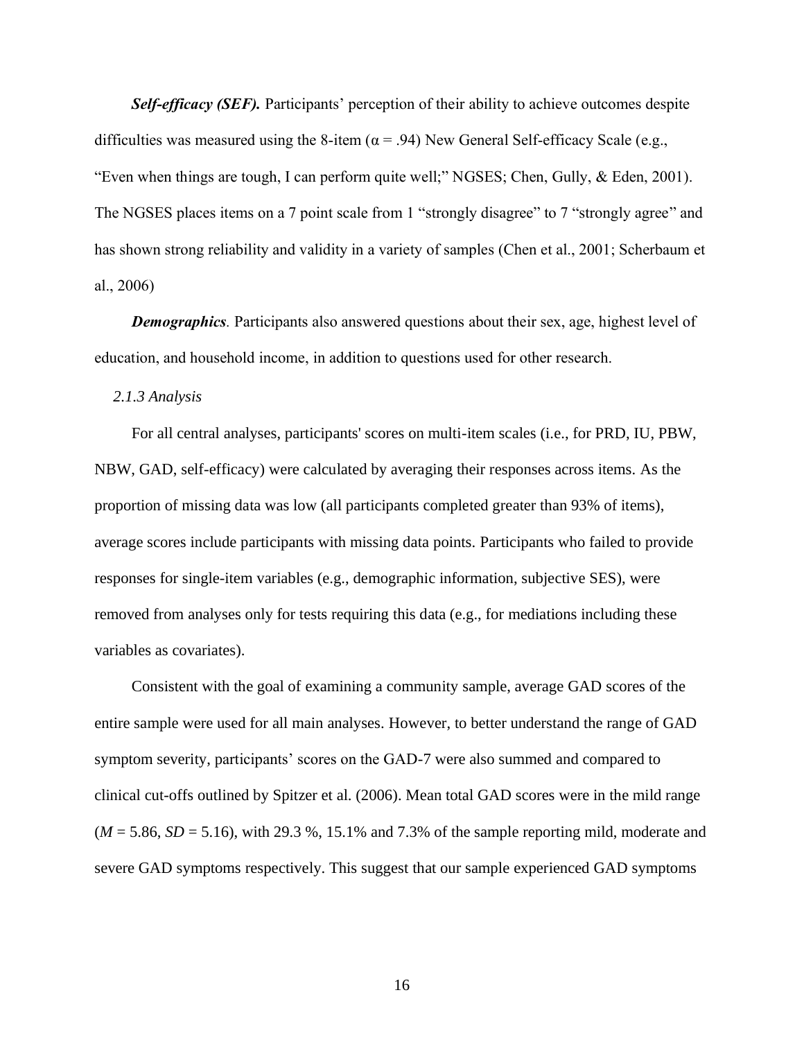***Self-efficacy (SEF).*** Participants' perception of their ability to achieve outcomes despite difficulties was measured using the 8-item ($\alpha = .94$) New General Self-efficacy Scale (e.g., "Even when things are tough, I can perform quite well;" NGSES; Chen, Gully, & Eden, 2001). The NGSES places items on a 7 point scale from 1 "strongly disagree" to 7 "strongly agree" and has shown strong reliability and validity in a variety of samples (Chen et al., 2001; Scherbaum et al., 2006)

***Demographics.*** Participants also answered questions about their sex, age, highest level of education, and household income, in addition to questions used for other research.

*2.1.3 Analysis*

For all central analyses, participants' scores on multi-item scales (i.e., for PRD, IU, PBW, NBW, GAD, self-efficacy) were calculated by averaging their responses across items. As the proportion of missing data was low (all participants completed greater than 93% of items), average scores include participants with missing data points. Participants who failed to provide responses for single-item variables (e.g., demographic information, subjective SES), were removed from analyses only for tests requiring this data (e.g., for mediations including these variables as covariates).

Consistent with the goal of examining a community sample, average GAD scores of the entire sample were used for all main analyses. However, to better understand the range of GAD symptom severity, participants' scores on the GAD-7 were also summed and compared to clinical cut-offs outlined by Spitzer et al. (2006). Mean total GAD scores were in the mild range ($M = 5.86$, $SD = 5.16$), with 29.3 %, 15.1% and 7.3% of the sample reporting mild, moderate and severe GAD symptoms respectively. This suggest that our sample experienced GAD symptoms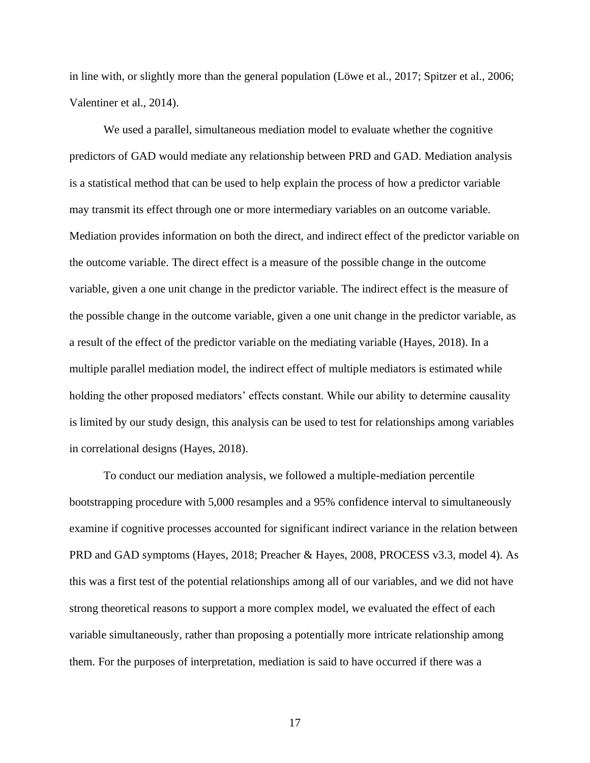in line with, or slightly more than the general population (Löwe et al., 2017; Spitzer et al., 2006; Valentiner et al., 2014).

We used a parallel, simultaneous mediation model to evaluate whether the cognitive predictors of GAD would mediate any relationship between PRD and GAD. Mediation analysis is a statistical method that can be used to help explain the process of how a predictor variable may transmit its effect through one or more intermediary variables on an outcome variable. Mediation provides information on both the direct, and indirect effect of the predictor variable on the outcome variable. The direct effect is a measure of the possible change in the outcome variable, given a one unit change in the predictor variable. The indirect effect is the measure of the possible change in the outcome variable, given a one unit change in the predictor variable, as a result of the effect of the predictor variable on the mediating variable (Hayes, 2018). In a multiple parallel mediation model, the indirect effect of multiple mediators is estimated while holding the other proposed mediators' effects constant. While our ability to determine causality is limited by our study design, this analysis can be used to test for relationships among variables in correlational designs (Hayes, 2018).

To conduct our mediation analysis, we followed a multiple-mediation percentile bootstrapping procedure with 5,000 resamples and a 95% confidence interval to simultaneously examine if cognitive processes accounted for significant indirect variance in the relation between PRD and GAD symptoms (Hayes, 2018; Preacher & Hayes, 2008, PROCESS v3.3, model 4). As this was a first test of the potential relationships among all of our variables, and we did not have strong theoretical reasons to support a more complex model, we evaluated the effect of each variable simultaneously, rather than proposing a potentially more intricate relationship among them. For the purposes of interpretation, mediation is said to have occurred if there was a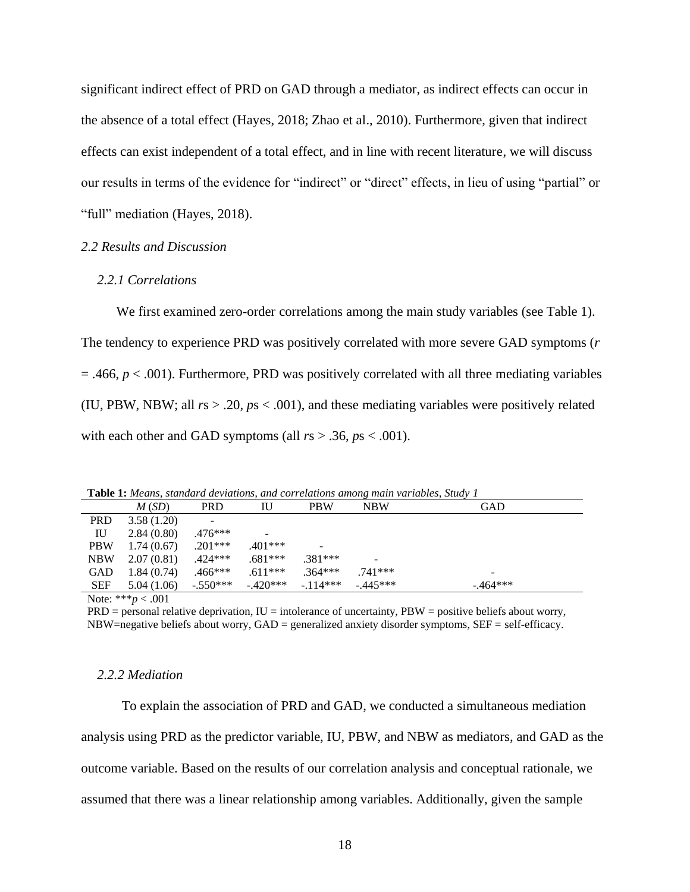significant indirect effect of PRD on GAD through a mediator, as indirect effects can occur in the absence of a total effect (Hayes, 2018; Zhao et al., 2010). Furthermore, given that indirect effects can exist independent of a total effect, and in line with recent literature, we will discuss our results in terms of the evidence for "indirect" or "direct" effects, in lieu of using "partial" or "full" mediation (Hayes, 2018).

### *2.2 Results and Discussion*

#### *2.2.1 Correlations*

We first examined zero-order correlations among the main study variables (see Table 1). The tendency to experience PRD was positively correlated with more severe GAD symptoms ($r = .466$, $p < .001$). Furthermore, PRD was positively correlated with all three mediating variables (IU, PBW, NBW; all $r$s > .20, $p$s < .001), and these mediating variables were positively related with each other and GAD symptoms (all $r$s > .36, $p$s < .001).

**Table 1:** *Means, standard deviations, and correlations among main variables, Study 1*

| | *M* (*SD*) | PRD | IU | PBW | NBW | GAD |
|---|---|---|---|---|---|---|
| PRD | 3.58 (1.20) | - | | | | |
| IU | 2.84 (0.80) | .476*** | - | | | |
| PBW | 1.74 (0.67) | .201*** | .401*** | - | | |
| NBW | 2.07 (0.81) | .424*** | .681*** | .381*** | - | |
| GAD | 1.84 (0.74) | .466*** | .611*** | .364*** | .741*** | - |
| SEF | 5.04 (1.06) | -.550*** | -.420*** | -.114*** | -.445*** | -.464*** |

Note: ****p* < .001

PRD = personal relative deprivation, IU = intolerance of uncertainty, PBW = positive beliefs about worry, NBW=negative beliefs about worry, GAD = generalized anxiety disorder symptoms, SEF = self-efficacy.

#### *2.2.2 Mediation*

To explain the association of PRD and GAD, we conducted a simultaneous mediation analysis using PRD as the predictor variable, IU, PBW, and NBW as mediators, and GAD as the outcome variable. Based on the results of our correlation analysis and conceptual rationale, we assumed that there was a linear relationship among variables. Additionally, given the sample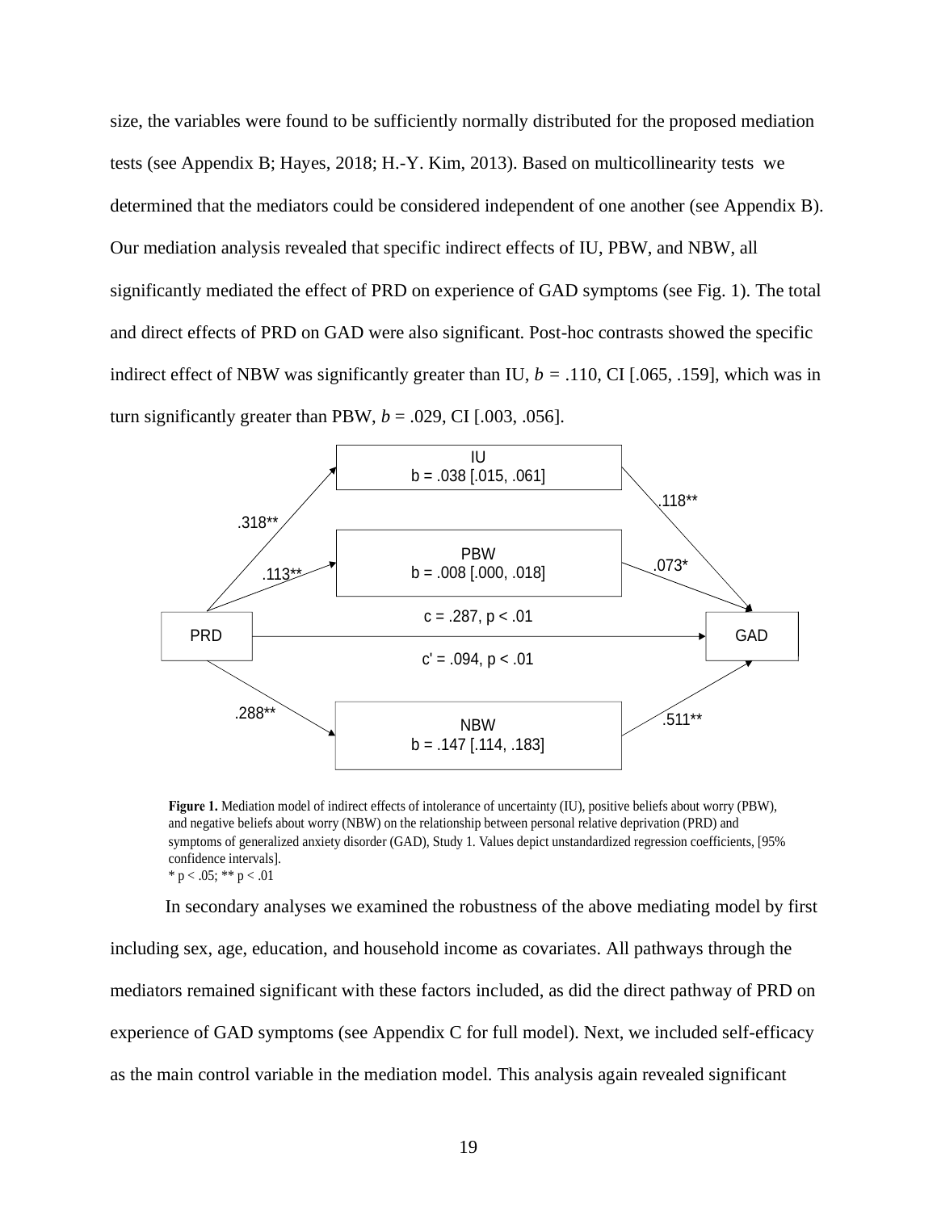size, the variables were found to be sufficiently normally distributed for the proposed mediation tests (see Appendix B; Hayes, 2018; H.-Y. Kim, 2013). Based on multicollinearity tests we determined that the mediators could be considered independent of one another (see Appendix B). Our mediation analysis revealed that specific indirect effects of IU, PBW, and NBW, all significantly mediated the effect of PRD on experience of GAD symptoms (see Fig. 1). The total and direct effects of PRD on GAD were also significant. Post-hoc contrasts showed the specific indirect effect of NBW was significantly greater than IU, $b$ = .110, CI [.065, .159], which was in turn significantly greater than PBW, $b$ = .029, CI [.003, .056].

IU
b = .038 [.015, .061]

PBW
b = .008 [.000, .018]

NBW
b = .147 [.114, .183]

PRD → IU: .318**; IU → GAD: .118**

PRD → PBW: .113**; PBW → GAD: .073*

PRD → NBW: .288**; NBW → GAD: .511**

PRD → GAD: c = .287, p < .01; c' = .094, p < .01

**Figure 1.** Mediation model of indirect effects of intolerance of uncertainty (IU), positive beliefs about worry (PBW), and negative beliefs about worry (NBW) on the relationship between personal relative deprivation (PRD) and symptoms of generalized anxiety disorder (GAD), Study 1. Values depict unstandardized regression coefficients, [95% confidence intervals].
* p < .05; ** p < .01

In secondary analyses we examined the robustness of the above mediating model by first including sex, age, education, and household income as covariates. All pathways through the mediators remained significant with these factors included, as did the direct pathway of PRD on experience of GAD symptoms (see Appendix C for full model). Next, we included self-efficacy as the main control variable in the mediation model. This analysis again revealed significant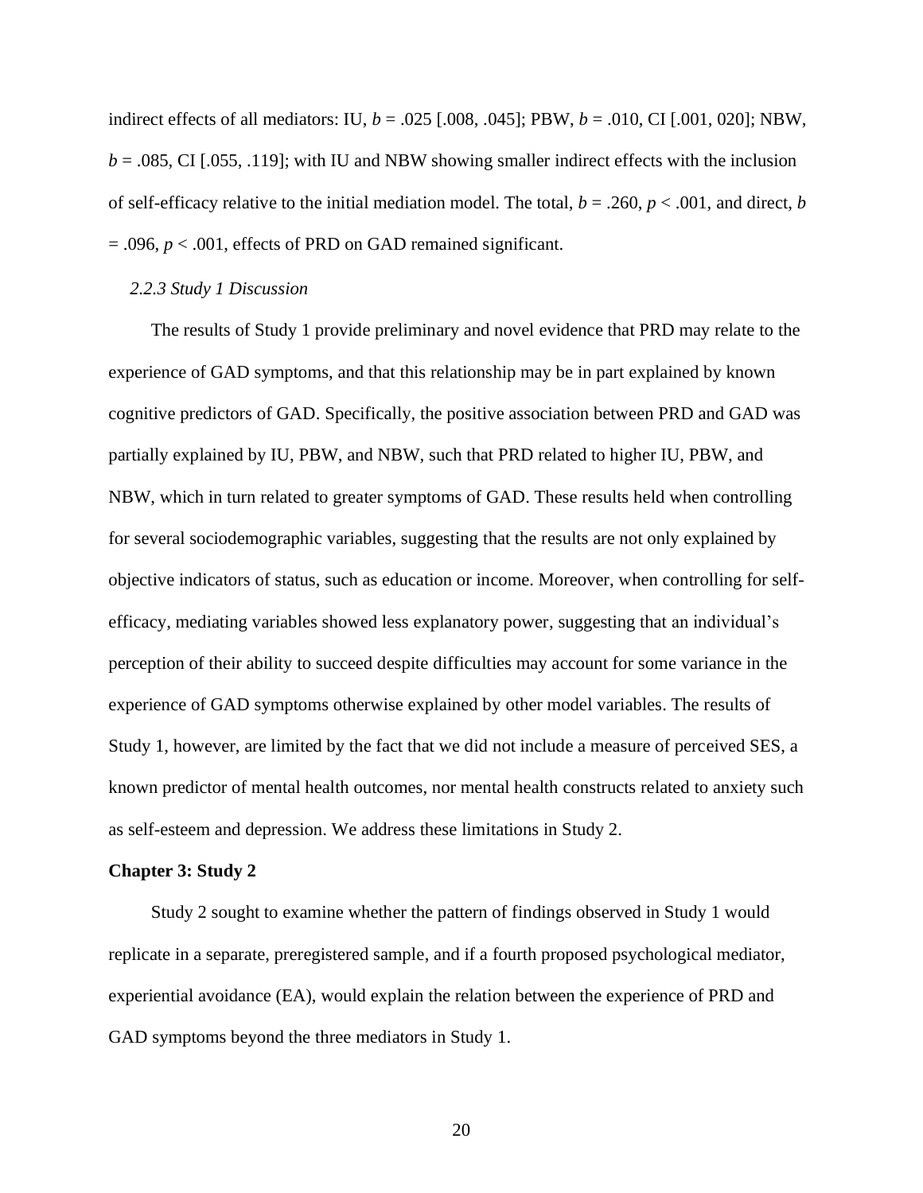indirect effects of all mediators: IU, $b = .025$ [.008, .045]; PBW, $b = .010$, CI [.001, 020]; NBW, $b = .085$, CI [.055, .119]; with IU and NBW showing smaller indirect effects with the inclusion of self-efficacy relative to the initial mediation model. The total, $b = .260$, $p < .001$, and direct, $b = .096$, $p < .001$, effects of PRD on GAD remained significant.

### *2.2.3 Study 1 Discussion*

The results of Study 1 provide preliminary and novel evidence that PRD may relate to the experience of GAD symptoms, and that this relationship may be in part explained by known cognitive predictors of GAD. Specifically, the positive association between PRD and GAD was partially explained by IU, PBW, and NBW, such that PRD related to higher IU, PBW, and NBW, which in turn related to greater symptoms of GAD. These results held when controlling for several sociodemographic variables, suggesting that the results are not only explained by objective indicators of status, such as education or income. Moreover, when controlling for self-efficacy, mediating variables showed less explanatory power, suggesting that an individual's perception of their ability to succeed despite difficulties may account for some variance in the experience of GAD symptoms otherwise explained by other model variables. The results of Study 1, however, are limited by the fact that we did not include a measure of perceived SES, a known predictor of mental health outcomes, nor mental health constructs related to anxiety such as self-esteem and depression. We address these limitations in Study 2.

## Chapter 3: Study 2

Study 2 sought to examine whether the pattern of findings observed in Study 1 would replicate in a separate, preregistered sample, and if a fourth proposed psychological mediator, experiential avoidance (EA), would explain the relation between the experience of PRD and GAD symptoms beyond the three mediators in Study 1.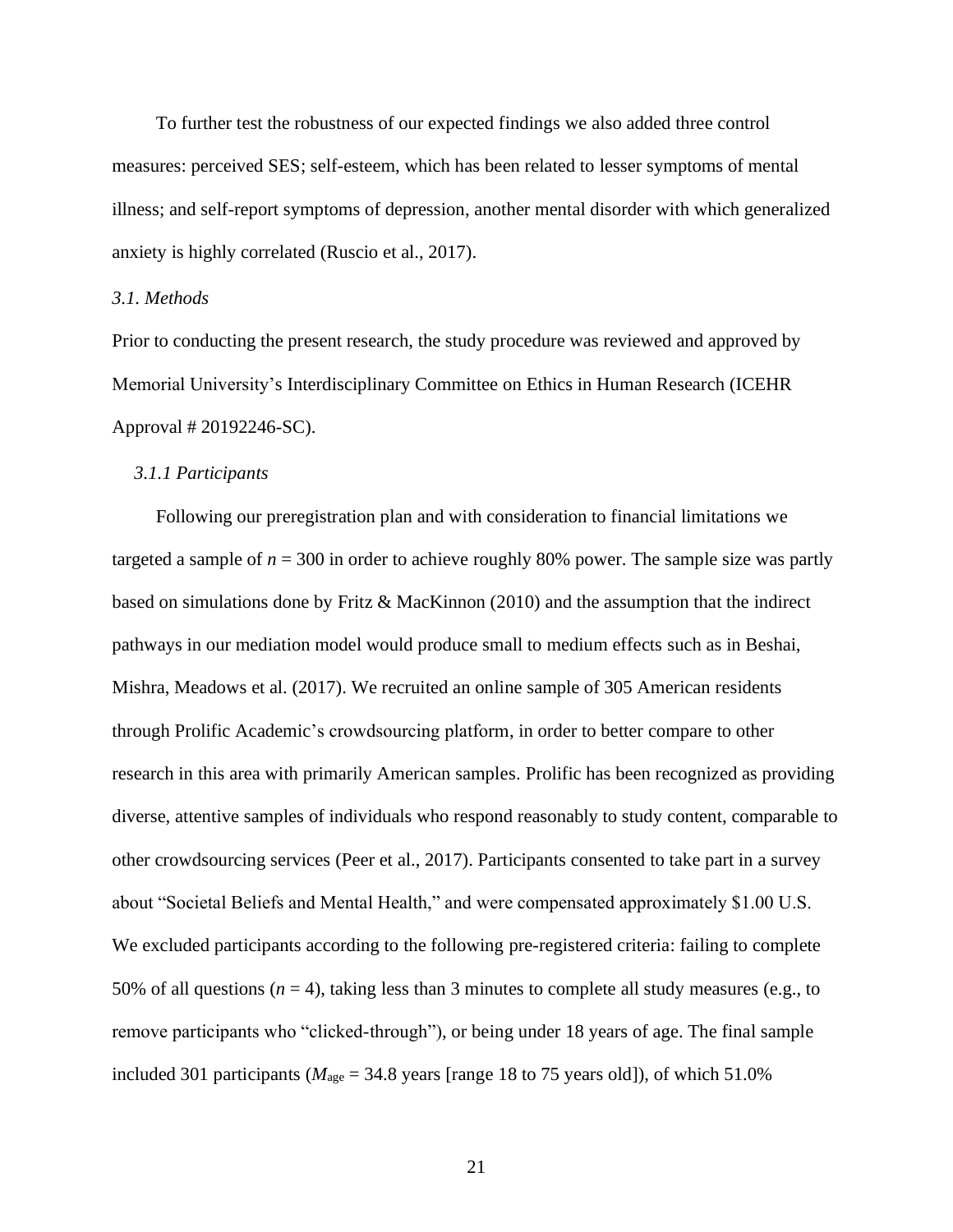To further test the robustness of our expected findings we also added three control measures: perceived SES; self-esteem, which has been related to lesser symptoms of mental illness; and self-report symptoms of depression, another mental disorder with which generalized anxiety is highly correlated (Ruscio et al., 2017).

### *3.1. Methods*

Prior to conducting the present research, the study procedure was reviewed and approved by Memorial University's Interdisciplinary Committee on Ethics in Human Research (ICEHR Approval # 20192246-SC).

#### *3.1.1 Participants*

Following our preregistration plan and with consideration to financial limitations we targeted a sample of $n$ = 300 in order to achieve roughly 80% power. The sample size was partly based on simulations done by Fritz & MacKinnon (2010) and the assumption that the indirect pathways in our mediation model would produce small to medium effects such as in Beshai, Mishra, Meadows et al. (2017). We recruited an online sample of 305 American residents through Prolific Academic's crowdsourcing platform, in order to better compare to other research in this area with primarily American samples. Prolific has been recognized as providing diverse, attentive samples of individuals who respond reasonably to study content, comparable to other crowdsourcing services (Peer et al., 2017). Participants consented to take part in a survey about "Societal Beliefs and Mental Health," and were compensated approximately $1.00 U.S. We excluded participants according to the following pre-registered criteria: failing to complete 50% of all questions ($n$ = 4), taking less than 3 minutes to complete all study measures (e.g., to remove participants who "clicked-through"), or being under 18 years of age. The final sample included 301 participants ($M_{age}$ = 34.8 years [range 18 to 75 years old]), of which 51.0%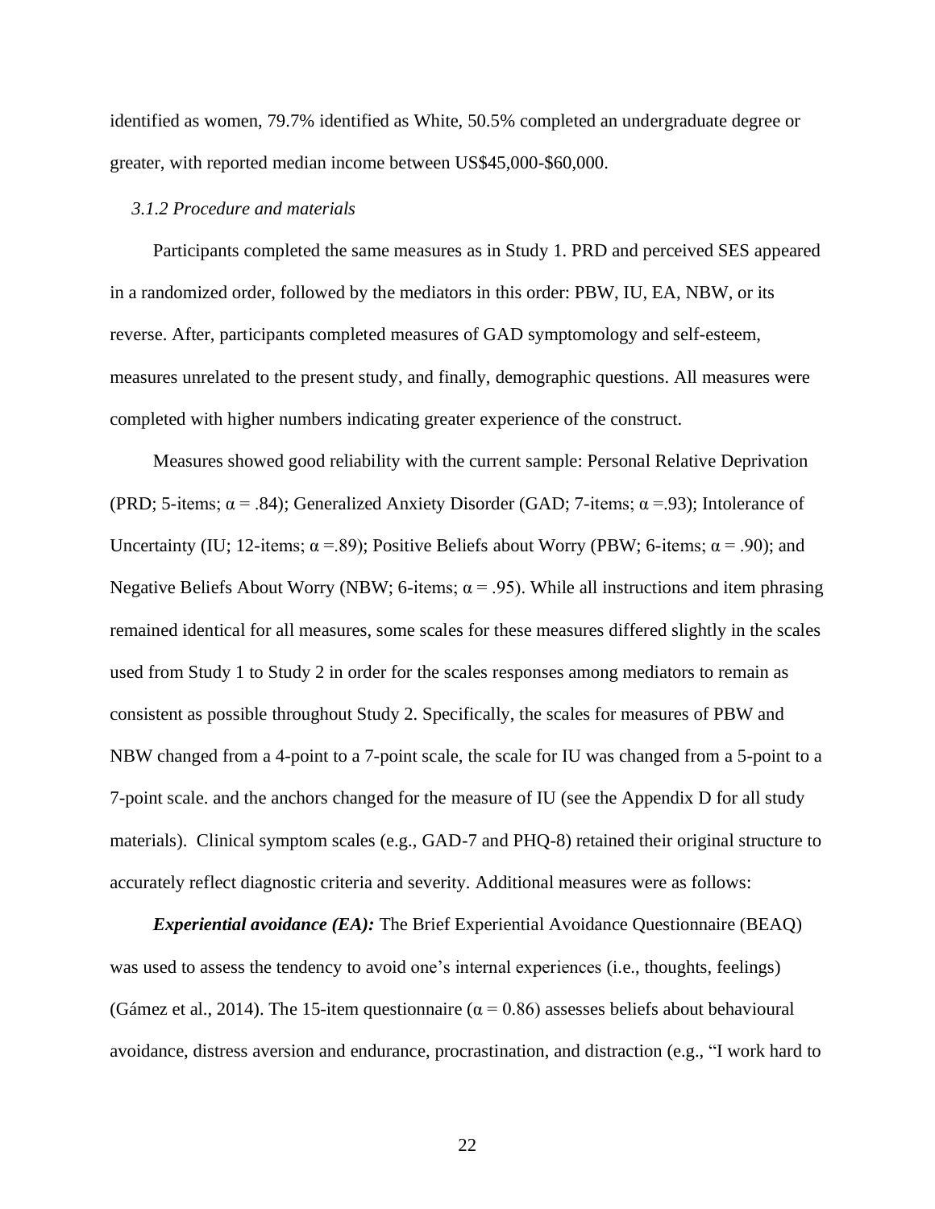identified as women, 79.7% identified as White, 50.5% completed an undergraduate degree or greater, with reported median income between US$45,000-$60,000.

### *3.1.2 Procedure and materials*

Participants completed the same measures as in Study 1. PRD and perceived SES appeared in a randomized order, followed by the mediators in this order: PBW, IU, EA, NBW, or its reverse. After, participants completed measures of GAD symptomology and self-esteem, measures unrelated to the present study, and finally, demographic questions. All measures were completed with higher numbers indicating greater experience of the construct.

Measures showed good reliability with the current sample: Personal Relative Deprivation (PRD; 5-items; $\alpha = .84$); Generalized Anxiety Disorder (GAD; 7-items; $\alpha =.93$); Intolerance of Uncertainty (IU; 12-items; $\alpha =.89$); Positive Beliefs about Worry (PBW; 6-items; $\alpha = .90$); and Negative Beliefs About Worry (NBW; 6-items; $\alpha = .95$). While all instructions and item phrasing remained identical for all measures, some scales for these measures differed slightly in the scales used from Study 1 to Study 2 in order for the scales responses among mediators to remain as consistent as possible throughout Study 2. Specifically, the scales for measures of PBW and NBW changed from a 4-point to a 7-point scale, the scale for IU was changed from a 5-point to a 7-point scale. and the anchors changed for the measure of IU (see the Appendix D for all study materials). Clinical symptom scales (e.g., GAD-7 and PHQ-8) retained their original structure to accurately reflect diagnostic criteria and severity. Additional measures were as follows:

***Experiential avoidance (EA):*** The Brief Experiential Avoidance Questionnaire (BEAQ) was used to assess the tendency to avoid one's internal experiences (i.e., thoughts, feelings) (Gámez et al., 2014). The 15-item questionnaire ($\alpha = 0.86$) assesses beliefs about behavioural avoidance, distress aversion and endurance, procrastination, and distraction (e.g., "I work hard to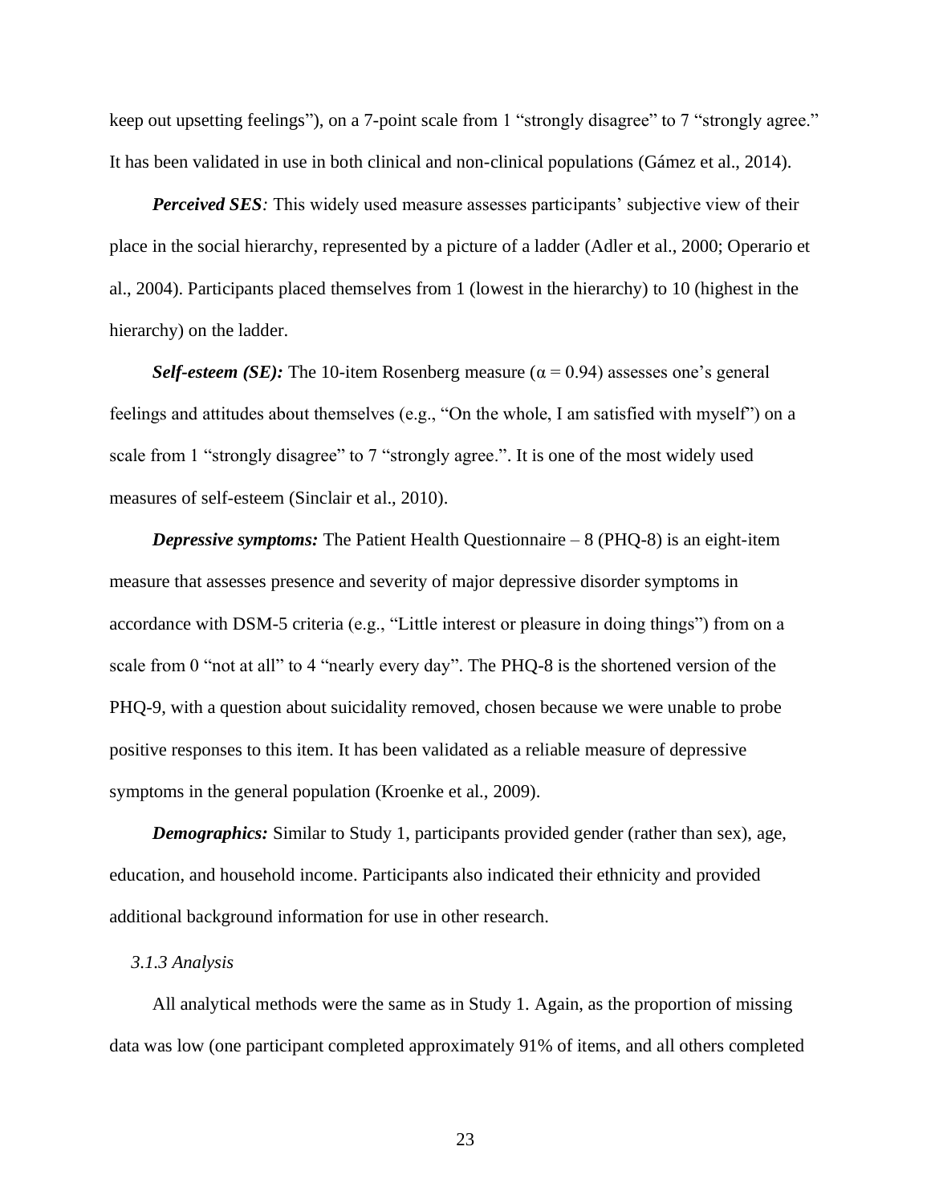keep out upsetting feelings"), on a 7-point scale from 1 "strongly disagree" to 7 "strongly agree." It has been validated in use in both clinical and non-clinical populations (Gámez et al., 2014).

***Perceived SES****:* This widely used measure assesses participants' subjective view of their place in the social hierarchy, represented by a picture of a ladder (Adler et al., 2000; Operario et al., 2004). Participants placed themselves from 1 (lowest in the hierarchy) to 10 (highest in the hierarchy) on the ladder.

***Self-esteem (SE):*** The 10-item Rosenberg measure ($\alpha = 0.94$) assesses one's general feelings and attitudes about themselves (e.g., "On the whole, I am satisfied with myself") on a scale from 1 "strongly disagree" to 7 "strongly agree.". It is one of the most widely used measures of self-esteem (Sinclair et al., 2010).

***Depressive symptoms:*** The Patient Health Questionnaire – 8 (PHQ-8) is an eight-item measure that assesses presence and severity of major depressive disorder symptoms in accordance with DSM-5 criteria (e.g., "Little interest or pleasure in doing things") from on a scale from 0 "not at all" to 4 "nearly every day". The PHQ-8 is the shortened version of the PHQ-9, with a question about suicidality removed, chosen because we were unable to probe positive responses to this item. It has been validated as a reliable measure of depressive symptoms in the general population (Kroenke et al., 2009).

***Demographics:*** Similar to Study 1, participants provided gender (rather than sex), age, education, and household income. Participants also indicated their ethnicity and provided additional background information for use in other research.

*3.1.3 Analysis*

All analytical methods were the same as in Study 1. Again, as the proportion of missing data was low (one participant completed approximately 91% of items, and all others completed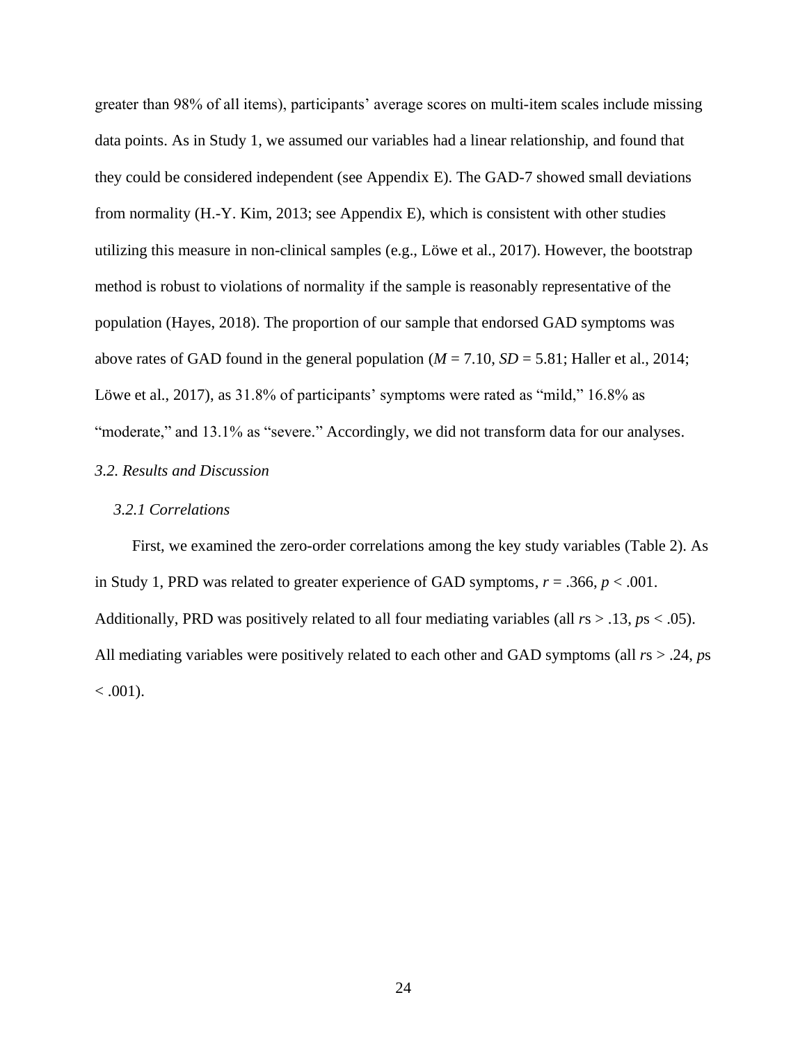greater than 98% of all items), participants' average scores on multi-item scales include missing data points. As in Study 1, we assumed our variables had a linear relationship, and found that they could be considered independent (see Appendix E). The GAD-7 showed small deviations from normality (H.-Y. Kim, 2013; see Appendix E), which is consistent with other studies utilizing this measure in non-clinical samples (e.g., Löwe et al., 2017). However, the bootstrap method is robust to violations of normality if the sample is reasonably representative of the population (Hayes, 2018). The proportion of our sample that endorsed GAD symptoms was above rates of GAD found in the general population ($M$ = 7.10, $SD$ = 5.81; Haller et al., 2014; Löwe et al., 2017), as 31.8% of participants' symptoms were rated as "mild," 16.8% as "moderate," and 13.1% as "severe." Accordingly, we did not transform data for our analyses.

### *3.2. Results and Discussion*

#### *3.2.1 Correlations*

First, we examined the zero-order correlations among the key study variables (Table 2). As in Study 1, PRD was related to greater experience of GAD symptoms, $r = .366$, $p < .001$. Additionally, PRD was positively related to all four mediating variables (all $r$s > .13, $p$s < .05). All mediating variables were positively related to each other and GAD symptoms (all $r$s > .24, $p$s < .001).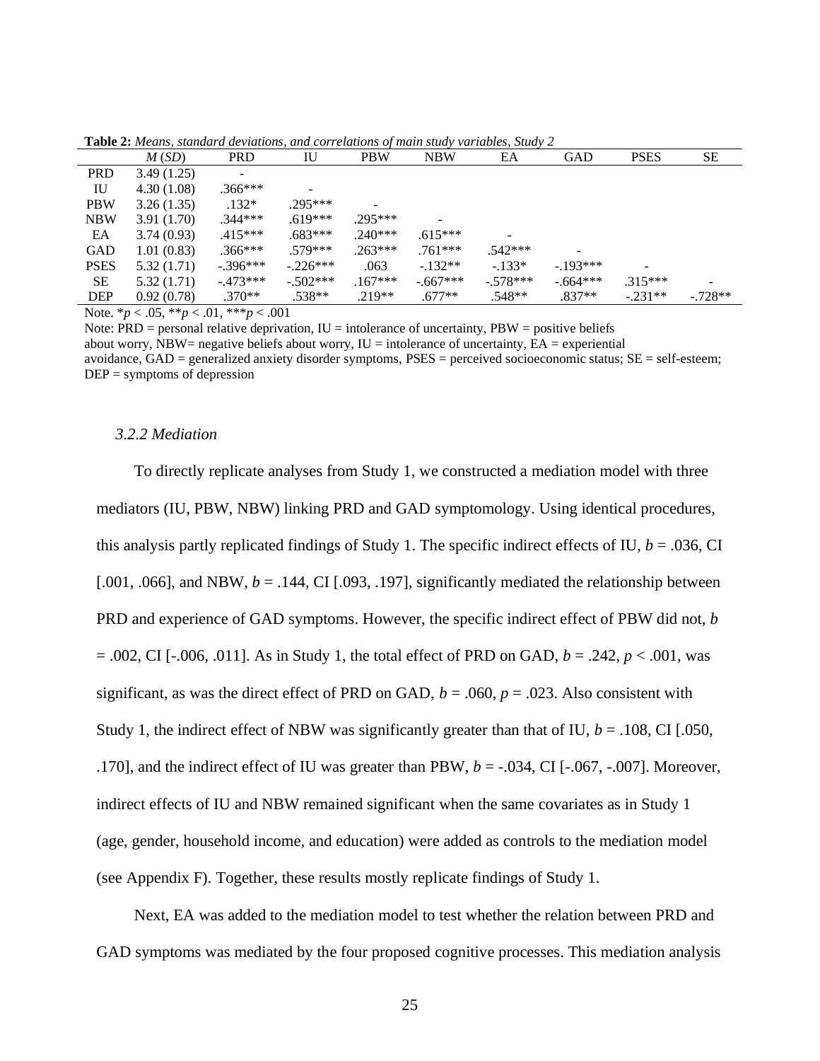**Table 2:** *Means, standard deviations, and correlations of main study variables, Study 2*

| | *M* (*SD*) | PRD | IU | PBW | NBW | EA | GAD | PSES | SE |
|---|---|---|---|---|---|---|---|---|---|
| PRD | 3.49 (1.25) | - | | | | | | | |
| IU | 4.30 (1.08) | .366*** | - | | | | | | |
| PBW | 3.26 (1.35) | .132* | .295*** | - | | | | | |
| NBW | 3.91 (1.70) | .344*** | .619*** | .295*** | - | | | | |
| EA | 3.74 (0.93) | .415*** | .683*** | .240*** | .615*** | - | | | |
| GAD | 1.01 (0.83) | .366*** | .579*** | .263*** | .761*** | .542*** | - | | |
| PSES | 5.32 (1.71) | -.396*** | -.226*** | .063 | -.132** | -.133* | -.193*** | - | |
| SE | 5.32 (1.71) | -.473*** | -.502*** | .167*** | -.667*** | -.578*** | -.664*** | .315*** | - |
| DEP | 0.92 (0.78) | .370** | .538** | .219** | .677** | .548** | .837** | -.231** | -.728** |

Note. \**p* < .05, \*\**p* < .01, \*\*\**p* < .001

Note: PRD = personal relative deprivation, IU = intolerance of uncertainty, PBW = positive beliefs about worry, NBW= negative beliefs about worry, IU = intolerance of uncertainty, EA = experiential avoidance, GAD = generalized anxiety disorder symptoms, PSES = perceived socioeconomic status; SE = self-esteem; DEP = symptoms of depression

### *3.2.2 Mediation*

To directly replicate analyses from Study 1, we constructed a mediation model with three mediators (IU, PBW, NBW) linking PRD and GAD symptomology. Using identical procedures, this analysis partly replicated findings of Study 1. The specific indirect effects of IU, $b$ = .036, CI [.001, .066], and NBW, $b$ = .144, CI [.093, .197], significantly mediated the relationship between PRD and experience of GAD symptoms. However, the specific indirect effect of PBW did not, $b$ = .002, CI [-.006, .011]. As in Study 1, the total effect of PRD on GAD, $b$ = .242, $p$ < .001, was significant, as was the direct effect of PRD on GAD, $b$ = .060, $p$ = .023. Also consistent with Study 1, the indirect effect of NBW was significantly greater than that of IU, $b$ = .108, CI [.050, .170], and the indirect effect of IU was greater than PBW, $b$ = -.034, CI [-.067, -.007]. Moreover, indirect effects of IU and NBW remained significant when the same covariates as in Study 1 (age, gender, household income, and education) were added as controls to the mediation model (see Appendix F). Together, these results mostly replicate findings of Study 1.

Next, EA was added to the mediation model to test whether the relation between PRD and GAD symptoms was mediated by the four proposed cognitive processes. This mediation analysis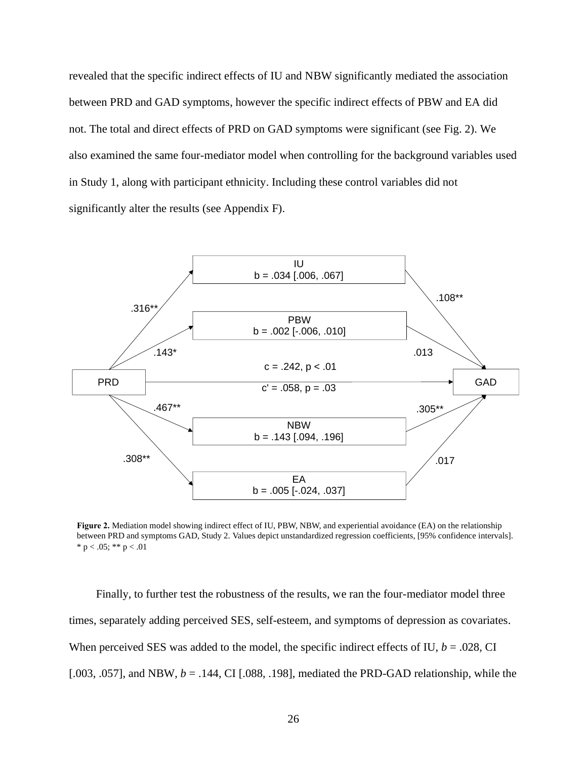revealed that the specific indirect effects of IU and NBW significantly mediated the association between PRD and GAD symptoms, however the specific indirect effects of PBW and EA did not. The total and direct effects of PRD on GAD symptoms were significant (see Fig. 2). We also examined the same four-mediator model when controlling for the background variables used in Study 1, along with participant ethnicity. Including these control variables did not significantly alter the results (see Appendix F).

**Figure 2.** Mediation model showing indirect effect of IU, PBW, NBW, and experiential avoidance (EA) on the relationship between PRD and symptoms GAD, Study 2. Values depict unstandardized regression coefficients, [95% confidence intervals]. * $p < .05$; ** $p < .01$

Finally, to further test the robustness of the results, we ran the four-mediator model three times, separately adding perceived SES, self-esteem, and symptoms of depression as covariates. When perceived SES was added to the model, the specific indirect effects of IU, $b = .028$, CI [.003, .057], and NBW, $b = .144$, CI [.088, .198], mediated the PRD-GAD relationship, while the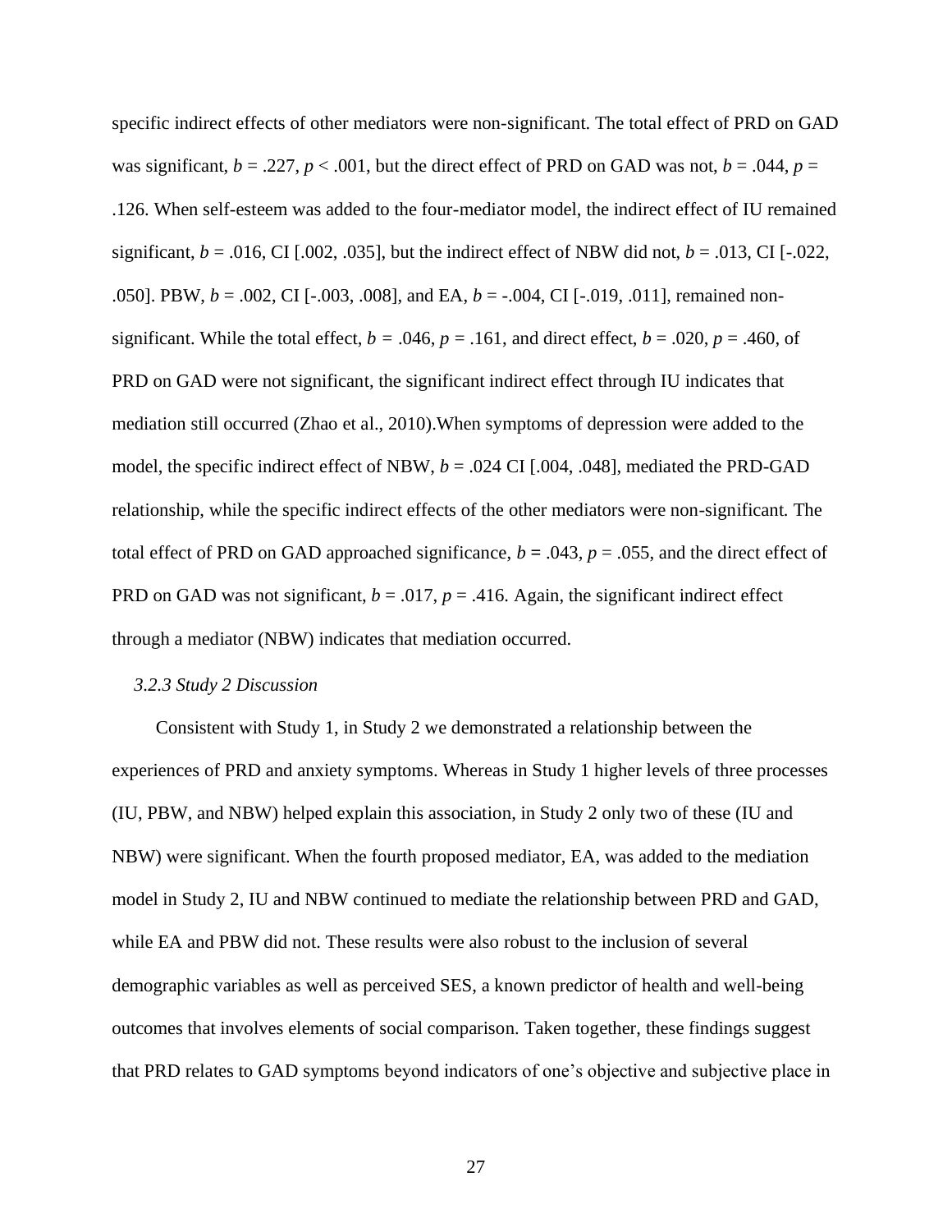specific indirect effects of other mediators were non-significant. The total effect of PRD on GAD was significant, $b = .227$, $p < .001$, but the direct effect of PRD on GAD was not, $b = .044$, $p = .126$. When self-esteem was added to the four-mediator model, the indirect effect of IU remained significant, $b = .016$, CI [.002, .035], but the indirect effect of NBW did not, $b = .013$, CI [-.022, .050]. PBW, $b = .002$, CI [-.003, .008], and EA, $b = -.004$, CI [-.019, .011], remained non-significant. While the total effect, $b = .046$, $p = .161$, and direct effect, $b = .020$, $p = .460$, of PRD on GAD were not significant, the significant indirect effect through IU indicates that mediation still occurred (Zhao et al., 2010).When symptoms of depression were added to the model, the specific indirect effect of NBW, $b = .024$ CI [.004, .048], mediated the PRD-GAD relationship, while the specific indirect effects of the other mediators were non-significant. The total effect of PRD on GAD approached significance, $b = .043$, $p = .055$, and the direct effect of PRD on GAD was not significant, $b = .017$, $p = .416$. Again, the significant indirect effect through a mediator (NBW) indicates that mediation occurred.

### *3.2.3 Study 2 Discussion*

Consistent with Study 1, in Study 2 we demonstrated a relationship between the experiences of PRD and anxiety symptoms. Whereas in Study 1 higher levels of three processes (IU, PBW, and NBW) helped explain this association, in Study 2 only two of these (IU and NBW) were significant. When the fourth proposed mediator, EA, was added to the mediation model in Study 2, IU and NBW continued to mediate the relationship between PRD and GAD, while EA and PBW did not. These results were also robust to the inclusion of several demographic variables as well as perceived SES, a known predictor of health and well-being outcomes that involves elements of social comparison. Taken together, these findings suggest that PRD relates to GAD symptoms beyond indicators of one's objective and subjective place in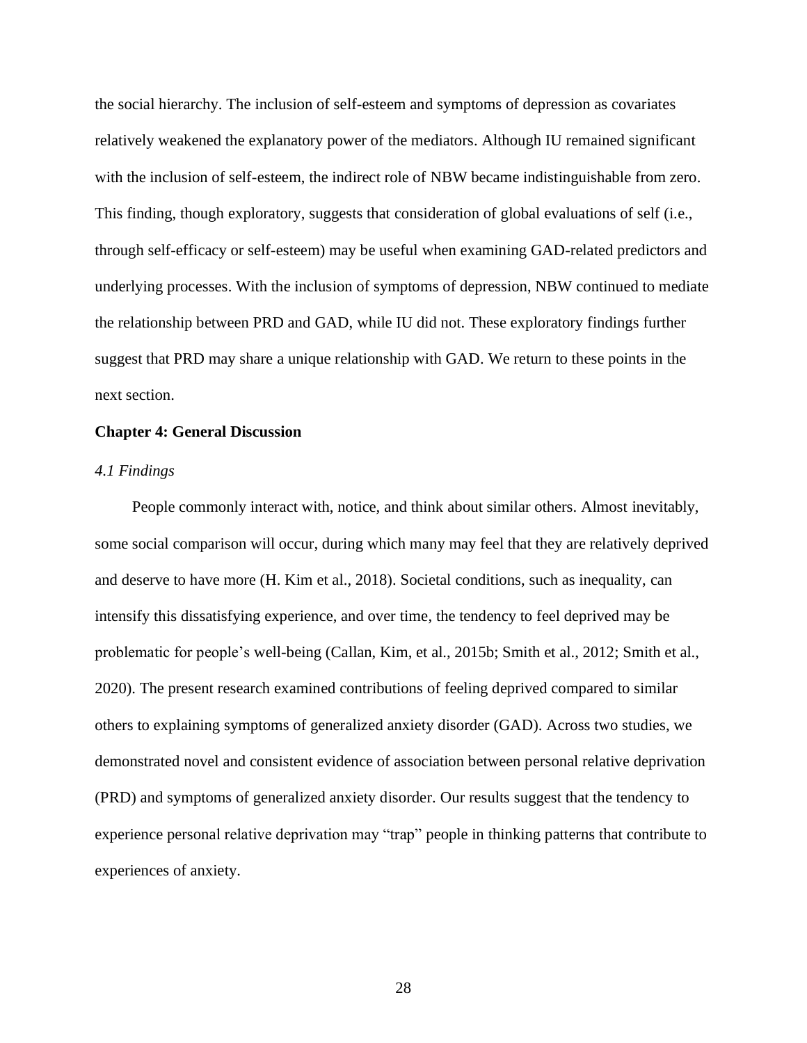the social hierarchy. The inclusion of self-esteem and symptoms of depression as covariates relatively weakened the explanatory power of the mediators. Although IU remained significant with the inclusion of self-esteem, the indirect role of NBW became indistinguishable from zero. This finding, though exploratory, suggests that consideration of global evaluations of self (i.e., through self-efficacy or self-esteem) may be useful when examining GAD-related predictors and underlying processes. With the inclusion of symptoms of depression, NBW continued to mediate the relationship between PRD and GAD, while IU did not. These exploratory findings further suggest that PRD may share a unique relationship with GAD. We return to these points in the next section.

## Chapter 4: General Discussion

### *4.1 Findings*

People commonly interact with, notice, and think about similar others. Almost inevitably, some social comparison will occur, during which many may feel that they are relatively deprived and deserve to have more (H. Kim et al., 2018). Societal conditions, such as inequality, can intensify this dissatisfying experience, and over time, the tendency to feel deprived may be problematic for people's well-being (Callan, Kim, et al., 2015b; Smith et al., 2012; Smith et al., 2020). The present research examined contributions of feeling deprived compared to similar others to explaining symptoms of generalized anxiety disorder (GAD). Across two studies, we demonstrated novel and consistent evidence of association between personal relative deprivation (PRD) and symptoms of generalized anxiety disorder. Our results suggest that the tendency to experience personal relative deprivation may "trap" people in thinking patterns that contribute to experiences of anxiety.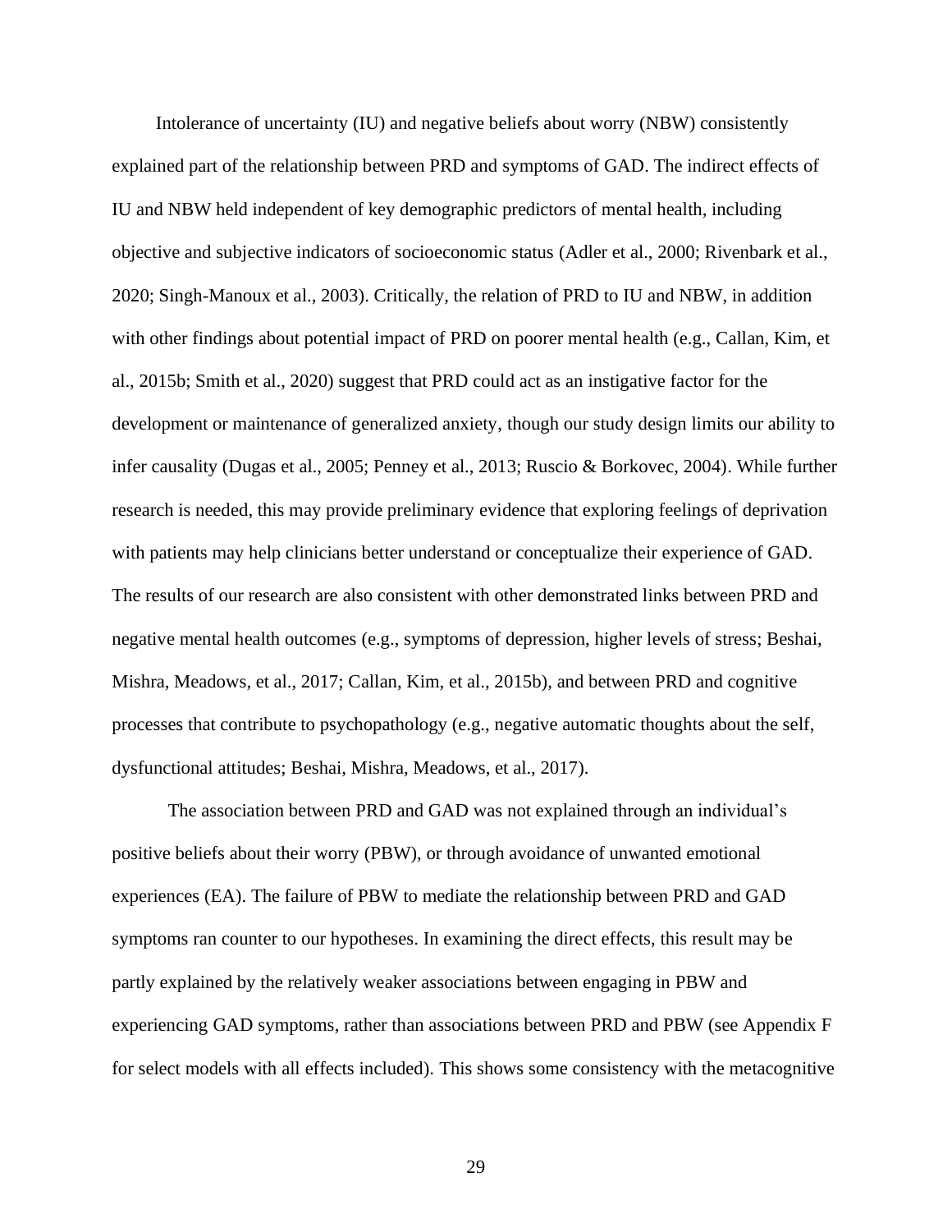Intolerance of uncertainty (IU) and negative beliefs about worry (NBW) consistently explained part of the relationship between PRD and symptoms of GAD. The indirect effects of IU and NBW held independent of key demographic predictors of mental health, including objective and subjective indicators of socioeconomic status (Adler et al., 2000; Rivenbark et al., 2020; Singh-Manoux et al., 2003). Critically, the relation of PRD to IU and NBW, in addition with other findings about potential impact of PRD on poorer mental health (e.g., Callan, Kim, et al., 2015b; Smith et al., 2020) suggest that PRD could act as an instigative factor for the development or maintenance of generalized anxiety, though our study design limits our ability to infer causality (Dugas et al., 2005; Penney et al., 2013; Ruscio & Borkovec, 2004). While further research is needed, this may provide preliminary evidence that exploring feelings of deprivation with patients may help clinicians better understand or conceptualize their experience of GAD. The results of our research are also consistent with other demonstrated links between PRD and negative mental health outcomes (e.g., symptoms of depression, higher levels of stress; Beshai, Mishra, Meadows, et al., 2017; Callan, Kim, et al., 2015b), and between PRD and cognitive processes that contribute to psychopathology (e.g., negative automatic thoughts about the self, dysfunctional attitudes; Beshai, Mishra, Meadows, et al., 2017).

The association between PRD and GAD was not explained through an individual's positive beliefs about their worry (PBW), or through avoidance of unwanted emotional experiences (EA). The failure of PBW to mediate the relationship between PRD and GAD symptoms ran counter to our hypotheses. In examining the direct effects, this result may be partly explained by the relatively weaker associations between engaging in PBW and experiencing GAD symptoms, rather than associations between PRD and PBW (see Appendix F for select models with all effects included). This shows some consistency with the metacognitive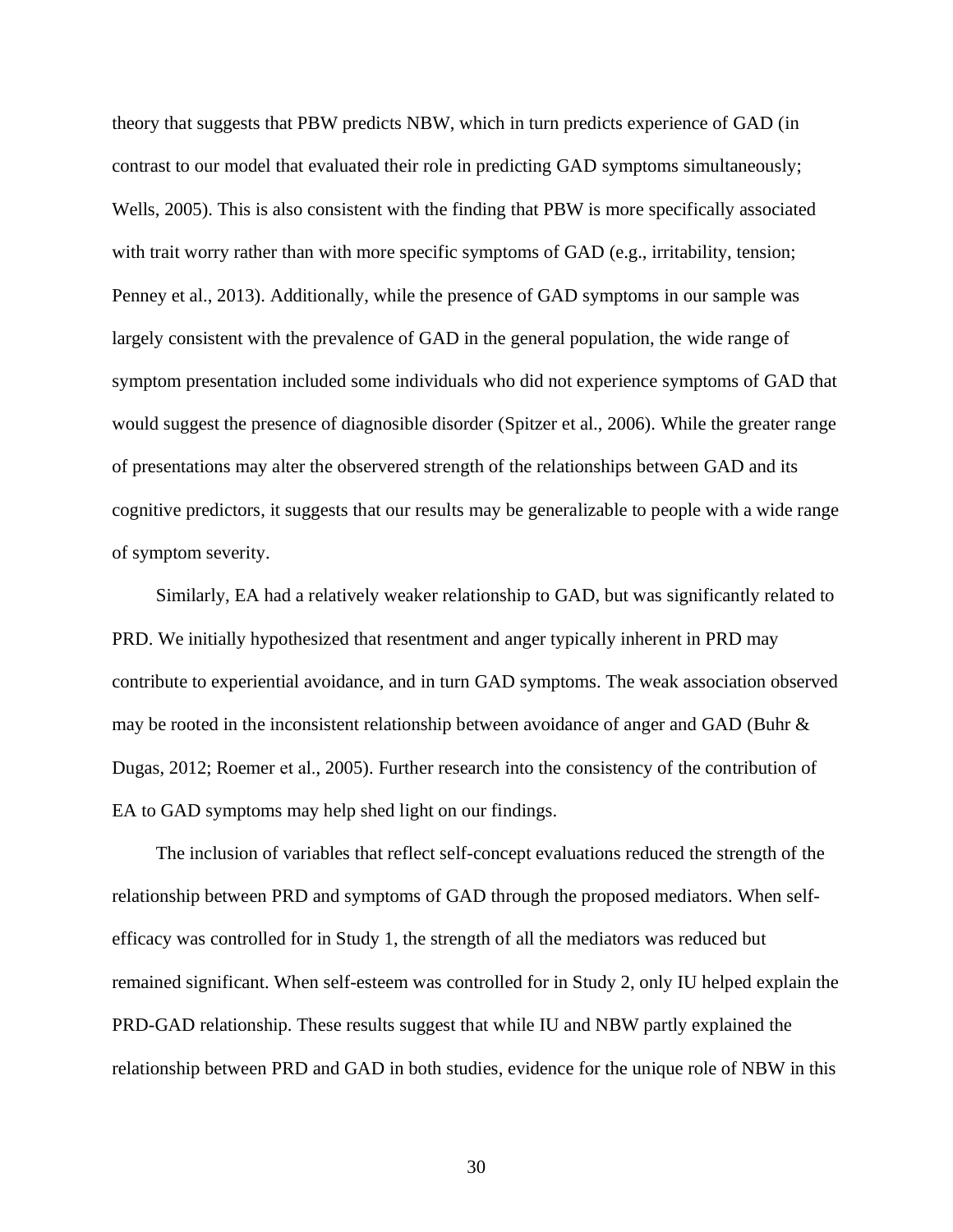theory that suggests that PBW predicts NBW, which in turn predicts experience of GAD (in contrast to our model that evaluated their role in predicting GAD symptoms simultaneously; Wells, 2005). This is also consistent with the finding that PBW is more specifically associated with trait worry rather than with more specific symptoms of GAD (e.g., irritability, tension; Penney et al., 2013). Additionally, while the presence of GAD symptoms in our sample was largely consistent with the prevalence of GAD in the general population, the wide range of symptom presentation included some individuals who did not experience symptoms of GAD that would suggest the presence of diagnosible disorder (Spitzer et al., 2006). While the greater range of presentations may alter the observered strength of the relationships between GAD and its cognitive predictors, it suggests that our results may be generalizable to people with a wide range of symptom severity.

Similarly, EA had a relatively weaker relationship to GAD, but was significantly related to PRD. We initially hypothesized that resentment and anger typically inherent in PRD may contribute to experiential avoidance, and in turn GAD symptoms. The weak association observed may be rooted in the inconsistent relationship between avoidance of anger and GAD (Buhr & Dugas, 2012; Roemer et al., 2005). Further research into the consistency of the contribution of EA to GAD symptoms may help shed light on our findings.

The inclusion of variables that reflect self-concept evaluations reduced the strength of the relationship between PRD and symptoms of GAD through the proposed mediators. When self-efficacy was controlled for in Study 1, the strength of all the mediators was reduced but remained significant. When self-esteem was controlled for in Study 2, only IU helped explain the PRD-GAD relationship. These results suggest that while IU and NBW partly explained the relationship between PRD and GAD in both studies, evidence for the unique role of NBW in this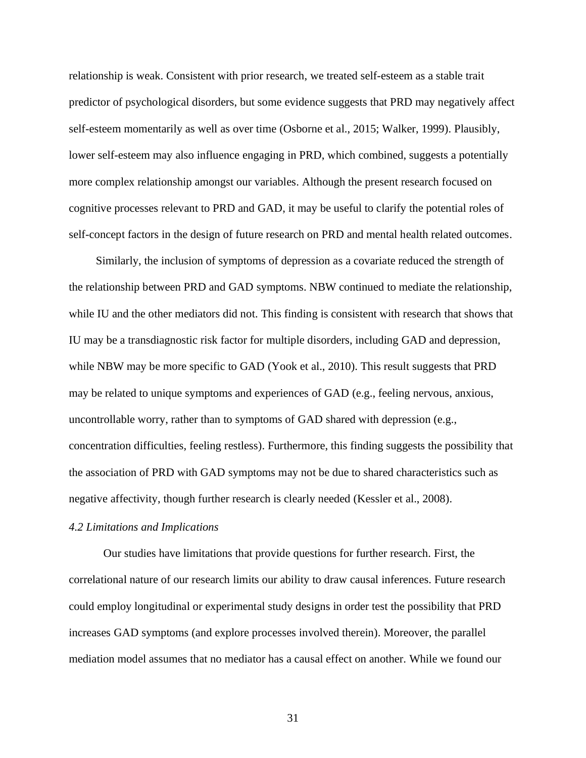relationship is weak. Consistent with prior research, we treated self-esteem as a stable trait predictor of psychological disorders, but some evidence suggests that PRD may negatively affect self-esteem momentarily as well as over time (Osborne et al., 2015; Walker, 1999). Plausibly, lower self-esteem may also influence engaging in PRD, which combined, suggests a potentially more complex relationship amongst our variables. Although the present research focused on cognitive processes relevant to PRD and GAD, it may be useful to clarify the potential roles of self-concept factors in the design of future research on PRD and mental health related outcomes.

Similarly, the inclusion of symptoms of depression as a covariate reduced the strength of the relationship between PRD and GAD symptoms. NBW continued to mediate the relationship, while IU and the other mediators did not. This finding is consistent with research that shows that IU may be a transdiagnostic risk factor for multiple disorders, including GAD and depression, while NBW may be more specific to GAD (Yook et al., 2010). This result suggests that PRD may be related to unique symptoms and experiences of GAD (e.g., feeling nervous, anxious, uncontrollable worry, rather than to symptoms of GAD shared with depression (e.g., concentration difficulties, feeling restless). Furthermore, this finding suggests the possibility that the association of PRD with GAD symptoms may not be due to shared characteristics such as negative affectivity, though further research is clearly needed (Kessler et al., 2008).

### *4.2 Limitations and Implications*

Our studies have limitations that provide questions for further research. First, the correlational nature of our research limits our ability to draw causal inferences. Future research could employ longitudinal or experimental study designs in order test the possibility that PRD increases GAD symptoms (and explore processes involved therein). Moreover, the parallel mediation model assumes that no mediator has a causal effect on another. While we found our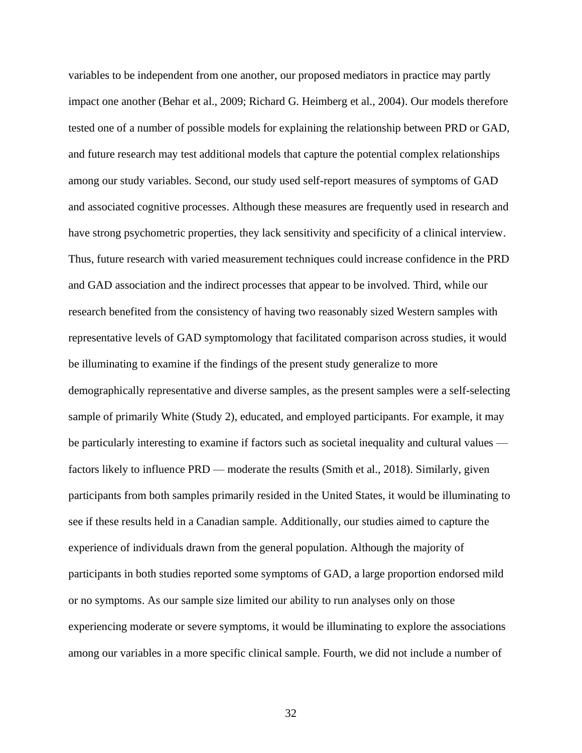variables to be independent from one another, our proposed mediators in practice may partly impact one another (Behar et al., 2009; Richard G. Heimberg et al., 2004). Our models therefore tested one of a number of possible models for explaining the relationship between PRD or GAD, and future research may test additional models that capture the potential complex relationships among our study variables. Second, our study used self-report measures of symptoms of GAD and associated cognitive processes. Although these measures are frequently used in research and have strong psychometric properties, they lack sensitivity and specificity of a clinical interview. Thus, future research with varied measurement techniques could increase confidence in the PRD and GAD association and the indirect processes that appear to be involved. Third, while our research benefited from the consistency of having two reasonably sized Western samples with representative levels of GAD symptomology that facilitated comparison across studies, it would be illuminating to examine if the findings of the present study generalize to more demographically representative and diverse samples, as the present samples were a self-selecting sample of primarily White (Study 2), educated, and employed participants. For example, it may be particularly interesting to examine if factors such as societal inequality and cultural values — factors likely to influence PRD — moderate the results (Smith et al., 2018). Similarly, given participants from both samples primarily resided in the United States, it would be illuminating to see if these results held in a Canadian sample. Additionally, our studies aimed to capture the experience of individuals drawn from the general population. Although the majority of participants in both studies reported some symptoms of GAD, a large proportion endorsed mild or no symptoms. As our sample size limited our ability to run analyses only on those experiencing moderate or severe symptoms, it would be illuminating to explore the associations among our variables in a more specific clinical sample. Fourth, we did not include a number of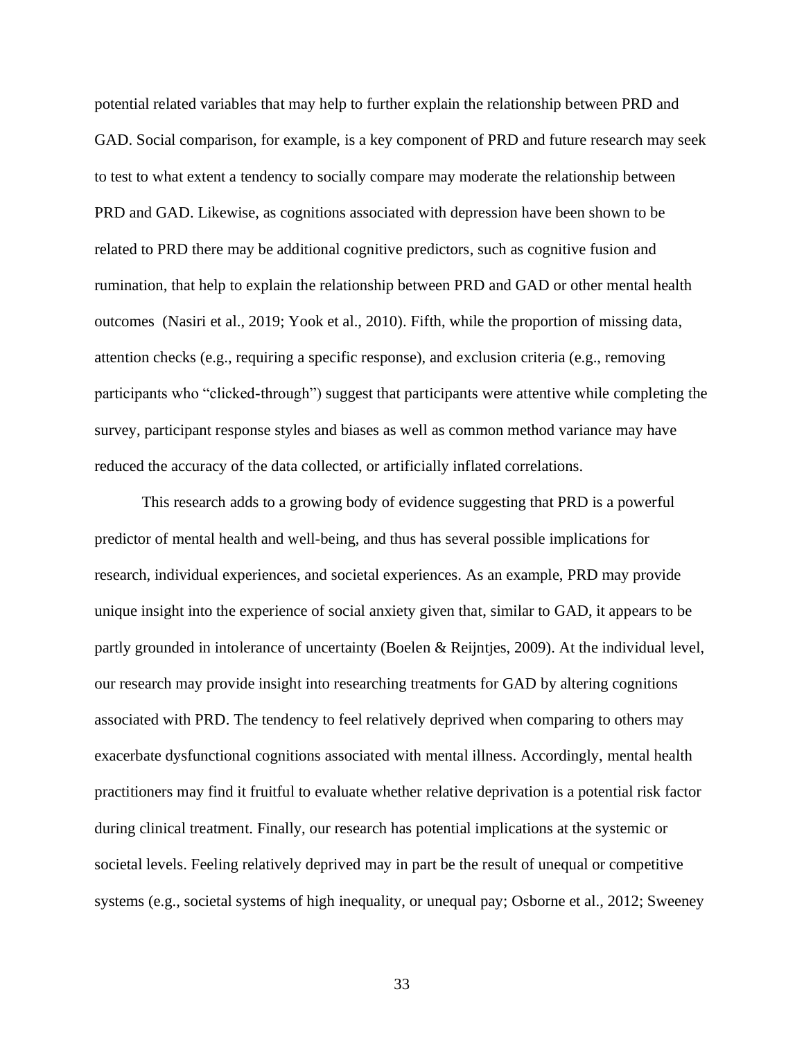potential related variables that may help to further explain the relationship between PRD and GAD. Social comparison, for example, is a key component of PRD and future research may seek to test to what extent a tendency to socially compare may moderate the relationship between PRD and GAD. Likewise, as cognitions associated with depression have been shown to be related to PRD there may be additional cognitive predictors, such as cognitive fusion and rumination, that help to explain the relationship between PRD and GAD or other mental health outcomes (Nasiri et al., 2019; Yook et al., 2010). Fifth, while the proportion of missing data, attention checks (e.g., requiring a specific response), and exclusion criteria (e.g., removing participants who "clicked-through") suggest that participants were attentive while completing the survey, participant response styles and biases as well as common method variance may have reduced the accuracy of the data collected, or artificially inflated correlations.

This research adds to a growing body of evidence suggesting that PRD is a powerful predictor of mental health and well-being, and thus has several possible implications for research, individual experiences, and societal experiences. As an example, PRD may provide unique insight into the experience of social anxiety given that, similar to GAD, it appears to be partly grounded in intolerance of uncertainty (Boelen & Reijntjes, 2009). At the individual level, our research may provide insight into researching treatments for GAD by altering cognitions associated with PRD. The tendency to feel relatively deprived when comparing to others may exacerbate dysfunctional cognitions associated with mental illness. Accordingly, mental health practitioners may find it fruitful to evaluate whether relative deprivation is a potential risk factor during clinical treatment. Finally, our research has potential implications at the systemic or societal levels. Feeling relatively deprived may in part be the result of unequal or competitive systems (e.g., societal systems of high inequality, or unequal pay; Osborne et al., 2012; Sweeney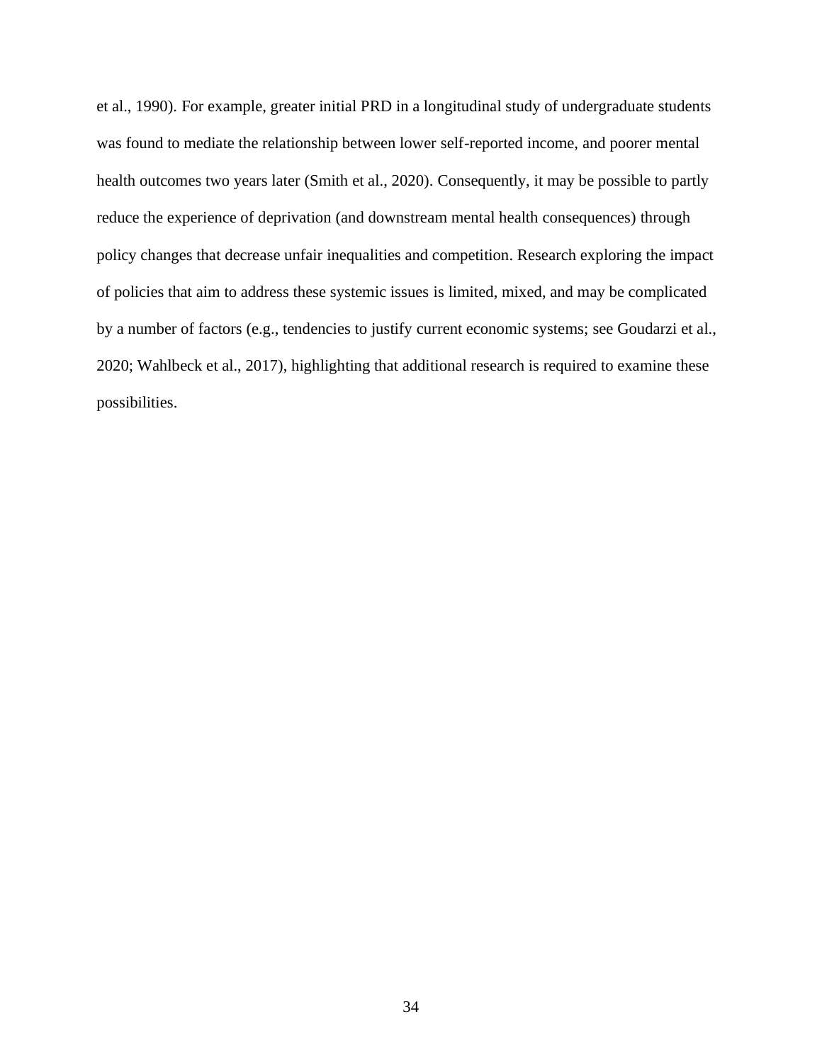et al., 1990). For example, greater initial PRD in a longitudinal study of undergraduate students was found to mediate the relationship between lower self-reported income, and poorer mental health outcomes two years later (Smith et al., 2020). Consequently, it may be possible to partly reduce the experience of deprivation (and downstream mental health consequences) through policy changes that decrease unfair inequalities and competition. Research exploring the impact of policies that aim to address these systemic issues is limited, mixed, and may be complicated by a number of factors (e.g., tendencies to justify current economic systems; see Goudarzi et al., 2020; Wahlbeck et al., 2017), highlighting that additional research is required to examine these possibilities.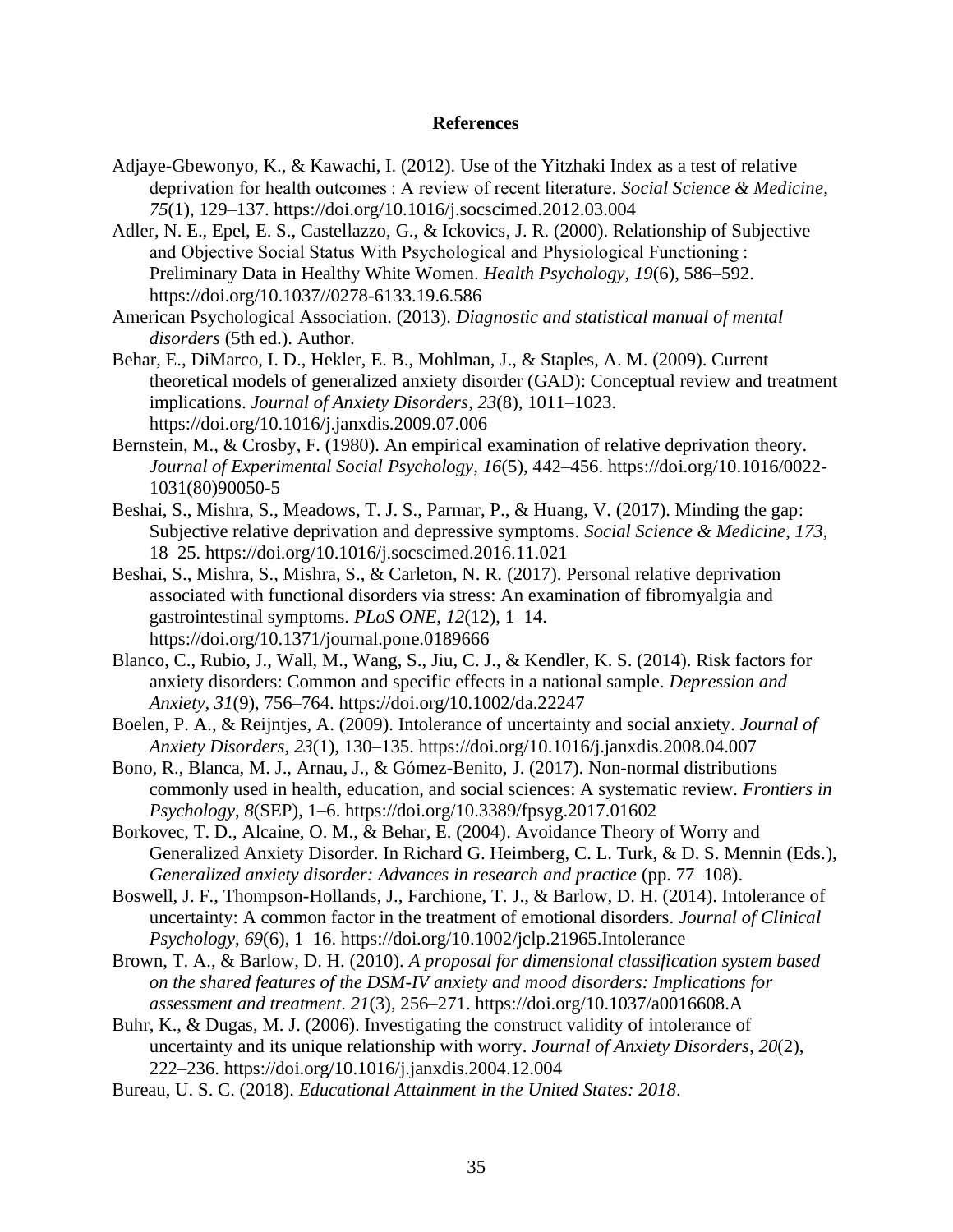## References

Adjaye-Gbewonyo, K., & Kawachi, I. (2012). Use of the Yitzhaki Index as a test of relative deprivation for health outcomes : A review of recent literature. *Social Science & Medicine*, *75*(1), 129–137. https://doi.org/10.1016/j.socscimed.2012.03.004

Adler, N. E., Epel, E. S., Castellazzo, G., & Ickovics, J. R. (2000). Relationship of Subjective and Objective Social Status With Psychological and Physiological Functioning : Preliminary Data in Healthy White Women. *Health Psychology*, *19*(6), 586–592. https://doi.org/10.1037//0278-6133.19.6.586

American Psychological Association. (2013). *Diagnostic and statistical manual of mental disorders* (5th ed.). Author.

Behar, E., DiMarco, I. D., Hekler, E. B., Mohlman, J., & Staples, A. M. (2009). Current theoretical models of generalized anxiety disorder (GAD): Conceptual review and treatment implications. *Journal of Anxiety Disorders*, *23*(8), 1011–1023. https://doi.org/10.1016/j.janxdis.2009.07.006

Bernstein, M., & Crosby, F. (1980). An empirical examination of relative deprivation theory. *Journal of Experimental Social Psychology*, *16*(5), 442–456. https://doi.org/10.1016/0022-1031(80)90050-5

Beshai, S., Mishra, S., Meadows, T. J. S., Parmar, P., & Huang, V. (2017). Minding the gap: Subjective relative deprivation and depressive symptoms. *Social Science & Medicine*, *173*, 18–25. https://doi.org/10.1016/j.socscimed.2016.11.021

Beshai, S., Mishra, S., Mishra, S., & Carleton, N. R. (2017). Personal relative deprivation associated with functional disorders via stress: An examination of fibromyalgia and gastrointestinal symptoms. *PLoS ONE*, *12*(12), 1–14. https://doi.org/10.1371/journal.pone.0189666

Blanco, C., Rubio, J., Wall, M., Wang, S., Jiu, C. J., & Kendler, K. S. (2014). Risk factors for anxiety disorders: Common and specific effects in a national sample. *Depression and Anxiety*, *31*(9), 756–764. https://doi.org/10.1002/da.22247

Boelen, P. A., & Reijntjes, A. (2009). Intolerance of uncertainty and social anxiety. *Journal of Anxiety Disorders*, *23*(1), 130–135. https://doi.org/10.1016/j.janxdis.2008.04.007

Bono, R., Blanca, M. J., Arnau, J., & Gómez-Benito, J. (2017). Non-normal distributions commonly used in health, education, and social sciences: A systematic review. *Frontiers in Psychology*, *8*(SEP), 1–6. https://doi.org/10.3389/fpsyg.2017.01602

Borkovec, T. D., Alcaine, O. M., & Behar, E. (2004). Avoidance Theory of Worry and Generalized Anxiety Disorder. In Richard G. Heimberg, C. L. Turk, & D. S. Mennin (Eds.), *Generalized anxiety disorder: Advances in research and practice* (pp. 77–108).

Boswell, J. F., Thompson-Hollands, J., Farchione, T. J., & Barlow, D. H. (2014). Intolerance of uncertainty: A common factor in the treatment of emotional disorders. *Journal of Clinical Psychology*, *69*(6), 1–16. https://doi.org/10.1002/jclp.21965.Intolerance

Brown, T. A., & Barlow, D. H. (2010). *A proposal for dimensional classification system based on the shared features of the DSM-IV anxiety and mood disorders: Implications for assessment and treatment*. *21*(3), 256–271. https://doi.org/10.1037/a0016608.A

Buhr, K., & Dugas, M. J. (2006). Investigating the construct validity of intolerance of uncertainty and its unique relationship with worry. *Journal of Anxiety Disorders*, *20*(2), 222–236. https://doi.org/10.1016/j.janxdis.2004.12.004

Bureau, U. S. C. (2018). *Educational Attainment in the United States: 2018*.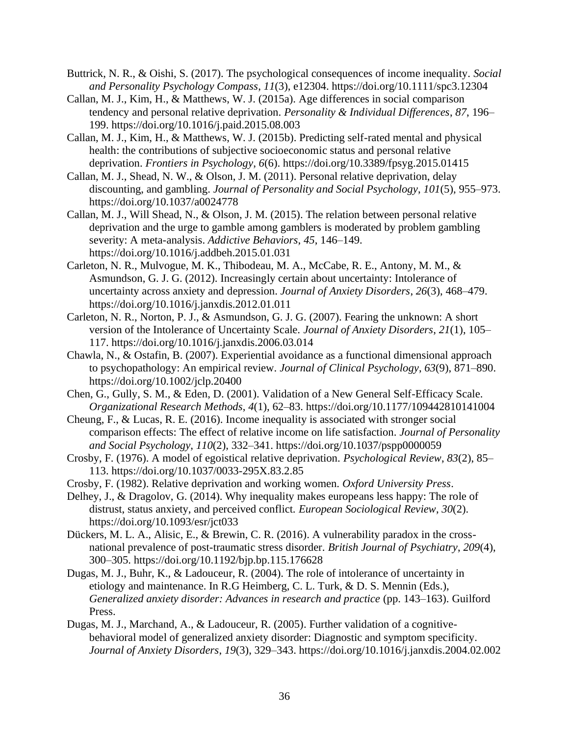Buttrick, N. R., & Oishi, S. (2017). The psychological consequences of income inequality. *Social and Personality Psychology Compass*, *11*(3), e12304. https://doi.org/10.1111/spc3.12304

Callan, M. J., Kim, H., & Matthews, W. J. (2015a). Age differences in social comparison tendency and personal relative deprivation. *Personality & Individual Differences*, *87*, 196–199. https://doi.org/10.1016/j.paid.2015.08.003

Callan, M. J., Kim, H., & Matthews, W. J. (2015b). Predicting self-rated mental and physical health: the contributions of subjective socioeconomic status and personal relative deprivation. *Frontiers in Psychology*, *6*(6). https://doi.org/10.3389/fpsyg.2015.01415

Callan, M. J., Shead, N. W., & Olson, J. M. (2011). Personal relative deprivation, delay discounting, and gambling. *Journal of Personality and Social Psychology*, *101*(5), 955–973. https://doi.org/10.1037/a0024778

Callan, M. J., Will Shead, N., & Olson, J. M. (2015). The relation between personal relative deprivation and the urge to gamble among gamblers is moderated by problem gambling severity: A meta-analysis. *Addictive Behaviors*, *45*, 146–149. https://doi.org/10.1016/j.addbeh.2015.01.031

Carleton, N. R., Mulvogue, M. K., Thibodeau, M. A., McCabe, R. E., Antony, M. M., & Asmundson, G. J. G. (2012). Increasingly certain about uncertainty: Intolerance of uncertainty across anxiety and depression. *Journal of Anxiety Disorders*, *26*(3), 468–479. https://doi.org/10.1016/j.janxdis.2012.01.011

Carleton, N. R., Norton, P. J., & Asmundson, G. J. G. (2007). Fearing the unknown: A short version of the Intolerance of Uncertainty Scale. *Journal of Anxiety Disorders*, *21*(1), 105–117. https://doi.org/10.1016/j.janxdis.2006.03.014

Chawla, N., & Ostafin, B. (2007). Experiential avoidance as a functional dimensional approach to psychopathology: An empirical review. *Journal of Clinical Psychology*, *63*(9), 871–890. https://doi.org/10.1002/jclp.20400

Chen, G., Gully, S. M., & Eden, D. (2001). Validation of a New General Self-Efficacy Scale. *Organizational Research Methods*, *4*(1), 62–83. https://doi.org/10.1177/109442810141004

Cheung, F., & Lucas, R. E. (2016). Income inequality is associated with stronger social comparison effects: The effect of relative income on life satisfaction. *Journal of Personality and Social Psychology*, *110*(2), 332–341. https://doi.org/10.1037/pspp0000059

Crosby, F. (1976). A model of egoistical relative deprivation. *Psychological Review*, *83*(2), 85–113. https://doi.org/10.1037/0033-295X.83.2.85

Crosby, F. (1982). Relative deprivation and working women. *Oxford University Press*.

Delhey, J., & Dragolov, G. (2014). Why inequality makes europeans less happy: The role of distrust, status anxiety, and perceived conflict. *European Sociological Review*, *30*(2). https://doi.org/10.1093/esr/jct033

Dückers, M. L. A., Alisic, E., & Brewin, C. R. (2016). A vulnerability paradox in the cross-national prevalence of post-traumatic stress disorder. *British Journal of Psychiatry*, *209*(4), 300–305. https://doi.org/10.1192/bjp.bp.115.176628

Dugas, M. J., Buhr, K., & Ladouceur, R. (2004). The role of intolerance of uncertainty in etiology and maintenance. In R.G Heimberg, C. L. Turk, & D. S. Mennin (Eds.), *Generalized anxiety disorder: Advances in research and practice* (pp. 143–163). Guilford Press.

Dugas, M. J., Marchand, A., & Ladouceur, R. (2005). Further validation of a cognitive-behavioral model of generalized anxiety disorder: Diagnostic and symptom specificity. *Journal of Anxiety Disorders*, *19*(3), 329–343. https://doi.org/10.1016/j.janxdis.2004.02.002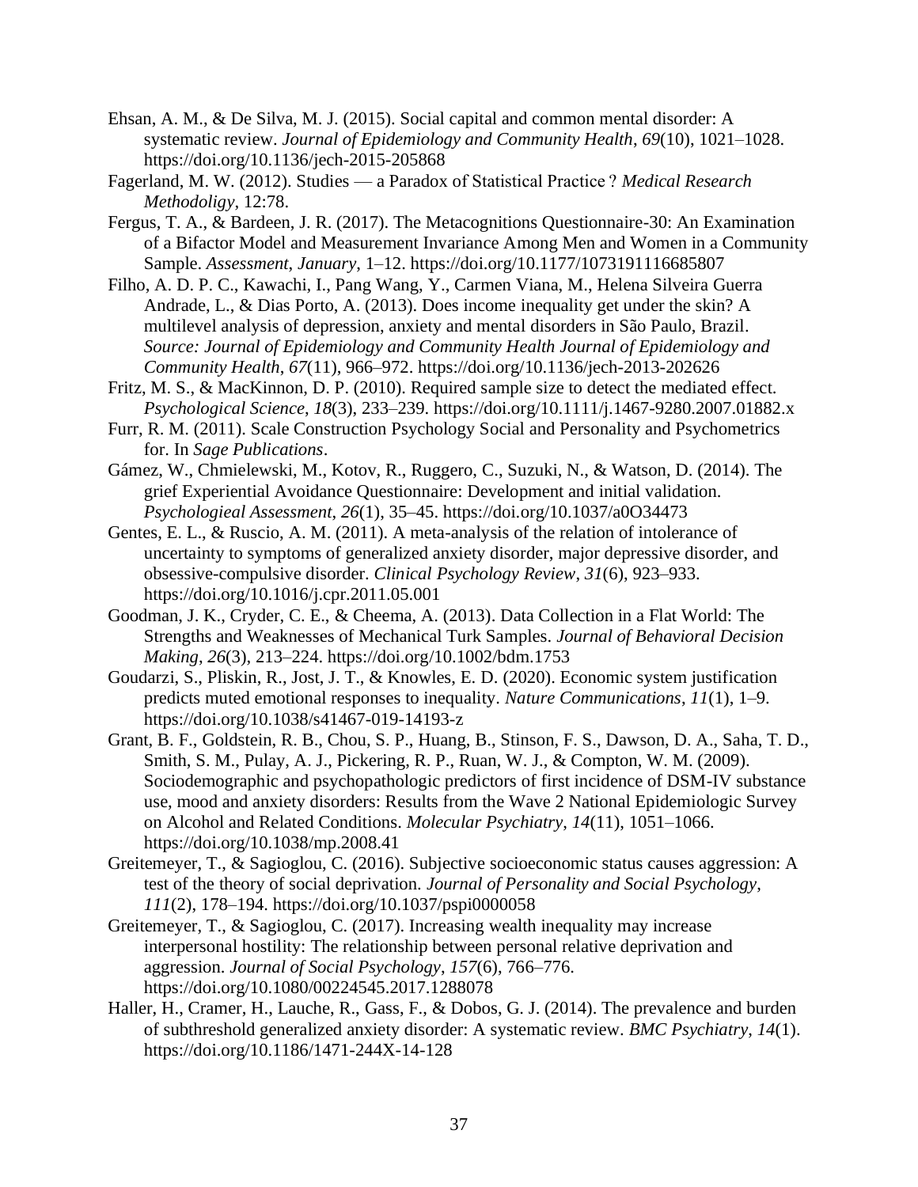Ehsan, A. M., & De Silva, M. J. (2015). Social capital and common mental disorder: A systematic review. *Journal of Epidemiology and Community Health*, *69*(10), 1021–1028. https://doi.org/10.1136/jech-2015-205868

Fagerland, M. W. (2012). Studies — a Paradox of Statistical Practice ? *Medical Research Methodoligy*, 12:78.

Fergus, T. A., & Bardeen, J. R. (2017). The Metacognitions Questionnaire-30: An Examination of a Bifactor Model and Measurement Invariance Among Men and Women in a Community Sample. *Assessment*, *January*, 1–12. https://doi.org/10.1177/1073191116685807

Filho, A. D. P. C., Kawachi, I., Pang Wang, Y., Carmen Viana, M., Helena Silveira Guerra Andrade, L., & Dias Porto, A. (2013). Does income inequality get under the skin? A multilevel analysis of depression, anxiety and mental disorders in São Paulo, Brazil. *Source: Journal of Epidemiology and Community Health Journal of Epidemiology and Community Health*, *67*(11), 966–972. https://doi.org/10.1136/jech-2013-202626

Fritz, M. S., & MacKinnon, D. P. (2010). Required sample size to detect the mediated effect. *Psychological Science*, *18*(3), 233–239. https://doi.org/10.1111/j.1467-9280.2007.01882.x

Furr, R. M. (2011). Scale Construction Psychology Social and Personality and Psychometrics for. In *Sage Publications*.

Gámez, W., Chmielewski, M., Kotov, R., Ruggero, C., Suzuki, N., & Watson, D. (2014). The grief Experiential Avoidance Questionnaire: Development and initial validation. *Psychologieal Assessment*, *26*(1), 35–45. https://doi.org/10.1037/a0O34473

Gentes, E. L., & Ruscio, A. M. (2011). A meta-analysis of the relation of intolerance of uncertainty to symptoms of generalized anxiety disorder, major depressive disorder, and obsessive-compulsive disorder. *Clinical Psychology Review*, *31*(6), 923–933. https://doi.org/10.1016/j.cpr.2011.05.001

Goodman, J. K., Cryder, C. E., & Cheema, A. (2013). Data Collection in a Flat World: The Strengths and Weaknesses of Mechanical Turk Samples. *Journal of Behavioral Decision Making*, *26*(3), 213–224. https://doi.org/10.1002/bdm.1753

Goudarzi, S., Pliskin, R., Jost, J. T., & Knowles, E. D. (2020). Economic system justification predicts muted emotional responses to inequality. *Nature Communications*, *11*(1), 1–9. https://doi.org/10.1038/s41467-019-14193-z

Grant, B. F., Goldstein, R. B., Chou, S. P., Huang, B., Stinson, F. S., Dawson, D. A., Saha, T. D., Smith, S. M., Pulay, A. J., Pickering, R. P., Ruan, W. J., & Compton, W. M. (2009). Sociodemographic and psychopathologic predictors of first incidence of DSM-IV substance use, mood and anxiety disorders: Results from the Wave 2 National Epidemiologic Survey on Alcohol and Related Conditions. *Molecular Psychiatry*, *14*(11), 1051–1066. https://doi.org/10.1038/mp.2008.41

Greitemeyer, T., & Sagioglou, C. (2016). Subjective socioeconomic status causes aggression: A test of the theory of social deprivation. *Journal of Personality and Social Psychology*, *111*(2), 178–194. https://doi.org/10.1037/pspi0000058

Greitemeyer, T., & Sagioglou, C. (2017). Increasing wealth inequality may increase interpersonal hostility: The relationship between personal relative deprivation and aggression. *Journal of Social Psychology*, *157*(6), 766–776. https://doi.org/10.1080/00224545.2017.1288078

Haller, H., Cramer, H., Lauche, R., Gass, F., & Dobos, G. J. (2014). The prevalence and burden of subthreshold generalized anxiety disorder: A systematic review. *BMC Psychiatry*, *14*(1). https://doi.org/10.1186/1471-244X-14-128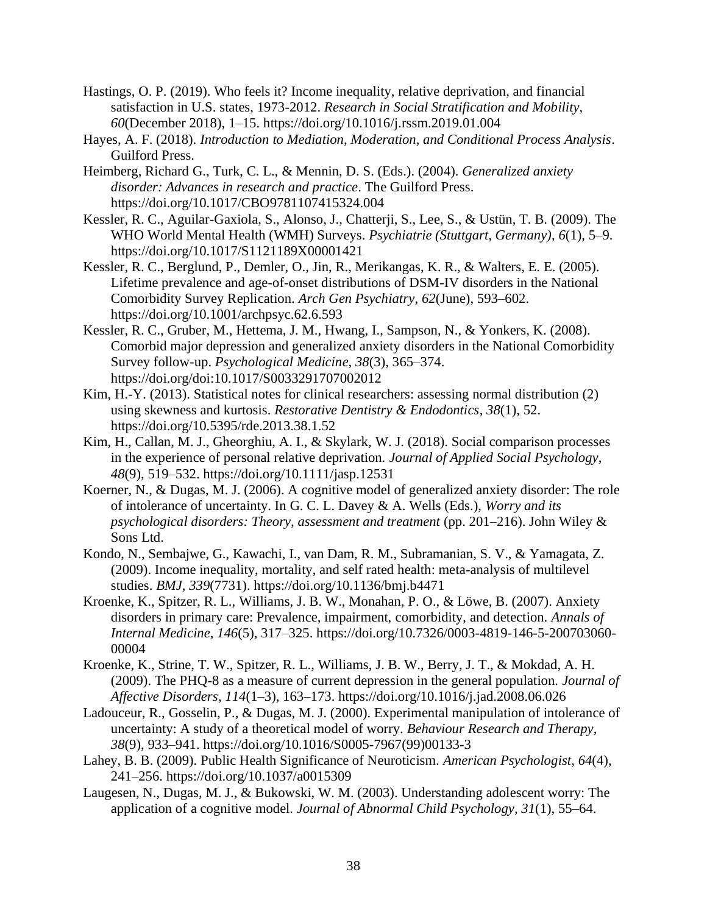Hastings, O. P. (2019). Who feels it? Income inequality, relative deprivation, and financial satisfaction in U.S. states, 1973-2012. *Research in Social Stratification and Mobility*, *60*(December 2018), 1–15. https://doi.org/10.1016/j.rssm.2019.01.004

Hayes, A. F. (2018). *Introduction to Mediation, Moderation, and Conditional Process Analysis*. Guilford Press.

Heimberg, Richard G., Turk, C. L., & Mennin, D. S. (Eds.). (2004). *Generalized anxiety disorder: Advances in research and practice*. The Guilford Press. https://doi.org/10.1017/CBO9781107415324.004

Kessler, R. C., Aguilar-Gaxiola, S., Alonso, J., Chatterji, S., Lee, S., & Ustün, T. B. (2009). The WHO World Mental Health (WMH) Surveys. *Psychiatrie (Stuttgart, Germany)*, *6*(1), 5–9. https://doi.org/10.1017/S1121189X00001421

Kessler, R. C., Berglund, P., Demler, O., Jin, R., Merikangas, K. R., & Walters, E. E. (2005). Lifetime prevalence and age-of-onset distributions of DSM-IV disorders in the National Comorbidity Survey Replication. *Arch Gen Psychiatry*, *62*(June), 593–602. https://doi.org/10.1001/archpsyc.62.6.593

Kessler, R. C., Gruber, M., Hettema, J. M., Hwang, I., Sampson, N., & Yonkers, K. (2008). Comorbid major depression and generalized anxiety disorders in the National Comorbidity Survey follow-up. *Psychological Medicine*, *38*(3), 365–374. https://doi.org/doi:10.1017/S0033291707002012

Kim, H.-Y. (2013). Statistical notes for clinical researchers: assessing normal distribution (2) using skewness and kurtosis. *Restorative Dentistry & Endodontics*, *38*(1), 52. https://doi.org/10.5395/rde.2013.38.1.52

Kim, H., Callan, M. J., Gheorghiu, A. I., & Skylark, W. J. (2018). Social comparison processes in the experience of personal relative deprivation. *Journal of Applied Social Psychology*, *48*(9), 519–532. https://doi.org/10.1111/jasp.12531

Koerner, N., & Dugas, M. J. (2006). A cognitive model of generalized anxiety disorder: The role of intolerance of uncertainty. In G. C. L. Davey & A. Wells (Eds.), *Worry and its psychological disorders: Theory, assessment and treatment* (pp. 201–216). John Wiley & Sons Ltd.

Kondo, N., Sembajwe, G., Kawachi, I., van Dam, R. M., Subramanian, S. V., & Yamagata, Z. (2009). Income inequality, mortality, and self rated health: meta-analysis of multilevel studies. *BMJ*, *339*(7731). https://doi.org/10.1136/bmj.b4471

Kroenke, K., Spitzer, R. L., Williams, J. B. W., Monahan, P. O., & Löwe, B. (2007). Anxiety disorders in primary care: Prevalence, impairment, comorbidity, and detection. *Annals of Internal Medicine*, *146*(5), 317–325. https://doi.org/10.7326/0003-4819-146-5-200703060-00004

Kroenke, K., Strine, T. W., Spitzer, R. L., Williams, J. B. W., Berry, J. T., & Mokdad, A. H. (2009). The PHQ-8 as a measure of current depression in the general population. *Journal of Affective Disorders*, *114*(1–3), 163–173. https://doi.org/10.1016/j.jad.2008.06.026

Ladouceur, R., Gosselin, P., & Dugas, M. J. (2000). Experimental manipulation of intolerance of uncertainty: A study of a theoretical model of worry. *Behaviour Research and Therapy*, *38*(9), 933–941. https://doi.org/10.1016/S0005-7967(99)00133-3

Lahey, B. B. (2009). Public Health Significance of Neuroticism. *American Psychologist*, *64*(4), 241–256. https://doi.org/10.1037/a0015309

Laugesen, N., Dugas, M. J., & Bukowski, W. M. (2003). Understanding adolescent worry: The application of a cognitive model. *Journal of Abnormal Child Psychology*, *31*(1), 55–64.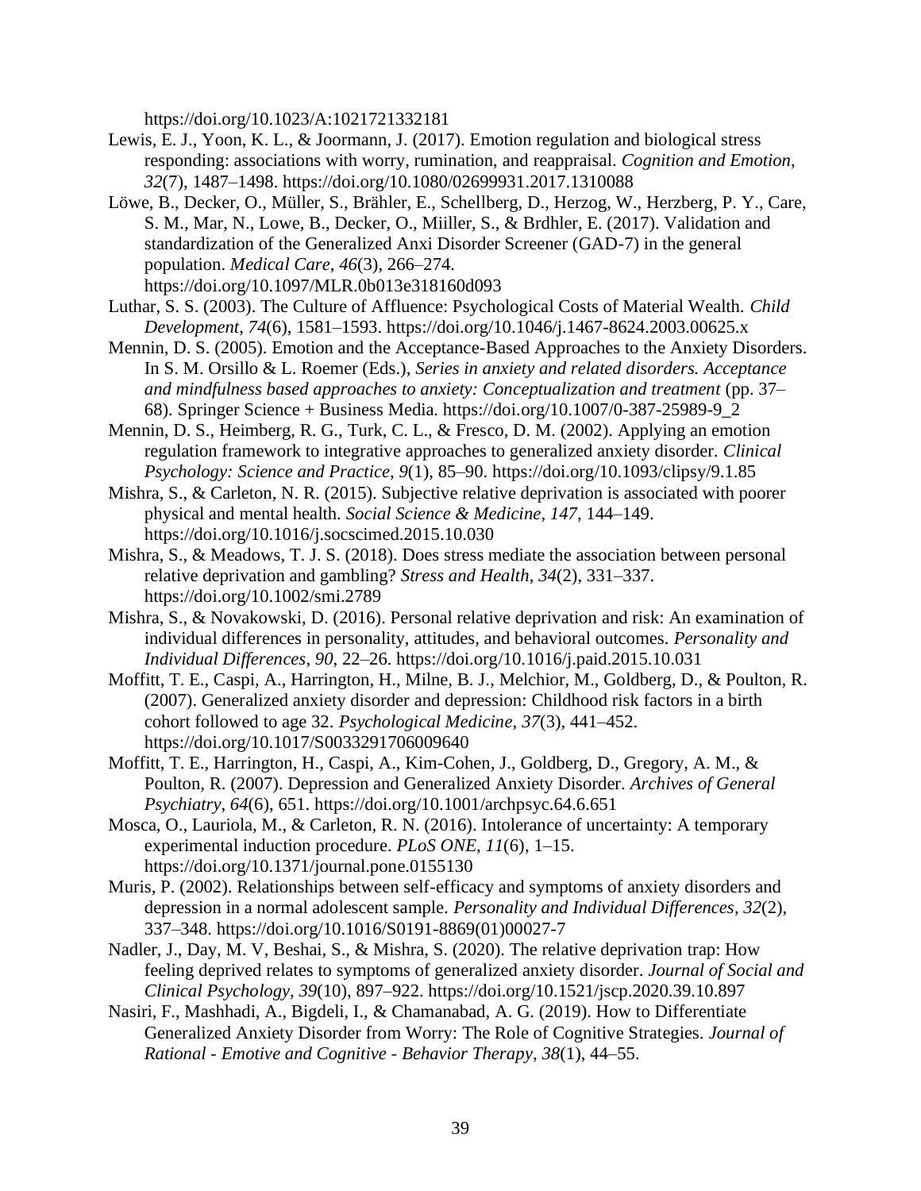https://doi.org/10.1023/A:1021721332181

Lewis, E. J., Yoon, K. L., & Joormann, J. (2017). Emotion regulation and biological stress responding: associations with worry, rumination, and reappraisal. *Cognition and Emotion*, *32*(7), 1487–1498. https://doi.org/10.1080/02699931.2017.1310088

Löwe, B., Decker, O., Müller, S., Brähler, E., Schellberg, D., Herzog, W., Herzberg, P. Y., Care, S. M., Mar, N., Lowe, B., Decker, O., Miiller, S., & Brdhler, E. (2017). Validation and standardization of the Generalized Anxi Disorder Screener (GAD-7) in the general population. *Medical Care*, *46*(3), 266–274. https://doi.org/10.1097/MLR.0b013e318160d093

Luthar, S. S. (2003). The Culture of Affluence: Psychological Costs of Material Wealth. *Child Development*, *74*(6), 1581–1593. https://doi.org/10.1046/j.1467-8624.2003.00625.x

Mennin, D. S. (2005). Emotion and the Acceptance-Based Approaches to the Anxiety Disorders. In S. M. Orsillo & L. Roemer (Eds.), *Series in anxiety and related disorders. Acceptance and mindfulness based approaches to anxiety: Conceptualization and treatment* (pp. 37–68). Springer Science + Business Media. https://doi.org/10.1007/0-387-25989-9_2

Mennin, D. S., Heimberg, R. G., Turk, C. L., & Fresco, D. M. (2002). Applying an emotion regulation framework to integrative approaches to generalized anxiety disorder. *Clinical Psychology: Science and Practice*, *9*(1), 85–90. https://doi.org/10.1093/clipsy/9.1.85

Mishra, S., & Carleton, N. R. (2015). Subjective relative deprivation is associated with poorer physical and mental health. *Social Science & Medicine*, *147*, 144–149. https://doi.org/10.1016/j.socscimed.2015.10.030

Mishra, S., & Meadows, T. J. S. (2018). Does stress mediate the association between personal relative deprivation and gambling? *Stress and Health*, *34*(2), 331–337. https://doi.org/10.1002/smi.2789

Mishra, S., & Novakowski, D. (2016). Personal relative deprivation and risk: An examination of individual differences in personality, attitudes, and behavioral outcomes. *Personality and Individual Differences*, *90*, 22–26. https://doi.org/10.1016/j.paid.2015.10.031

Moffitt, T. E., Caspi, A., Harrington, H., Milne, B. J., Melchior, M., Goldberg, D., & Poulton, R. (2007). Generalized anxiety disorder and depression: Childhood risk factors in a birth cohort followed to age 32. *Psychological Medicine*, *37*(3), 441–452. https://doi.org/10.1017/S0033291706009640

Moffitt, T. E., Harrington, H., Caspi, A., Kim-Cohen, J., Goldberg, D., Gregory, A. M., & Poulton, R. (2007). Depression and Generalized Anxiety Disorder. *Archives of General Psychiatry*, *64*(6), 651. https://doi.org/10.1001/archpsyc.64.6.651

Mosca, O., Lauriola, M., & Carleton, R. N. (2016). Intolerance of uncertainty: A temporary experimental induction procedure. *PLoS ONE*, *11*(6), 1–15. https://doi.org/10.1371/journal.pone.0155130

Muris, P. (2002). Relationships between self-efficacy and symptoms of anxiety disorders and depression in a normal adolescent sample. *Personality and Individual Differences*, *32*(2), 337–348. https://doi.org/10.1016/S0191-8869(01)00027-7

Nadler, J., Day, M. V, Beshai, S., & Mishra, S. (2020). The relative deprivation trap: How feeling deprived relates to symptoms of generalized anxiety disorder. *Journal of Social and Clinical Psychology*, *39*(10), 897–922. https://doi.org/10.1521/jscp.2020.39.10.897

Nasiri, F., Mashhadi, A., Bigdeli, I., & Chamanabad, A. G. (2019). How to Differentiate Generalized Anxiety Disorder from Worry: The Role of Cognitive Strategies. *Journal of Rational - Emotive and Cognitive - Behavior Therapy*, *38*(1), 44–55.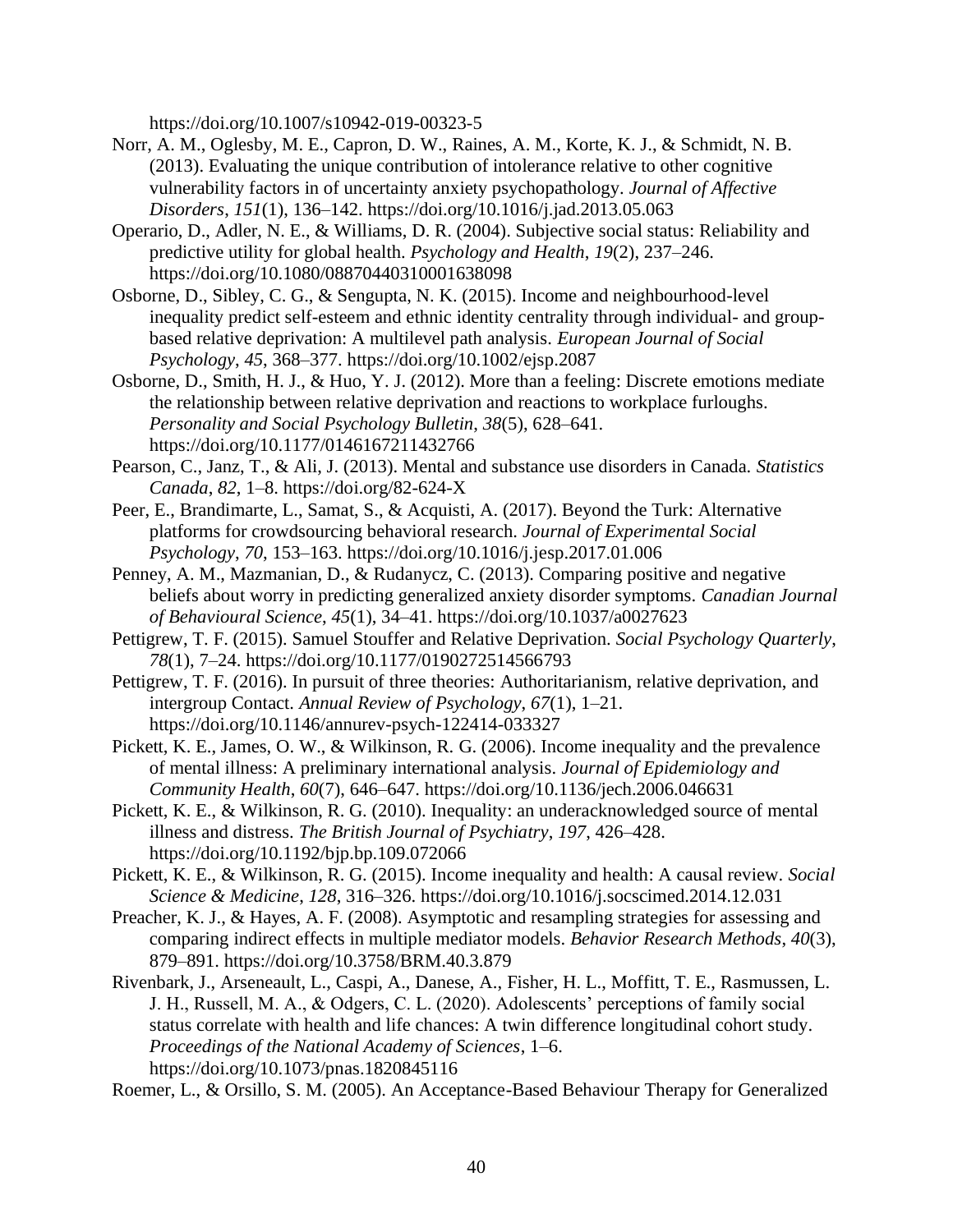https://doi.org/10.1007/s10942-019-00323-5

Norr, A. M., Oglesby, M. E., Capron, D. W., Raines, A. M., Korte, K. J., & Schmidt, N. B. (2013). Evaluating the unique contribution of intolerance relative to other cognitive vulnerability factors in of uncertainty anxiety psychopathology. *Journal of Affective Disorders*, *151*(1), 136–142. https://doi.org/10.1016/j.jad.2013.05.063

Operario, D., Adler, N. E., & Williams, D. R. (2004). Subjective social status: Reliability and predictive utility for global health. *Psychology and Health*, *19*(2), 237–246. https://doi.org/10.1080/08870440310001638098

Osborne, D., Sibley, C. G., & Sengupta, N. K. (2015). Income and neighbourhood-level inequality predict self-esteem and ethnic identity centrality through individual- and group-based relative deprivation: A multilevel path analysis. *European Journal of Social Psychology*, *45*, 368–377. https://doi.org/10.1002/ejsp.2087

Osborne, D., Smith, H. J., & Huo, Y. J. (2012). More than a feeling: Discrete emotions mediate the relationship between relative deprivation and reactions to workplace furloughs. *Personality and Social Psychology Bulletin*, *38*(5), 628–641. https://doi.org/10.1177/0146167211432766

Pearson, C., Janz, T., & Ali, J. (2013). Mental and substance use disorders in Canada. *Statistics Canada*, *82*, 1–8. https://doi.org/82-624-X

Peer, E., Brandimarte, L., Samat, S., & Acquisti, A. (2017). Beyond the Turk: Alternative platforms for crowdsourcing behavioral research. *Journal of Experimental Social Psychology*, *70*, 153–163. https://doi.org/10.1016/j.jesp.2017.01.006

Penney, A. M., Mazmanian, D., & Rudanycz, C. (2013). Comparing positive and negative beliefs about worry in predicting generalized anxiety disorder symptoms. *Canadian Journal of Behavioural Science*, *45*(1), 34–41. https://doi.org/10.1037/a0027623

Pettigrew, T. F. (2015). Samuel Stouffer and Relative Deprivation. *Social Psychology Quarterly*, *78*(1), 7–24. https://doi.org/10.1177/0190272514566793

Pettigrew, T. F. (2016). In pursuit of three theories: Authoritarianism, relative deprivation, and intergroup Contact. *Annual Review of Psychology*, *67*(1), 1–21. https://doi.org/10.1146/annurev-psych-122414-033327

Pickett, K. E., James, O. W., & Wilkinson, R. G. (2006). Income inequality and the prevalence of mental illness: A preliminary international analysis. *Journal of Epidemiology and Community Health*, *60*(7), 646–647. https://doi.org/10.1136/jech.2006.046631

Pickett, K. E., & Wilkinson, R. G. (2010). Inequality: an underacknowledged source of mental illness and distress. *The British Journal of Psychiatry*, *197*, 426–428. https://doi.org/10.1192/bjp.bp.109.072066

Pickett, K. E., & Wilkinson, R. G. (2015). Income inequality and health: A causal review. *Social Science & Medicine*, *128*, 316–326. https://doi.org/10.1016/j.socscimed.2014.12.031

Preacher, K. J., & Hayes, A. F. (2008). Asymptotic and resampling strategies for assessing and comparing indirect effects in multiple mediator models. *Behavior Research Methods*, *40*(3), 879–891. https://doi.org/10.3758/BRM.40.3.879

Rivenbark, J., Arseneault, L., Caspi, A., Danese, A., Fisher, H. L., Moffitt, T. E., Rasmussen, L. J. H., Russell, M. A., & Odgers, C. L. (2020). Adolescents' perceptions of family social status correlate with health and life chances: A twin difference longitudinal cohort study. *Proceedings of the National Academy of Sciences*, 1–6. https://doi.org/10.1073/pnas.1820845116

Roemer, L., & Orsillo, S. M. (2005). An Acceptance-Based Behaviour Therapy for Generalized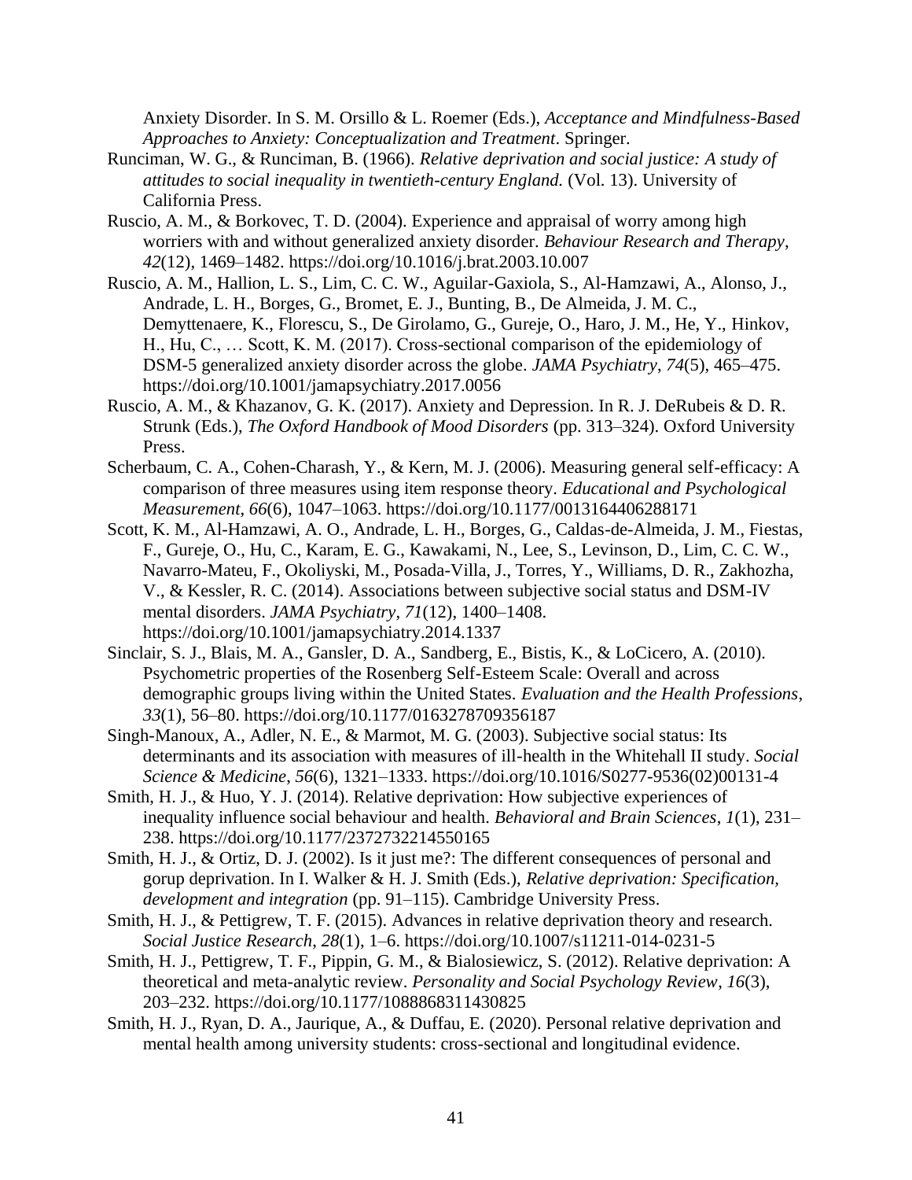Anxiety Disorder. In S. M. Orsillo & L. Roemer (Eds.), *Acceptance and Mindfulness-Based Approaches to Anxiety: Conceptualization and Treatment*. Springer.

Runciman, W. G., & Runciman, B. (1966). *Relative deprivation and social justice: A study of attitudes to social inequality in twentieth-century England.* (Vol. 13). University of California Press.

Ruscio, A. M., & Borkovec, T. D. (2004). Experience and appraisal of worry among high worriers with and without generalized anxiety disorder. *Behaviour Research and Therapy*, *42*(12), 1469–1482. https://doi.org/10.1016/j.brat.2003.10.007

Ruscio, A. M., Hallion, L. S., Lim, C. C. W., Aguilar-Gaxiola, S., Al-Hamzawi, A., Alonso, J., Andrade, L. H., Borges, G., Bromet, E. J., Bunting, B., De Almeida, J. M. C., Demyttenaere, K., Florescu, S., De Girolamo, G., Gureje, O., Haro, J. M., He, Y., Hinkov, H., Hu, C., … Scott, K. M. (2017). Cross-sectional comparison of the epidemiology of DSM-5 generalized anxiety disorder across the globe. *JAMA Psychiatry*, *74*(5), 465–475. https://doi.org/10.1001/jamapsychiatry.2017.0056

Ruscio, A. M., & Khazanov, G. K. (2017). Anxiety and Depression. In R. J. DeRubeis & D. R. Strunk (Eds.), *The Oxford Handbook of Mood Disorders* (pp. 313–324). Oxford University Press.

Scherbaum, C. A., Cohen-Charash, Y., & Kern, M. J. (2006). Measuring general self-efficacy: A comparison of three measures using item response theory. *Educational and Psychological Measurement*, *66*(6), 1047–1063. https://doi.org/10.1177/0013164406288171

Scott, K. M., Al-Hamzawi, A. O., Andrade, L. H., Borges, G., Caldas-de-Almeida, J. M., Fiestas, F., Gureje, O., Hu, C., Karam, E. G., Kawakami, N., Lee, S., Levinson, D., Lim, C. C. W., Navarro-Mateu, F., Okoliyski, M., Posada-Villa, J., Torres, Y., Williams, D. R., Zakhozha, V., & Kessler, R. C. (2014). Associations between subjective social status and DSM-IV mental disorders. *JAMA Psychiatry*, *71*(12), 1400–1408. https://doi.org/10.1001/jamapsychiatry.2014.1337

Sinclair, S. J., Blais, M. A., Gansler, D. A., Sandberg, E., Bistis, K., & LoCicero, A. (2010). Psychometric properties of the Rosenberg Self-Esteem Scale: Overall and across demographic groups living within the United States. *Evaluation and the Health Professions*, *33*(1), 56–80. https://doi.org/10.1177/0163278709356187

Singh-Manoux, A., Adler, N. E., & Marmot, M. G. (2003). Subjective social status: Its determinants and its association with measures of ill-health in the Whitehall II study. *Social Science & Medicine*, *56*(6), 1321–1333. https://doi.org/10.1016/S0277-9536(02)00131-4

Smith, H. J., & Huo, Y. J. (2014). Relative deprivation: How subjective experiences of inequality influence social behaviour and health. *Behavioral and Brain Sciences*, *1*(1), 231–238. https://doi.org/10.1177/2372732214550165

Smith, H. J., & Ortiz, D. J. (2002). Is it just me?: The different consequences of personal and gorup deprivation. In I. Walker & H. J. Smith (Eds.), *Relative deprivation: Specification, development and integration* (pp. 91–115). Cambridge University Press.

Smith, H. J., & Pettigrew, T. F. (2015). Advances in relative deprivation theory and research. *Social Justice Research*, *28*(1), 1–6. https://doi.org/10.1007/s11211-014-0231-5

Smith, H. J., Pettigrew, T. F., Pippin, G. M., & Bialosiewicz, S. (2012). Relative deprivation: A theoretical and meta-analytic review. *Personality and Social Psychology Review*, *16*(3), 203–232. https://doi.org/10.1177/1088868311430825

Smith, H. J., Ryan, D. A., Jaurique, A., & Duffau, E. (2020). Personal relative deprivation and mental health among university students: cross-sectional and longitudinal evidence.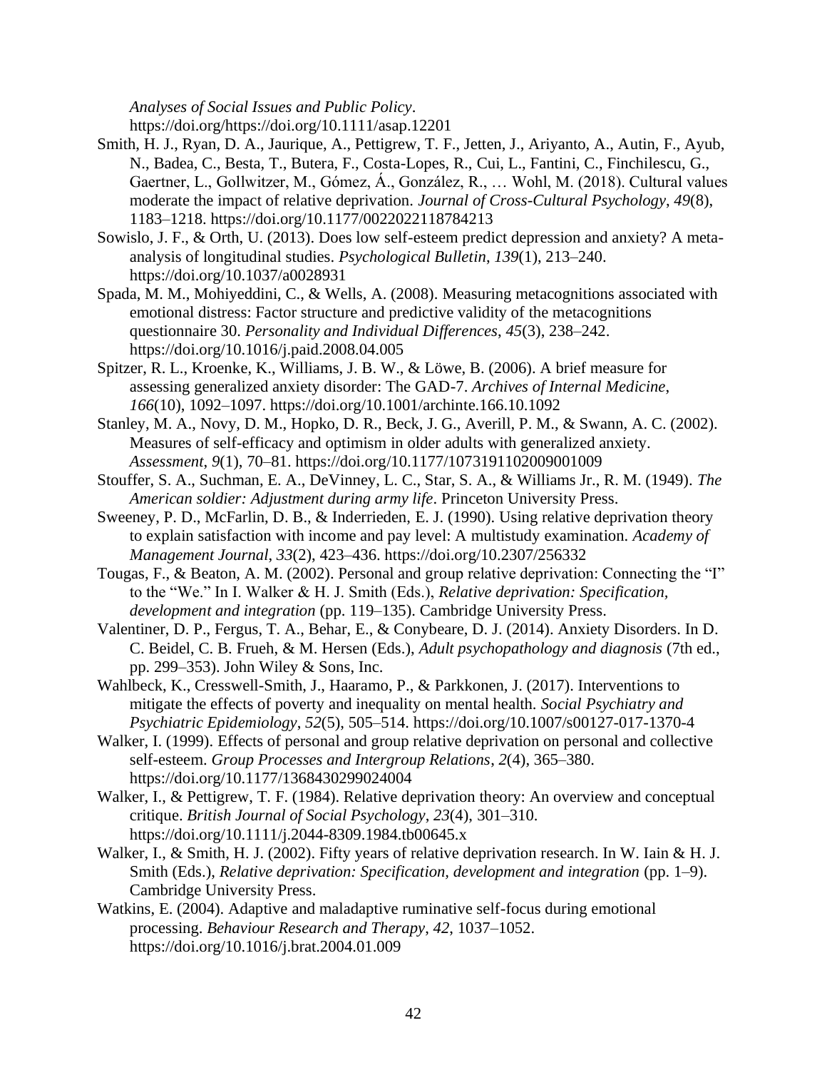*Analyses of Social Issues and Public Policy*. https://doi.org/https://doi.org/10.1111/asap.12201

Smith, H. J., Ryan, D. A., Jaurique, A., Pettigrew, T. F., Jetten, J., Ariyanto, A., Autin, F., Ayub, N., Badea, C., Besta, T., Butera, F., Costa-Lopes, R., Cui, L., Fantini, C., Finchilescu, G., Gaertner, L., Gollwitzer, M., Gómez, Á., González, R., … Wohl, M. (2018). Cultural values moderate the impact of relative deprivation. *Journal of Cross-Cultural Psychology*, *49*(8), 1183–1218. https://doi.org/10.1177/0022022118784213

Sowislo, J. F., & Orth, U. (2013). Does low self-esteem predict depression and anxiety? A meta-analysis of longitudinal studies. *Psychological Bulletin*, *139*(1), 213–240. https://doi.org/10.1037/a0028931

Spada, M. M., Mohiyeddini, C., & Wells, A. (2008). Measuring metacognitions associated with emotional distress: Factor structure and predictive validity of the metacognitions questionnaire 30. *Personality and Individual Differences*, *45*(3), 238–242. https://doi.org/10.1016/j.paid.2008.04.005

Spitzer, R. L., Kroenke, K., Williams, J. B. W., & Löwe, B. (2006). A brief measure for assessing generalized anxiety disorder: The GAD-7. *Archives of Internal Medicine*, *166*(10), 1092–1097. https://doi.org/10.1001/archinte.166.10.1092

Stanley, M. A., Novy, D. M., Hopko, D. R., Beck, J. G., Averill, P. M., & Swann, A. C. (2002). Measures of self-efficacy and optimism in older adults with generalized anxiety. *Assessment*, *9*(1), 70–81. https://doi.org/10.1177/1073191102009001009

Stouffer, S. A., Suchman, E. A., DeVinney, L. C., Star, S. A., & Williams Jr., R. M. (1949). *The American soldier: Adjustment during army life*. Princeton University Press.

Sweeney, P. D., McFarlin, D. B., & Inderrieden, E. J. (1990). Using relative deprivation theory to explain satisfaction with income and pay level: A multistudy examination. *Academy of Management Journal*, *33*(2), 423–436. https://doi.org/10.2307/256332

Tougas, F., & Beaton, A. M. (2002). Personal and group relative deprivation: Connecting the "I" to the "We." In I. Walker & H. J. Smith (Eds.), *Relative deprivation: Specification, development and integration* (pp. 119–135). Cambridge University Press.

Valentiner, D. P., Fergus, T. A., Behar, E., & Conybeare, D. J. (2014). Anxiety Disorders. In D. C. Beidel, C. B. Frueh, & M. Hersen (Eds.), *Adult psychopathology and diagnosis* (7th ed., pp. 299–353). John Wiley & Sons, Inc.

Wahlbeck, K., Cresswell-Smith, J., Haaramo, P., & Parkkonen, J. (2017). Interventions to mitigate the effects of poverty and inequality on mental health. *Social Psychiatry and Psychiatric Epidemiology*, *52*(5), 505–514. https://doi.org/10.1007/s00127-017-1370-4

Walker, I. (1999). Effects of personal and group relative deprivation on personal and collective self-esteem. *Group Processes and Intergroup Relations*, *2*(4), 365–380. https://doi.org/10.1177/1368430299024004

Walker, I., & Pettigrew, T. F. (1984). Relative deprivation theory: An overview and conceptual critique. *British Journal of Social Psychology*, *23*(4), 301–310. https://doi.org/10.1111/j.2044-8309.1984.tb00645.x

Walker, I., & Smith, H. J. (2002). Fifty years of relative deprivation research. In W. Iain & H. J. Smith (Eds.), *Relative deprivation: Specification, development and integration* (pp. 1–9). Cambridge University Press.

Watkins, E. (2004). Adaptive and maladaptive ruminative self-focus during emotional processing. *Behaviour Research and Therapy*, *42*, 1037–1052. https://doi.org/10.1016/j.brat.2004.01.009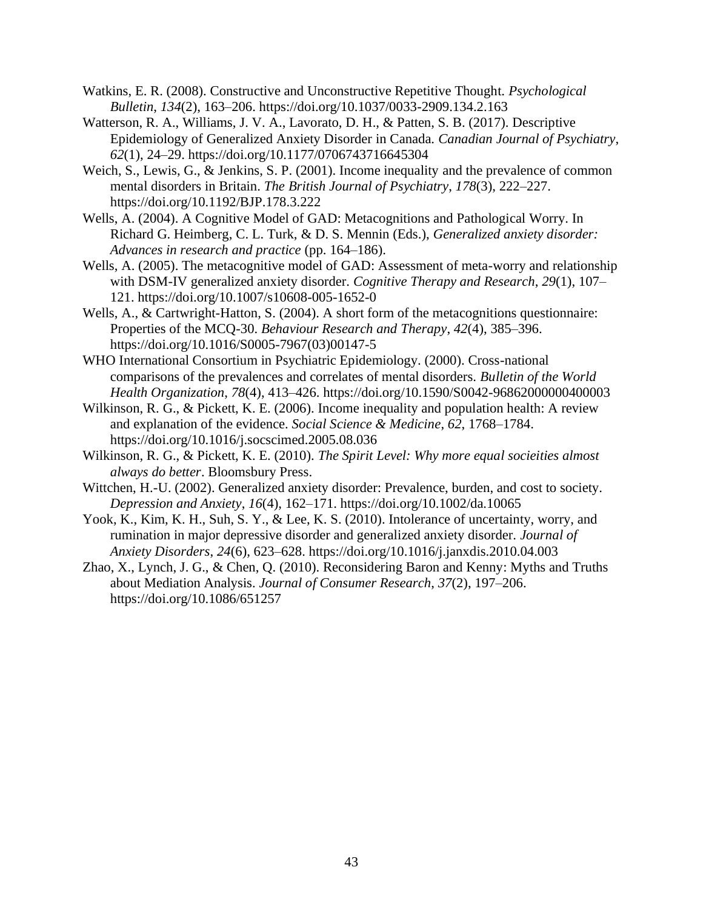Watkins, E. R. (2008). Constructive and Unconstructive Repetitive Thought. *Psychological Bulletin*, *134*(2), 163–206. https://doi.org/10.1037/0033-2909.134.2.163

Watterson, R. A., Williams, J. V. A., Lavorato, D. H., & Patten, S. B. (2017). Descriptive Epidemiology of Generalized Anxiety Disorder in Canada. *Canadian Journal of Psychiatry*, *62*(1), 24–29. https://doi.org/10.1177/0706743716645304

Weich, S., Lewis, G., & Jenkins, S. P. (2001). Income inequality and the prevalence of common mental disorders in Britain. *The British Journal of Psychiatry*, *178*(3), 222–227. https://doi.org/10.1192/BJP.178.3.222

Wells, A. (2004). A Cognitive Model of GAD: Metacognitions and Pathological Worry. In Richard G. Heimberg, C. L. Turk, & D. S. Mennin (Eds.), *Generalized anxiety disorder: Advances in research and practice* (pp. 164–186).

Wells, A. (2005). The metacognitive model of GAD: Assessment of meta-worry and relationship with DSM-IV generalized anxiety disorder. *Cognitive Therapy and Research*, *29*(1), 107–121. https://doi.org/10.1007/s10608-005-1652-0

Wells, A., & Cartwright-Hatton, S. (2004). A short form of the metacognitions questionnaire: Properties of the MCQ-30. *Behaviour Research and Therapy*, *42*(4), 385–396. https://doi.org/10.1016/S0005-7967(03)00147-5

WHO International Consortium in Psychiatric Epidemiology. (2000). Cross-national comparisons of the prevalences and correlates of mental disorders. *Bulletin of the World Health Organization*, *78*(4), 413–426. https://doi.org/10.1590/S0042-96862000000400003

Wilkinson, R. G., & Pickett, K. E. (2006). Income inequality and population health: A review and explanation of the evidence. *Social Science & Medicine*, *62*, 1768–1784. https://doi.org/10.1016/j.socscimed.2005.08.036

Wilkinson, R. G., & Pickett, K. E. (2010). *The Spirit Level: Why more equal socieities almost always do better*. Bloomsbury Press.

Wittchen, H.-U. (2002). Generalized anxiety disorder: Prevalence, burden, and cost to society. *Depression and Anxiety*, *16*(4), 162–171. https://doi.org/10.1002/da.10065

Yook, K., Kim, K. H., Suh, S. Y., & Lee, K. S. (2010). Intolerance of uncertainty, worry, and rumination in major depressive disorder and generalized anxiety disorder. *Journal of Anxiety Disorders*, *24*(6), 623–628. https://doi.org/10.1016/j.janxdis.2010.04.003

Zhao, X., Lynch, J. G., & Chen, Q. (2010). Reconsidering Baron and Kenny: Myths and Truths about Mediation Analysis. *Journal of Consumer Research*, *37*(2), 197–206. https://doi.org/10.1086/651257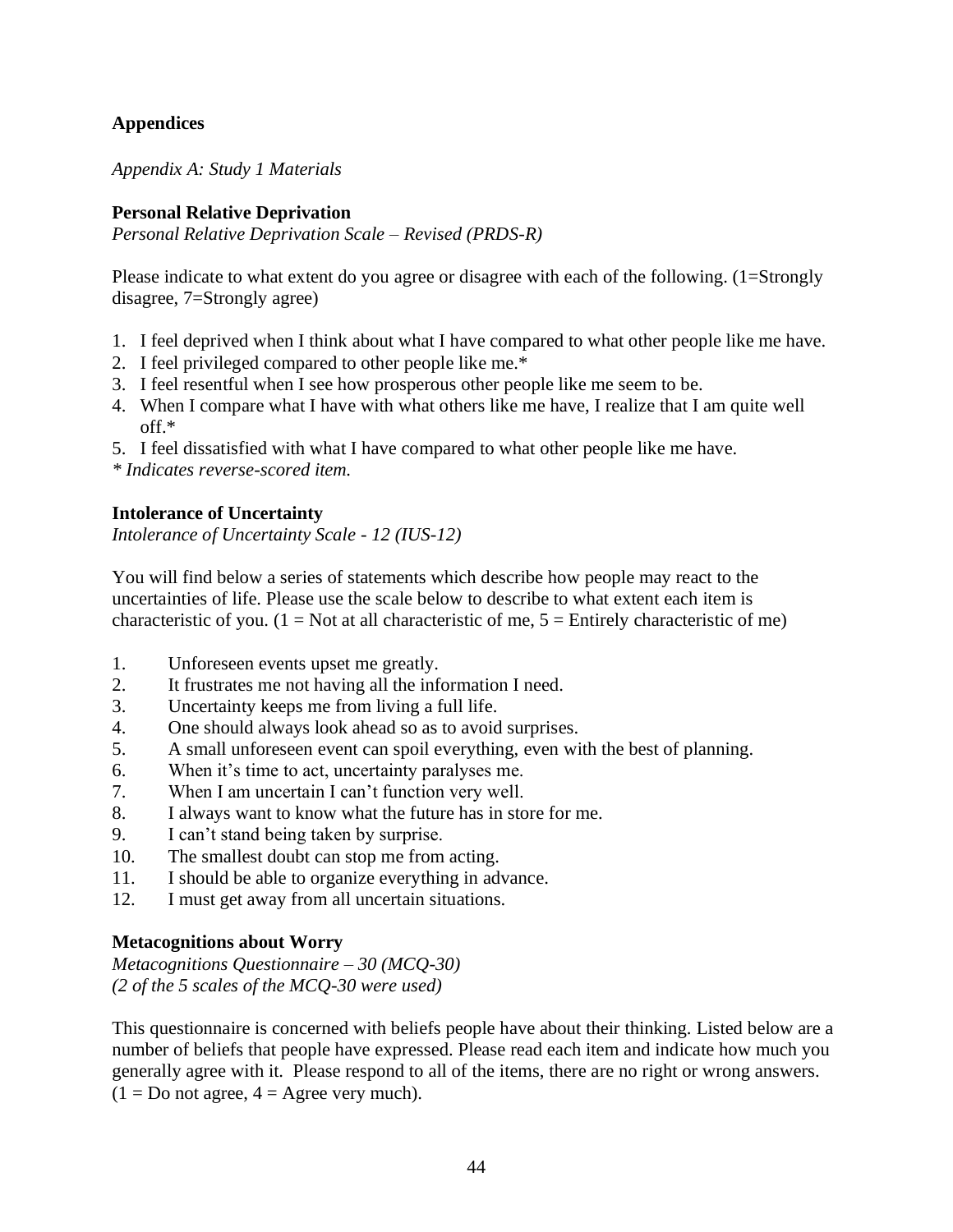**Appendices**

*Appendix A: Study 1 Materials*

**Personal Relative Deprivation**
*Personal Relative Deprivation Scale – Revised (PRDS-R)*

Please indicate to what extent do you agree or disagree with each of the following. (1=Strongly disagree, 7=Strongly agree)

1. I feel deprived when I think about what I have compared to what other people like me have.
2. I feel privileged compared to other people like me.*
3. I feel resentful when I see how prosperous other people like me seem to be.
4. When I compare what I have with what others like me have, I realize that I am quite well off.*
5. I feel dissatisfied with what I have compared to what other people like me have.

*\* Indicates reverse-scored item.*

**Intolerance of Uncertainty**
*Intolerance of Uncertainty Scale - 12 (IUS-12)*

You will find below a series of statements which describe how people may react to the uncertainties of life. Please use the scale below to describe to what extent each item is characteristic of you. (1 = Not at all characteristic of me, 5 = Entirely characteristic of me)

1. Unforeseen events upset me greatly.
2. It frustrates me not having all the information I need.
3. Uncertainty keeps me from living a full life.
4. One should always look ahead so as to avoid surprises.
5. A small unforeseen event can spoil everything, even with the best of planning.
6. When it's time to act, uncertainty paralyses me.
7. When I am uncertain I can't function very well.
8. I always want to know what the future has in store for me.
9. I can't stand being taken by surprise.
10. The smallest doubt can stop me from acting.
11. I should be able to organize everything in advance.
12. I must get away from all uncertain situations.

**Metacognitions about Worry**
*Metacognitions Questionnaire – 30 (MCQ-30)*
*(2 of the 5 scales of the MCQ-30 were used)*

This questionnaire is concerned with beliefs people have about their thinking. Listed below are a number of beliefs that people have expressed. Please read each item and indicate how much you generally agree with it. Please respond to all of the items, there are no right or wrong answers. (1 = Do not agree, 4 = Agree very much).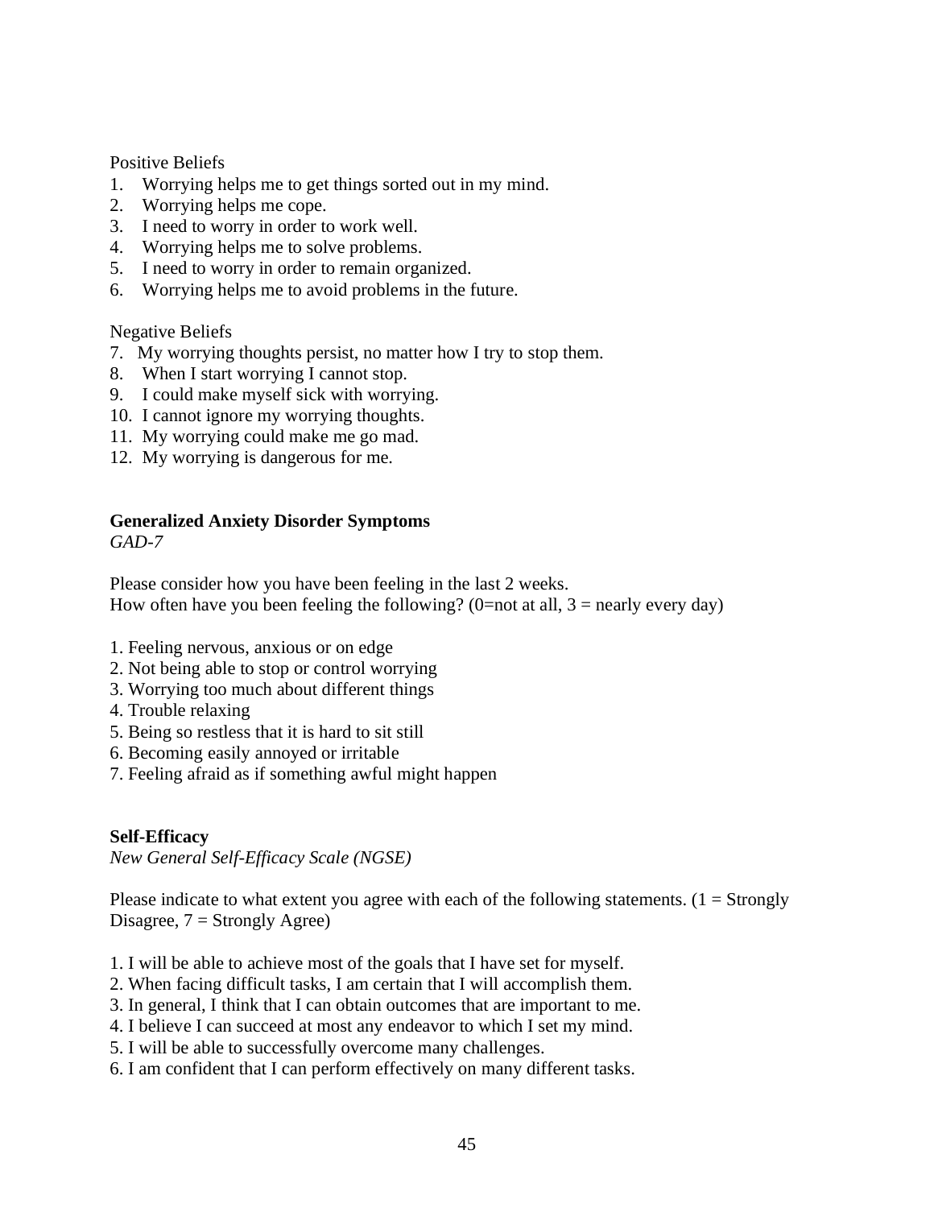Positive Beliefs

1. Worrying helps me to get things sorted out in my mind.
2. Worrying helps me cope.
3. I need to worry in order to work well.
4. Worrying helps me to solve problems.
5. I need to worry in order to remain organized.
6. Worrying helps me to avoid problems in the future.

Negative Beliefs

7. My worrying thoughts persist, no matter how I try to stop them.
8. When I start worrying I cannot stop.
9. I could make myself sick with worrying.
10. I cannot ignore my worrying thoughts.
11. My worrying could make me go mad.
12. My worrying is dangerous for me.

**Generalized Anxiety Disorder Symptoms**
*GAD-7*

Please consider how you have been feeling in the last 2 weeks.
How often have you been feeling the following? (0=not at all, 3 = nearly every day)

1. Feeling nervous, anxious or on edge
2. Not being able to stop or control worrying
3. Worrying too much about different things
4. Trouble relaxing
5. Being so restless that it is hard to sit still
6. Becoming easily annoyed or irritable
7. Feeling afraid as if something awful might happen

**Self-Efficacy**
*New General Self-Efficacy Scale (NGSE)*

Please indicate to what extent you agree with each of the following statements. (1 = Strongly Disagree, 7 = Strongly Agree)

1. I will be able to achieve most of the goals that I have set for myself.
2. When facing difficult tasks, I am certain that I will accomplish them.
3. In general, I think that I can obtain outcomes that are important to me.
4. I believe I can succeed at most any endeavor to which I set my mind.
5. I will be able to successfully overcome many challenges.
6. I am confident that I can perform effectively on many different tasks.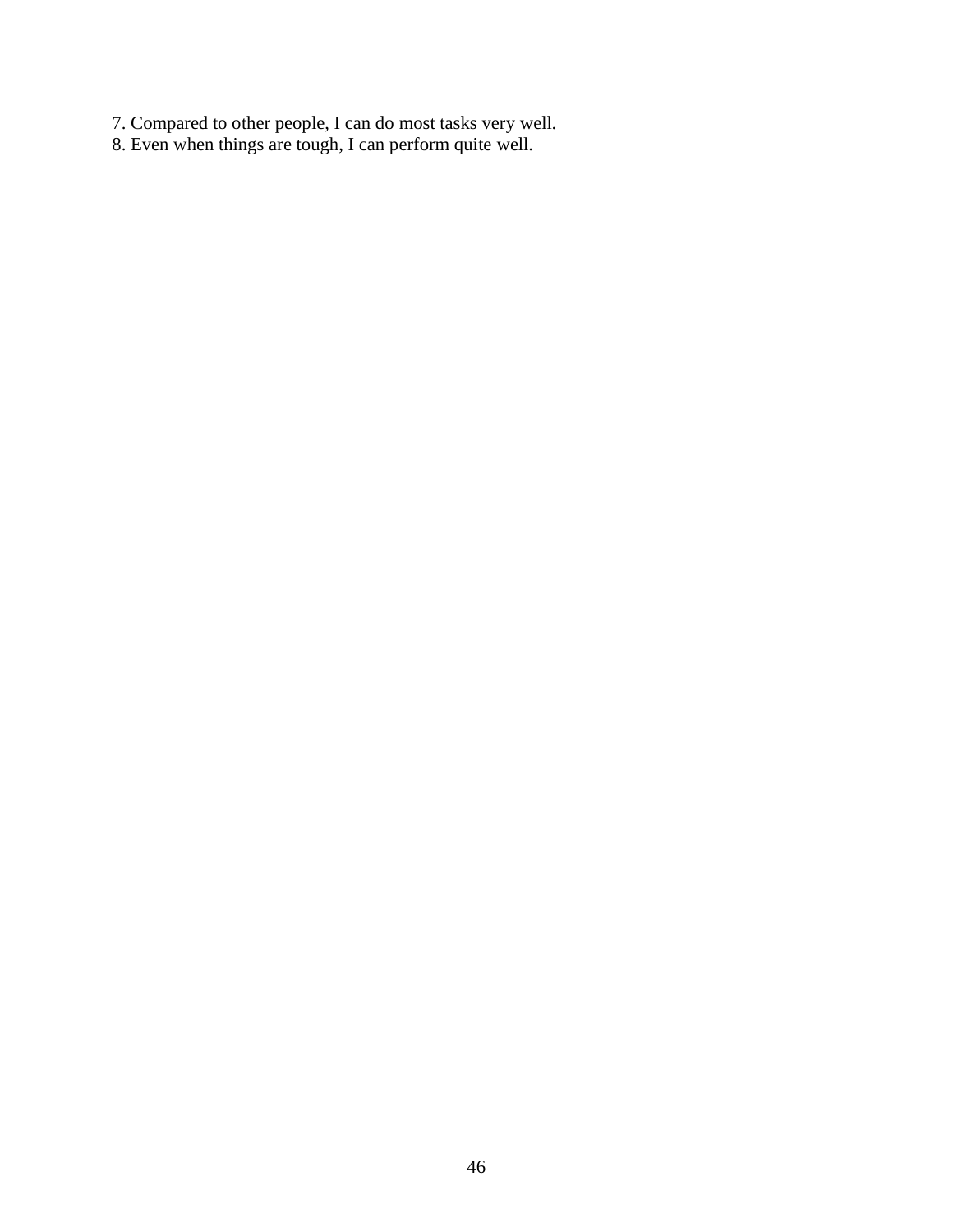7. Compared to other people, I can do most tasks very well.
8. Even when things are tough, I can perform quite well.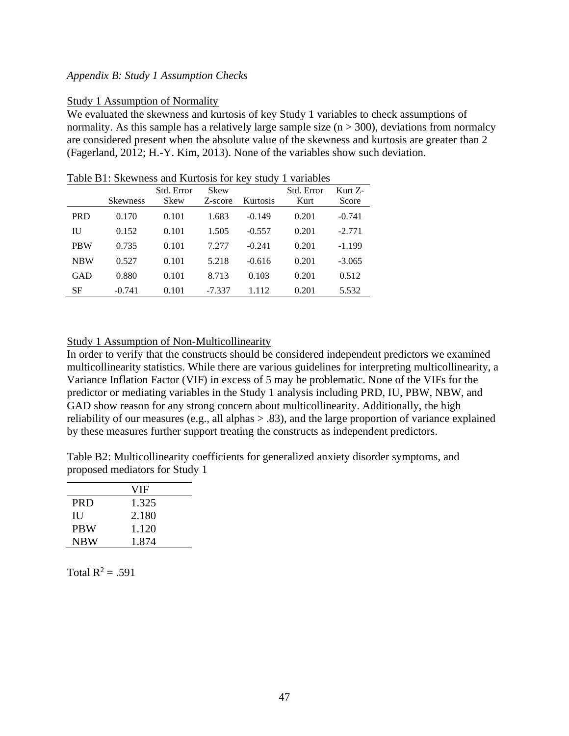*Appendix B: Study 1 Assumption Checks*

Study 1 Assumption of Normality

We evaluated the skewness and kurtosis of key Study 1 variables to check assumptions of normality. As this sample has a relatively large sample size ($n > 300$), deviations from normalcy are considered present when the absolute value of the skewness and kurtosis are greater than 2 (Fagerland, 2012; H.-Y. Kim, 2013). None of the variables show such deviation.

Table B1: Skewness and Kurtosis for key study 1 variables

| | Skewness | Std. Error Skew | Skew Z-score | Kurtosis | Std. Error Kurt | Kurt Z-Score |
|---|---|---|---|---|---|---|
| PRD | 0.170 | 0.101 | 1.683 | -0.149 | 0.201 | -0.741 |
| IU | 0.152 | 0.101 | 1.505 | -0.557 | 0.201 | -2.771 |
| PBW | 0.735 | 0.101 | 7.277 | -0.241 | 0.201 | -1.199 |
| NBW | 0.527 | 0.101 | 5.218 | -0.616 | 0.201 | -3.065 |
| GAD | 0.880 | 0.101 | 8.713 | 0.103 | 0.201 | 0.512 |
| SF | -0.741 | 0.101 | -7.337 | 1.112 | 0.201 | 5.532 |

Study 1 Assumption of Non-Multicollinearity

In order to verify that the constructs should be considered independent predictors we examined multicollinearity statistics. While there are various guidelines for interpreting multicollinearity, a Variance Inflation Factor (VIF) in excess of 5 may be problematic. None of the VIFs for the predictor or mediating variables in the Study 1 analysis including PRD, IU, PBW, NBW, and GAD show reason for any strong concern about multicollinearity. Additionally, the high reliability of our measures (e.g., all alphas > .83), and the large proportion of variance explained by these measures further support treating the constructs as independent predictors.

Table B2: Multicollinearity coefficients for generalized anxiety disorder symptoms, and proposed mediators for Study 1

| | VIF |
|---|---|
| PRD | 1.325 |
| IU | 2.180 |
| PBW | 1.120 |
| NBW | 1.874 |

Total $R^2$ = .591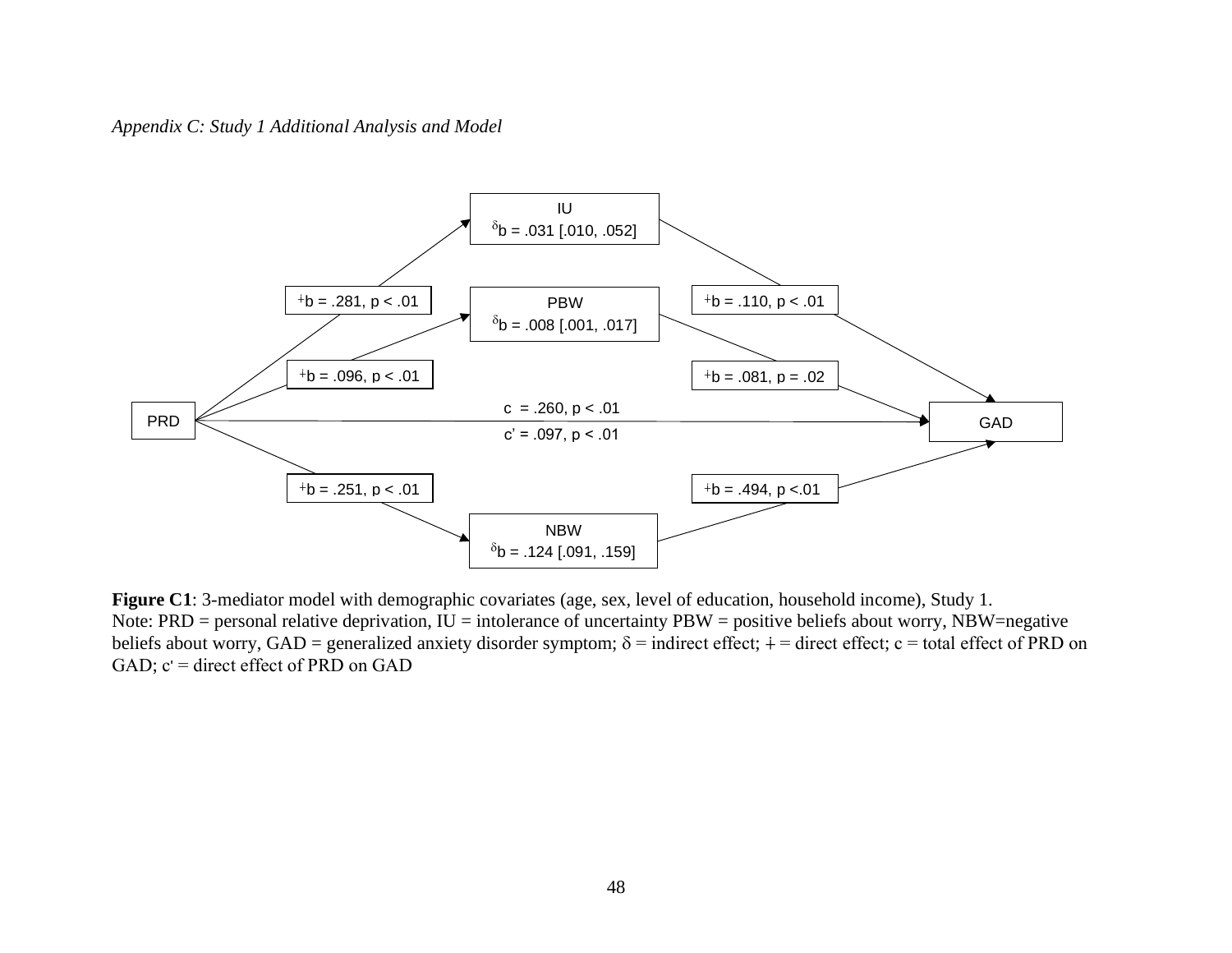*Appendix C: Study 1 Additional Analysis and Model*

IU
$^{\delta}$b = .031 [.010, .052]

$^{+}$b = .281, p < .01

PBW
$^{\delta}$b = .008 [.001, .017]

$^{+}$b = .110, p < .01

$^{+}$b = .096, p < .01

$^{+}$b = .081, p = .02

PRD

c = .260, p < .01

c' = .097, p < .01

GAD

$^{+}$b = .251, p < .01

$^{+}$b = .494, p <.01

NBW
$^{\delta}$b = .124 [.091, .159]

**Figure C1**: 3-mediator model with demographic covariates (age, sex, level of education, household income), Study 1.
Note: PRD = personal relative deprivation, IU = intolerance of uncertainty PBW = positive beliefs about worry, NBW=negative beliefs about worry, GAD = generalized anxiety disorder symptom; $\delta$ = indirect effect; + = direct effect; c = total effect of PRD on GAD; c' = direct effect of PRD on GAD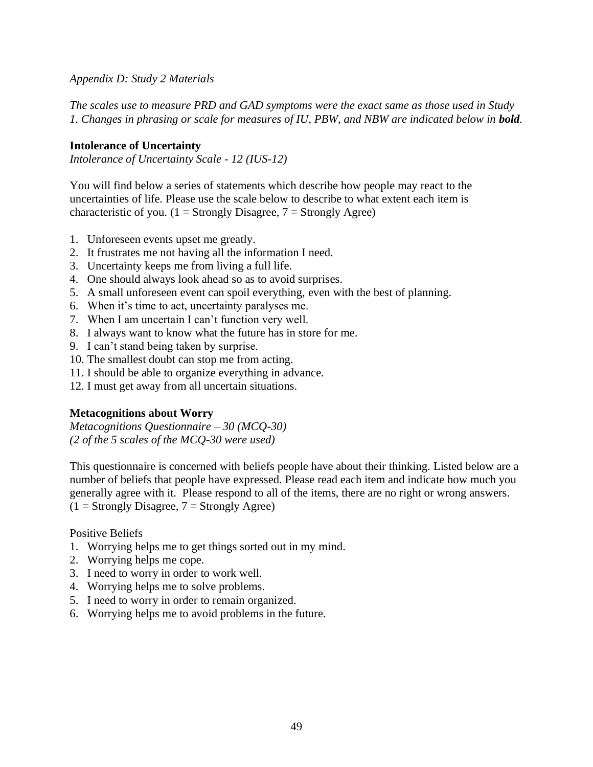*Appendix D: Study 2 Materials*

*The scales use to measure PRD and GAD symptoms were the exact same as those used in Study 1. Changes in phrasing or scale for measures of IU, PBW, and NBW are indicated below in* ***bold****.*

**Intolerance of Uncertainty**

*Intolerance of Uncertainty Scale - 12 (IUS-12)*

You will find below a series of statements which describe how people may react to the uncertainties of life. Please use the scale below to describe to what extent each item is characteristic of you. (1 = Strongly Disagree, 7 = Strongly Agree)

1. Unforeseen events upset me greatly.
2. It frustrates me not having all the information I need.
3. Uncertainty keeps me from living a full life.
4. One should always look ahead so as to avoid surprises.
5. A small unforeseen event can spoil everything, even with the best of planning.
6. When it's time to act, uncertainty paralyses me.
7. When I am uncertain I can't function very well.
8. I always want to know what the future has in store for me.
9. I can't stand being taken by surprise.
10. The smallest doubt can stop me from acting.
11. I should be able to organize everything in advance.
12. I must get away from all uncertain situations.

**Metacognitions about Worry**

*Metacognitions Questionnaire – 30 (MCQ-30)*
*(2 of the 5 scales of the MCQ-30 were used)*

This questionnaire is concerned with beliefs people have about their thinking. Listed below are a number of beliefs that people have expressed. Please read each item and indicate how much you generally agree with it. Please respond to all of the items, there are no right or wrong answers. (1 = Strongly Disagree, 7 = Strongly Agree)

Positive Beliefs

1. Worrying helps me to get things sorted out in my mind.
2. Worrying helps me cope.
3. I need to worry in order to work well.
4. Worrying helps me to solve problems.
5. I need to worry in order to remain organized.
6. Worrying helps me to avoid problems in the future.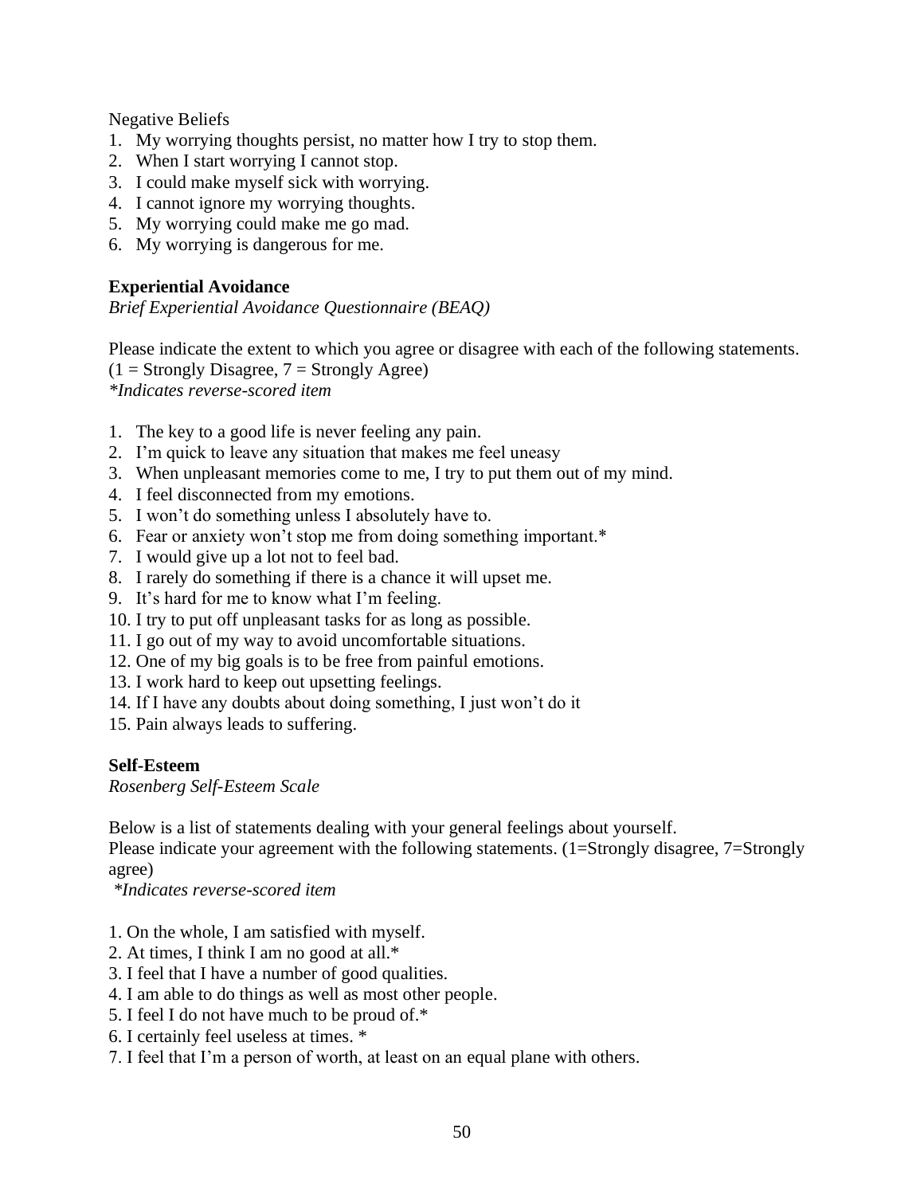Negative Beliefs

1. My worrying thoughts persist, no matter how I try to stop them.
2. When I start worrying I cannot stop.
3. I could make myself sick with worrying.
4. I cannot ignore my worrying thoughts.
5. My worrying could make me go mad.
6. My worrying is dangerous for me.

**Experiential Avoidance**

*Brief Experiential Avoidance Questionnaire (BEAQ)*

Please indicate the extent to which you agree or disagree with each of the following statements. (1 = Strongly Disagree, 7 = Strongly Agree)
*\*Indicates reverse-scored item*

1. The key to a good life is never feeling any pain.
2. I'm quick to leave any situation that makes me feel uneasy
3. When unpleasant memories come to me, I try to put them out of my mind.
4. I feel disconnected from my emotions.
5. I won't do something unless I absolutely have to.
6. Fear or anxiety won't stop me from doing something important.*
7. I would give up a lot not to feel bad.
8. I rarely do something if there is a chance it will upset me.
9. It's hard for me to know what I'm feeling.
10. I try to put off unpleasant tasks for as long as possible.
11. I go out of my way to avoid uncomfortable situations.
12. One of my big goals is to be free from painful emotions.
13. I work hard to keep out upsetting feelings.
14. If I have any doubts about doing something, I just won't do it
15. Pain always leads to suffering.

**Self-Esteem**

*Rosenberg Self-Esteem Scale*

Below is a list of statements dealing with your general feelings about yourself.
Please indicate your agreement with the following statements. (1=Strongly disagree, 7=Strongly agree)
*\*Indicates reverse-scored item*

1. On the whole, I am satisfied with myself.
2. At times, I think I am no good at all.*
3. I feel that I have a number of good qualities.
4. I am able to do things as well as most other people.
5. I feel I do not have much to be proud of.*
6. I certainly feel useless at times. *
7. I feel that I'm a person of worth, at least on an equal plane with others.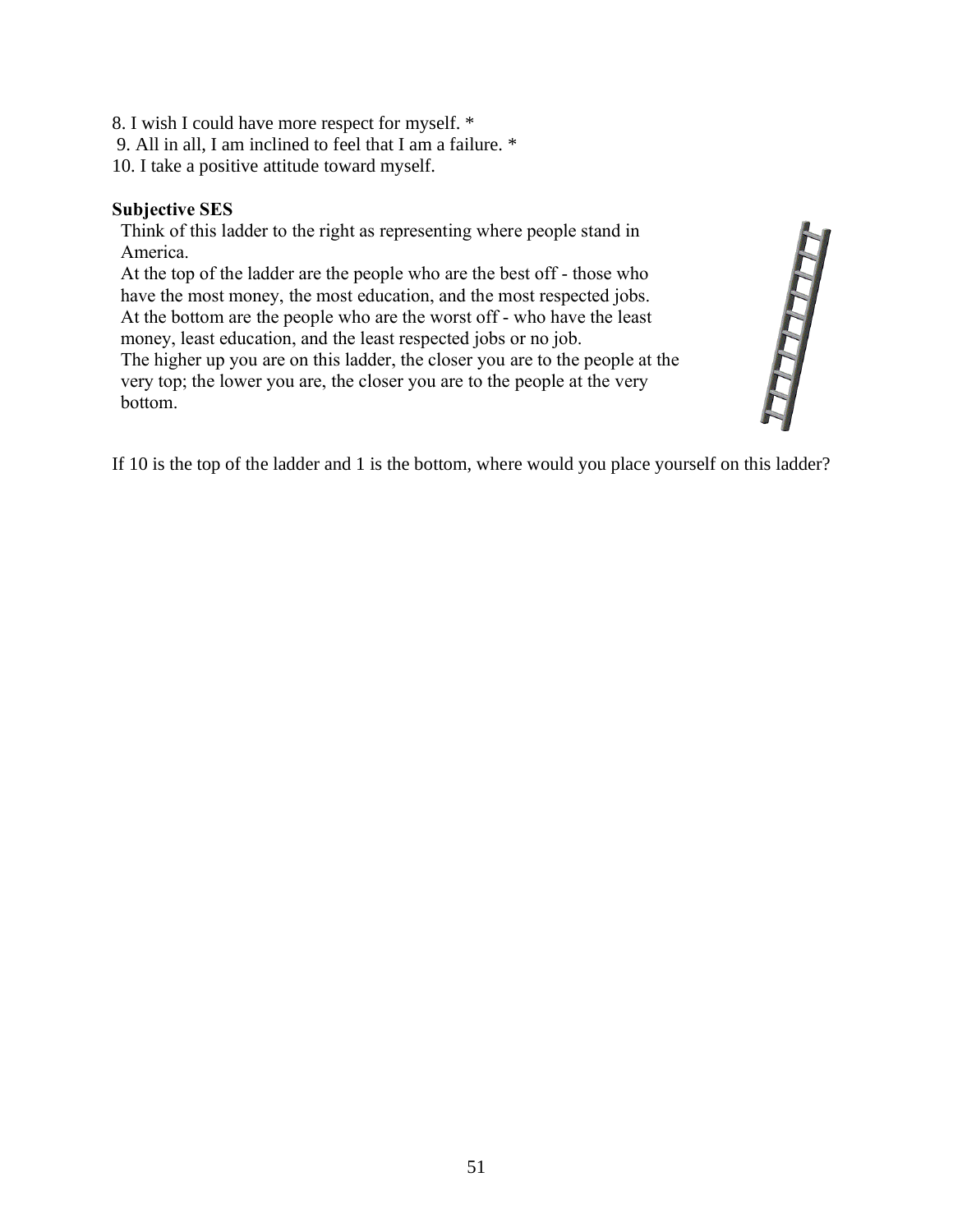8. I wish I could have more respect for myself. *
9. All in all, I am inclined to feel that I am a failure. *
10. I take a positive attitude toward myself.

**Subjective SES**

Think of this ladder to the right as representing where people stand in America.
At the top of the ladder are the people who are the best off - those who have the most money, the most education, and the most respected jobs.
At the bottom are the people who are the worst off - who have the least money, least education, and the least respected jobs or no job.
The higher up you are on this ladder, the closer you are to the people at the very top; the lower you are, the closer you are to the people at the very bottom.

If 10 is the top of the ladder and 1 is the bottom, where would you place yourself on this ladder?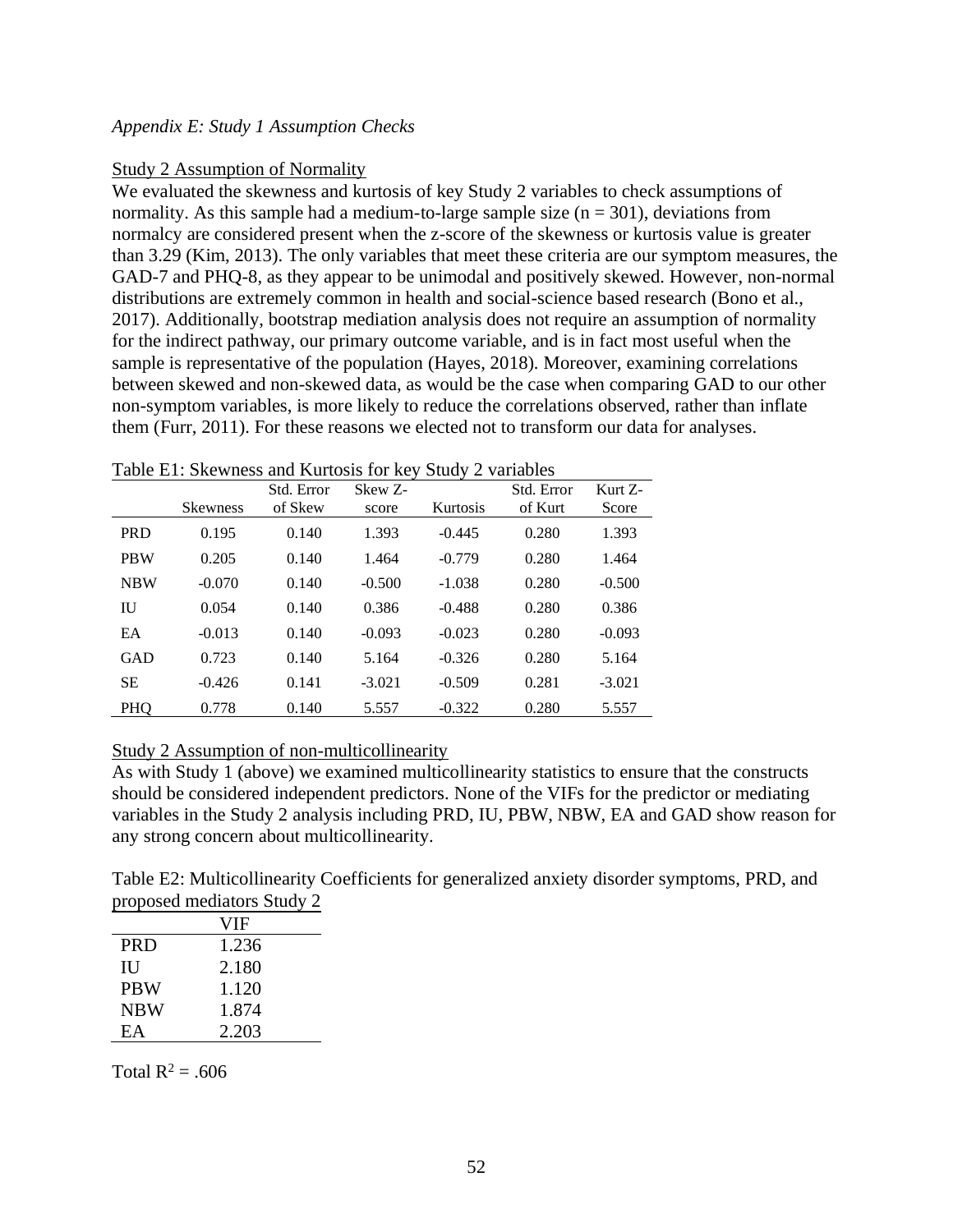*Appendix E: Study 1 Assumption Checks*

Study 2 Assumption of Normality

We evaluated the skewness and kurtosis of key Study 2 variables to check assumptions of normality. As this sample had a medium-to-large sample size (n = 301), deviations from normalcy are considered present when the z-score of the skewness or kurtosis value is greater than 3.29 (Kim, 2013). The only variables that meet these criteria are our symptom measures, the GAD-7 and PHQ-8, as they appear to be unimodal and positively skewed. However, non-normal distributions are extremely common in health and social-science based research (Bono et al., 2017). Additionally, bootstrap mediation analysis does not require an assumption of normality for the indirect pathway, our primary outcome variable, and is in fact most useful when the sample is representative of the population (Hayes, 2018). Moreover, examining correlations between skewed and non-skewed data, as would be the case when comparing GAD to our other non-symptom variables, is more likely to reduce the correlations observed, rather than inflate them (Furr, 2011). For these reasons we elected not to transform our data for analyses.

Table E1: Skewness and Kurtosis for key Study 2 variables

| | Skewness | Std. Error of Skew | Skew Z-score | Kurtosis | Std. Error of Kurt | Kurt Z-Score |
|---|---|---|---|---|---|---|
| PRD | 0.195 | 0.140 | 1.393 | -0.445 | 0.280 | 1.393 |
| PBW | 0.205 | 0.140 | 1.464 | -0.779 | 0.280 | 1.464 |
| NBW | -0.070 | 0.140 | -0.500 | -1.038 | 0.280 | -0.500 |
| IU | 0.054 | 0.140 | 0.386 | -0.488 | 0.280 | 0.386 |
| EA | -0.013 | 0.140 | -0.093 | -0.023 | 0.280 | -0.093 |
| GAD | 0.723 | 0.140 | 5.164 | -0.326 | 0.280 | 5.164 |
| SE | -0.426 | 0.141 | -3.021 | -0.509 | 0.281 | -3.021 |
| PHQ | 0.778 | 0.140 | 5.557 | -0.322 | 0.280 | 5.557 |

Study 2 Assumption of non-multicollinearity

As with Study 1 (above) we examined multicollinearity statistics to ensure that the constructs should be considered independent predictors. None of the VIFs for the predictor or mediating variables in the Study 2 analysis including PRD, IU, PBW, NBW, EA and GAD show reason for any strong concern about multicollinearity.

Table E2: Multicollinearity Coefficients for generalized anxiety disorder symptoms, PRD, and proposed mediators Study 2

| | VIF |
|---|---|
| PRD | 1.236 |
| IU | 2.180 |
| PBW | 1.120 |
| NBW | 1.874 |
| EA | 2.203 |

Total $R^2 = .606$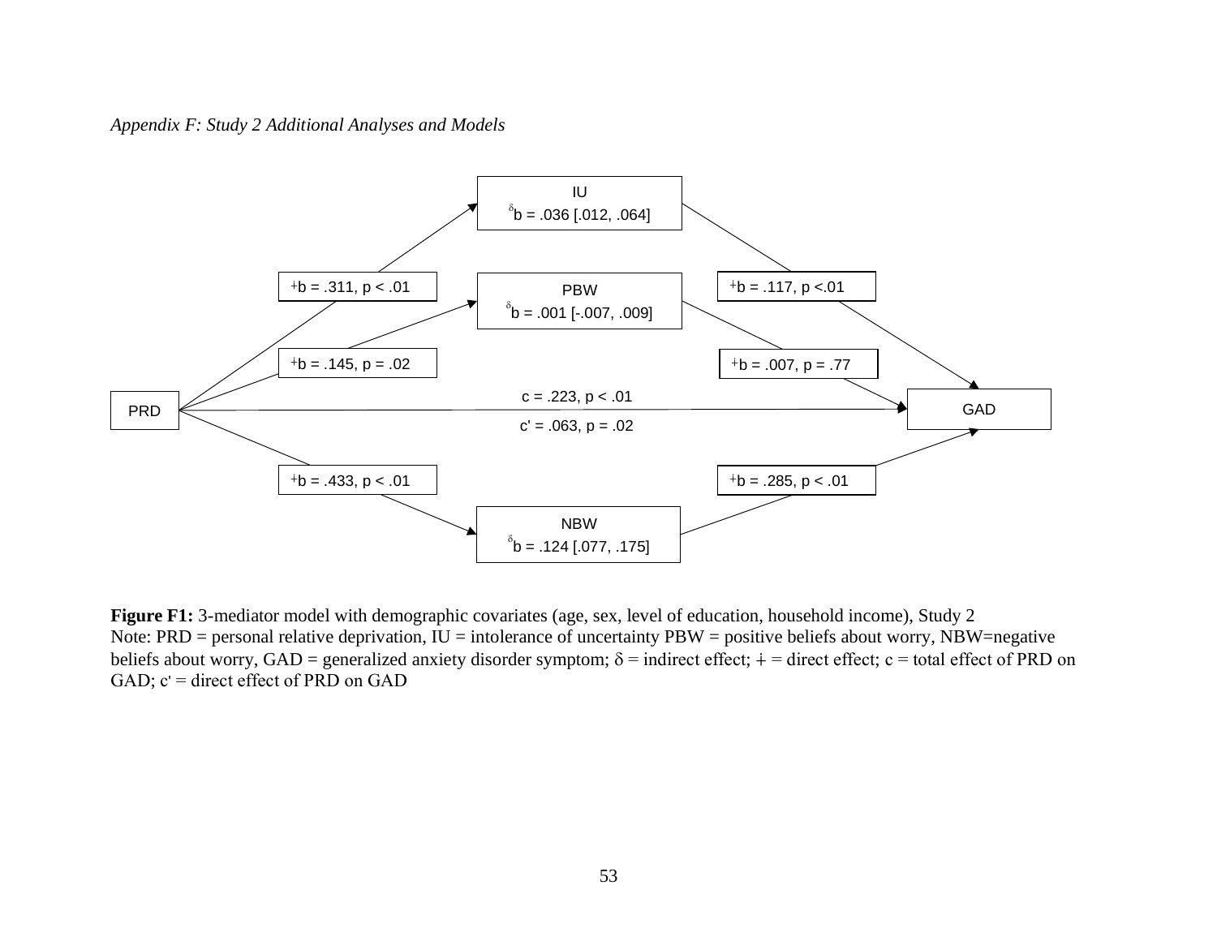*Appendix F: Study 2 Additional Analyses and Models*

IU
$^{\delta}$b = .036 [.012, .064]

PBW
$^{\delta}$b = .001 [-.007, .009]

NBW
$^{\delta}$b = .124 [.077, .175]

PRD

GAD

$^{+}$b = .311, p < .01

$^{+}$b = .145, p = .02

$^{+}$b = .433, p < .01

$^{+}$b = .117, p <.01

$^{+}$b = .007, p = .77

$^{+}$b = .285, p < .01

c = .223, p < .01

c' = .063, p = .02

**Figure F1:** 3-mediator model with demographic covariates (age, sex, level of education, household income), Study 2
Note: PRD = personal relative deprivation, IU = intolerance of uncertainty PBW = positive beliefs about worry, NBW=negative beliefs about worry, GAD = generalized anxiety disorder symptom; δ = indirect effect; + = direct effect; c = total effect of PRD on GAD; c' = direct effect of PRD on GAD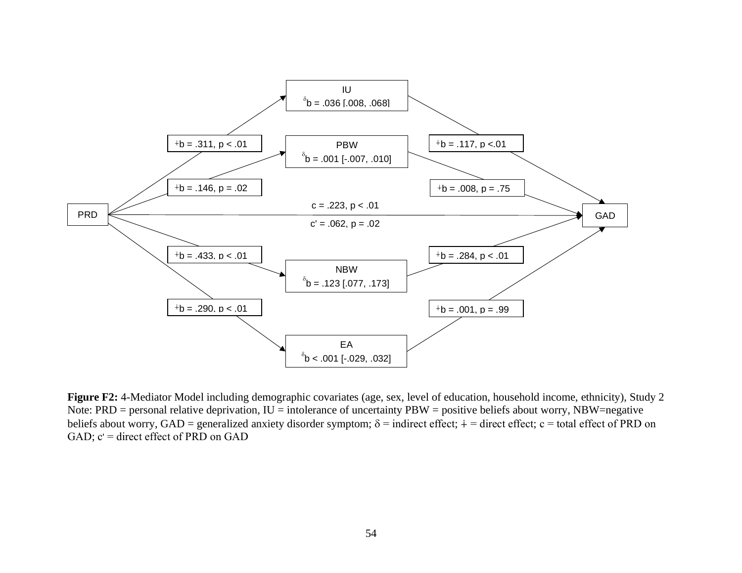IU

$^{\delta}$b = .036 [.008, .068]

PBW

$^{\delta}$b = .001 [-.007, .010]

NBW

$^{\delta}$b = .123 [.077, .173]

EA

$^{\delta}$b < .001 [-.029, .032]

PRD

GAD

+b = .311, p < .01

+b = .146, p = .02

+b = .433, p < .01

+b = .290, p < .01

+b = .117, p <.01

+b = .008, p = .75

+b = .284, p < .01

+b = .001, p = .99

c = .223, p < .01

c' = .062, p = .02

**Figure F2:** 4-Mediator Model including demographic covariates (age, sex, level of education, household income, ethnicity), Study 2
Note: PRD = personal relative deprivation, IU = intolerance of uncertainty PBW = positive beliefs about worry, NBW=negative beliefs about worry, GAD = generalized anxiety disorder symptom; $\delta$ = indirect effect; + = direct effect; c = total effect of PRD on GAD; c' = direct effect of PRD on GAD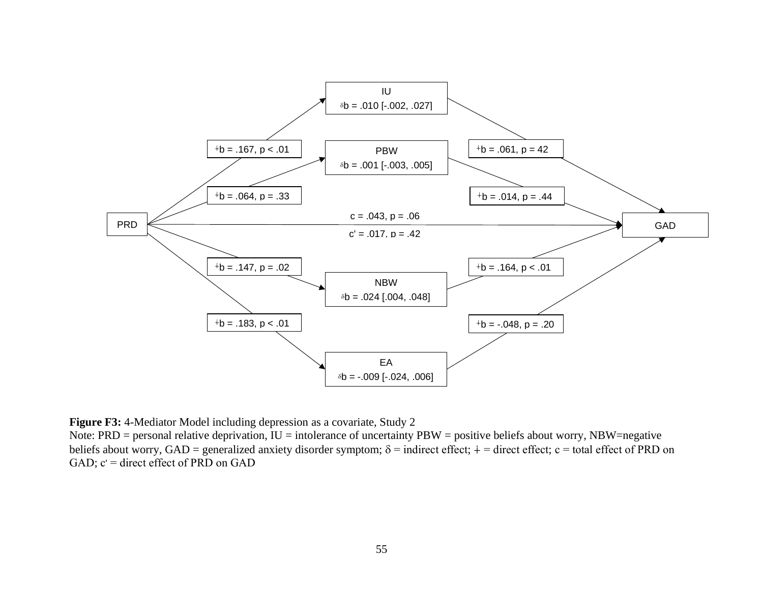IU

δb = .010 [-.002, .027]

PBW

δb = .001 [-.003, .005]

NBW

δb = .024 [.004, .048]

EA

δb = -.009 [-.024, .006]

PRD

GAD

+b = .167, p < .01

+b = .064, p = .33

+b = .147, p = .02

+b = .183, p < .01

+b = .061, p = 42

+b = .014, p = .44

+b = .164, p < .01

+b = -.048, p = .20

c = .043, p = .06

c' = .017, p = .42

**Figure F3:** 4-Mediator Model including depression as a covariate, Study 2

Note: PRD = personal relative deprivation, IU = intolerance of uncertainty PBW = positive beliefs about worry, NBW=negative beliefs about worry, GAD = generalized anxiety disorder symptom; δ = indirect effect; ⸸ = direct effect; c = total effect of PRD on GAD; c' = direct effect of PRD on GAD